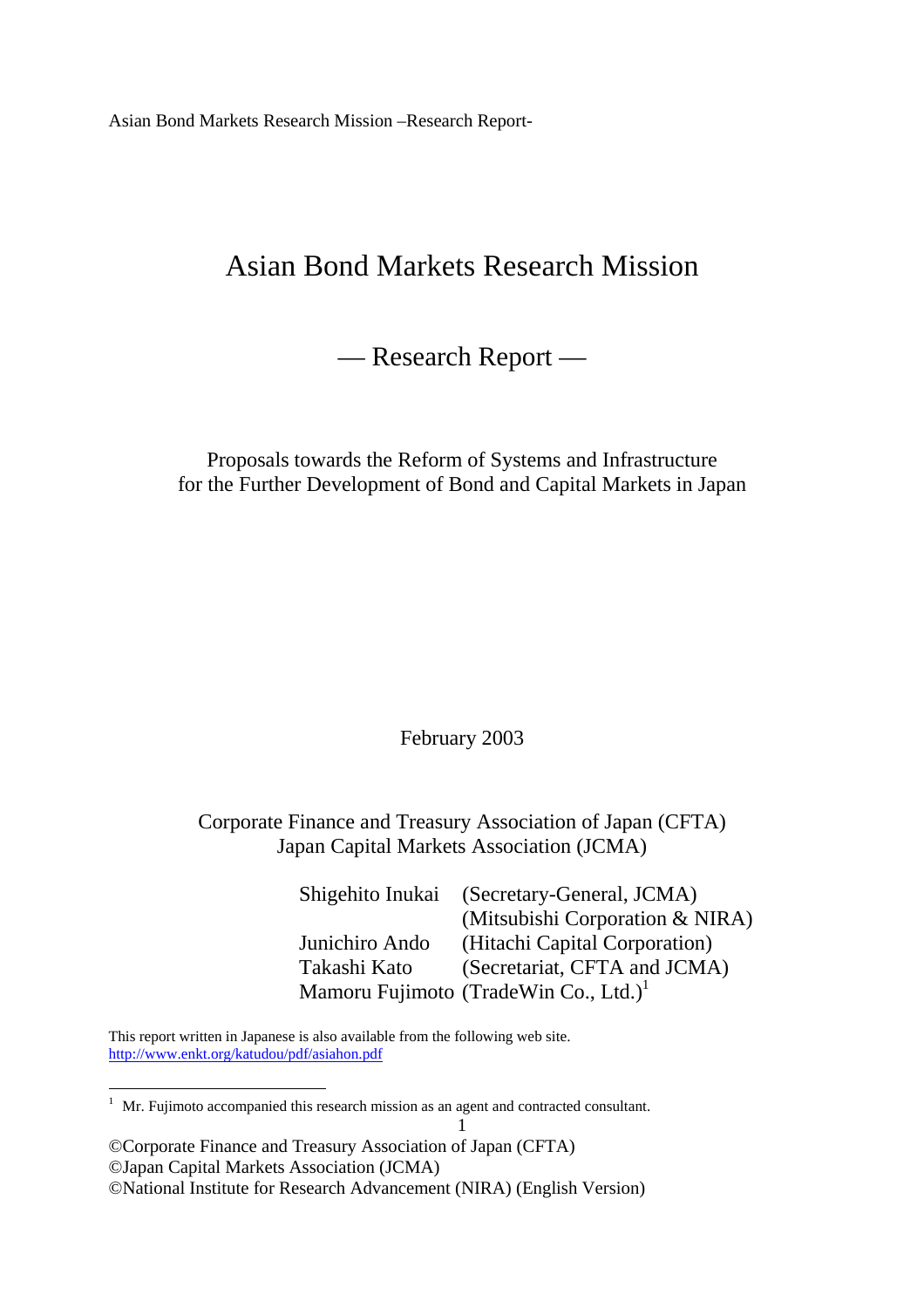# Asian Bond Markets Research Mission

## — Research Report —

Proposals towards the Reform of Systems and Infrastructure
for the Further Development of Bond and Capital Markets in Japan

February 2003

Corporate Finance and Treasury Association of Japan (CFTA)
Japan Capital Markets Association (JCMA)

| | |
|---|---|
| Shigehito Inukai | (Secretary-General, JCMA) |
| | (Mitsubishi Corporation & NIRA) |
| Junichiro Ando | (Hitachi Capital Corporation) |
| Takashi Kato | (Secretariat, CFTA and JCMA) |
| Mamoru Fujimoto | (TradeWin Co., Ltd.)[1] |

This report written in Japanese is also available from the following web site.
http://www.enkt.org/katudou/pdf/asiahon.pdf

[1] Mr. Fujimoto accompanied this research mission as an agent and contracted consultant.

©Corporate Finance and Treasury Association of Japan (CFTA)
©Japan Capital Markets Association (JCMA)
©National Institute for Research Advancement (NIRA) (English Version)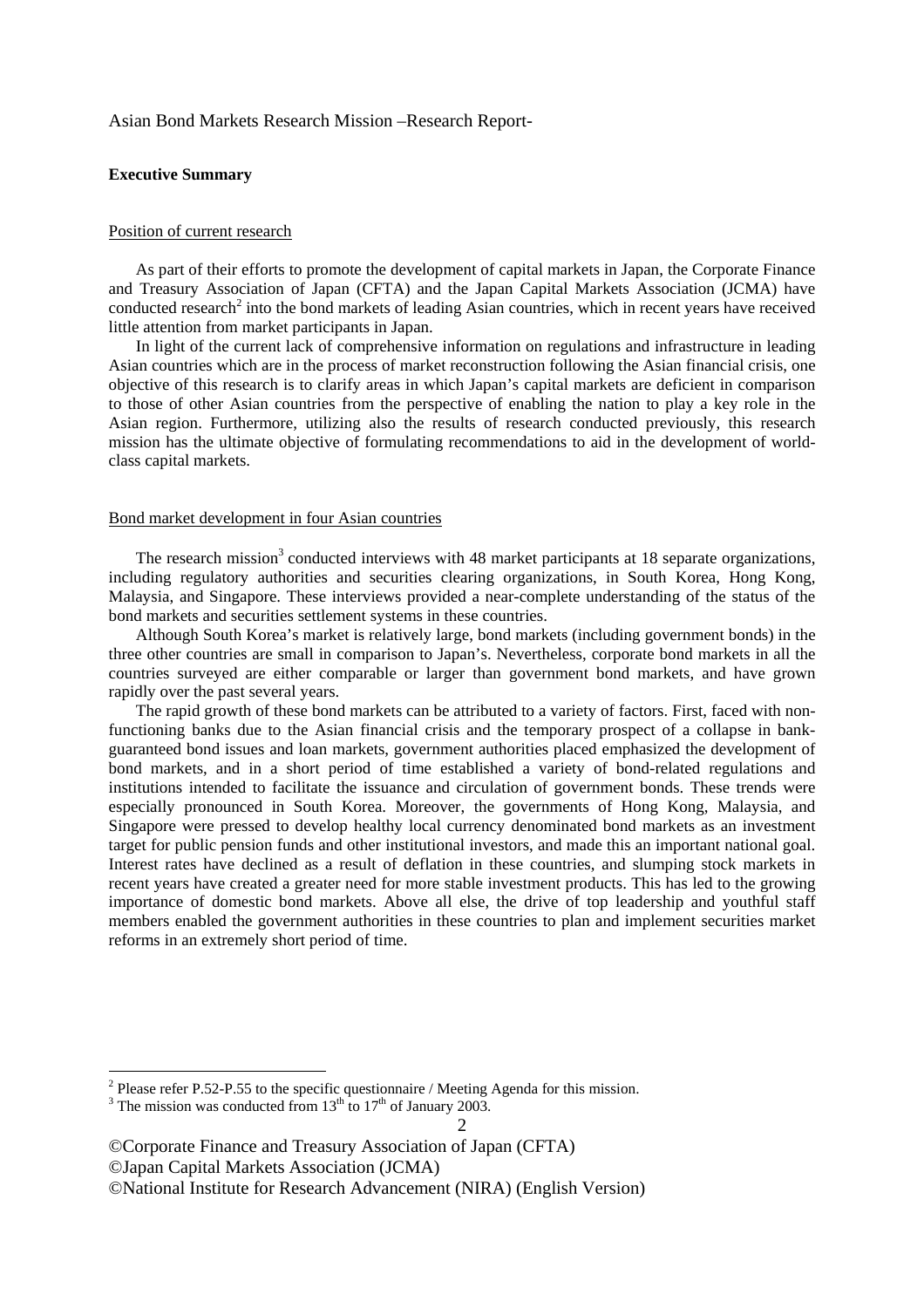Asian Bond Markets Research Mission –Research Report-

**Executive Summary**

Position of current research

As part of their efforts to promote the development of capital markets in Japan, the Corporate Finance and Treasury Association of Japan (CFTA) and the Japan Capital Markets Association (JCMA) have conducted research[2] into the bond markets of leading Asian countries, which in recent years have received little attention from market participants in Japan.

In light of the current lack of comprehensive information on regulations and infrastructure in leading Asian countries which are in the process of market reconstruction following the Asian financial crisis, one objective of this research is to clarify areas in which Japan's capital markets are deficient in comparison to those of other Asian countries from the perspective of enabling the nation to play a key role in the Asian region. Furthermore, utilizing also the results of research conducted previously, this research mission has the ultimate objective of formulating recommendations to aid in the development of world-class capital markets.

Bond market development in four Asian countries

The research mission[3] conducted interviews with 48 market participants at 18 separate organizations, including regulatory authorities and securities clearing organizations, in South Korea, Hong Kong, Malaysia, and Singapore. These interviews provided a near-complete understanding of the status of the bond markets and securities settlement systems in these countries.

Although South Korea's market is relatively large, bond markets (including government bonds) in the three other countries are small in comparison to Japan's. Nevertheless, corporate bond markets in all the countries surveyed are either comparable or larger than government bond markets, and have grown rapidly over the past several years.

The rapid growth of these bond markets can be attributed to a variety of factors. First, faced with non-functioning banks due to the Asian financial crisis and the temporary prospect of a collapse in bank-guaranteed bond issues and loan markets, government authorities placed emphasized the development of bond markets, and in a short period of time established a variety of bond-related regulations and institutions intended to facilitate the issuance and circulation of government bonds. These trends were especially pronounced in South Korea. Moreover, the governments of Hong Kong, Malaysia, and Singapore were pressed to develop healthy local currency denominated bond markets as an investment target for public pension funds and other institutional investors, and made this an important national goal. Interest rates have declined as a result of deflation in these countries, and slumping stock markets in recent years have created a greater need for more stable investment products. This has led to the growing importance of domestic bond markets. Above all else, the drive of top leadership and youthful staff members enabled the government authorities in these countries to plan and implement securities market reforms in an extremely short period of time.

---

[2] Please refer P.52-P.55 to the specific questionnaire / Meeting Agenda for this mission.

[3] The mission was conducted from 13th to 17th of January 2003.

©Corporate Finance and Treasury Association of Japan (CFTA)
©Japan Capital Markets Association (JCMA)
©National Institute for Research Advancement (NIRA) (English Version)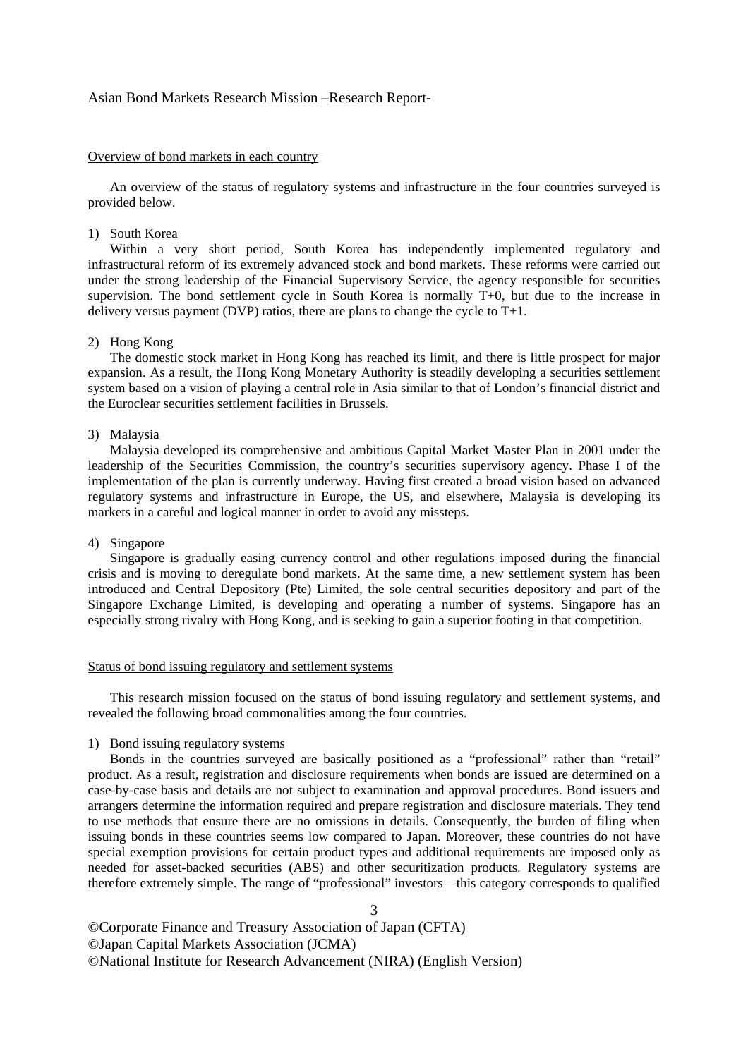Asian Bond Markets Research Mission –Research Report-

## Overview of bond markets in each country

An overview of the status of regulatory systems and infrastructure in the four countries surveyed is provided below.

1) South Korea

Within a very short period, South Korea has independently implemented regulatory and infrastructural reform of its extremely advanced stock and bond markets. These reforms were carried out under the strong leadership of the Financial Supervisory Service, the agency responsible for securities supervision. The bond settlement cycle in South Korea is normally T+0, but due to the increase in delivery versus payment (DVP) ratios, there are plans to change the cycle to T+1.

2) Hong Kong

The domestic stock market in Hong Kong has reached its limit, and there is little prospect for major expansion. As a result, the Hong Kong Monetary Authority is steadily developing a securities settlement system based on a vision of playing a central role in Asia similar to that of London's financial district and the Euroclear securities settlement facilities in Brussels.

3) Malaysia

Malaysia developed its comprehensive and ambitious Capital Market Master Plan in 2001 under the leadership of the Securities Commission, the country's securities supervisory agency. Phase I of the implementation of the plan is currently underway. Having first created a broad vision based on advanced regulatory systems and infrastructure in Europe, the US, and elsewhere, Malaysia is developing its markets in a careful and logical manner in order to avoid any missteps.

4) Singapore

Singapore is gradually easing currency control and other regulations imposed during the financial crisis and is moving to deregulate bond markets. At the same time, a new settlement system has been introduced and Central Depository (Pte) Limited, the sole central securities depository and part of the Singapore Exchange Limited, is developing and operating a number of systems. Singapore has an especially strong rivalry with Hong Kong, and is seeking to gain a superior footing in that competition.

## Status of bond issuing regulatory and settlement systems

This research mission focused on the status of bond issuing regulatory and settlement systems, and revealed the following broad commonalities among the four countries.

1) Bond issuing regulatory systems

Bonds in the countries surveyed are basically positioned as a "professional" rather than "retail" product. As a result, registration and disclosure requirements when bonds are issued are determined on a case-by-case basis and details are not subject to examination and approval procedures. Bond issuers and arrangers determine the information required and prepare registration and disclosure materials. They tend to use methods that ensure there are no omissions in details. Consequently, the burden of filing when issuing bonds in these countries seems low compared to Japan. Moreover, these countries do not have special exemption provisions for certain product types and additional requirements are imposed only as needed for asset-backed securities (ABS) and other securitization products. Regulatory systems are therefore extremely simple. The range of "professional" investors—this category corresponds to qualified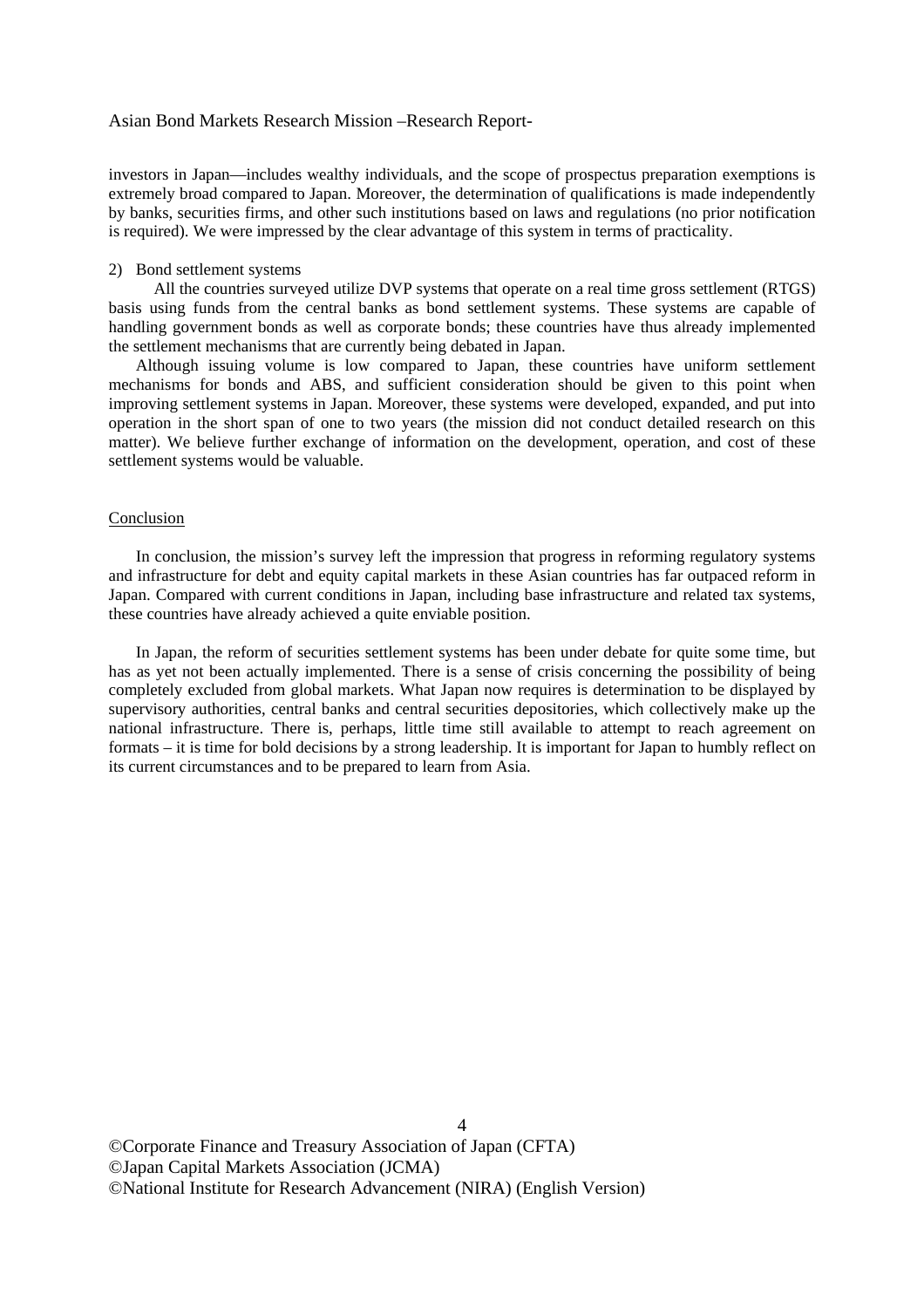investors in Japan—includes wealthy individuals, and the scope of prospectus preparation exemptions is extremely broad compared to Japan. Moreover, the determination of qualifications is made independently by banks, securities firms, and other such institutions based on laws and regulations (no prior notification is required). We were impressed by the clear advantage of this system in terms of practicality.

2) Bond settlement systems

All the countries surveyed utilize DVP systems that operate on a real time gross settlement (RTGS) basis using funds from the central banks as bond settlement systems. These systems are capable of handling government bonds as well as corporate bonds; these countries have thus already implemented the settlement mechanisms that are currently being debated in Japan.

Although issuing volume is low compared to Japan, these countries have uniform settlement mechanisms for bonds and ABS, and sufficient consideration should be given to this point when improving settlement systems in Japan. Moreover, these systems were developed, expanded, and put into operation in the short span of one to two years (the mission did not conduct detailed research on this matter). We believe further exchange of information on the development, operation, and cost of these settlement systems would be valuable.

<u>Conclusion</u>

In conclusion, the mission's survey left the impression that progress in reforming regulatory systems and infrastructure for debt and equity capital markets in these Asian countries has far outpaced reform in Japan. Compared with current conditions in Japan, including base infrastructure and related tax systems, these countries have already achieved a quite enviable position.

In Japan, the reform of securities settlement systems has been under debate for quite some time, but has as yet not been actually implemented. There is a sense of crisis concerning the possibility of being completely excluded from global markets. What Japan now requires is determination to be displayed by supervisory authorities, central banks and central securities depositories, which collectively make up the national infrastructure. There is, perhaps, little time still available to attempt to reach agreement on formats – it is time for bold decisions by a strong leadership. It is important for Japan to humbly reflect on its current circumstances and to be prepared to learn from Asia.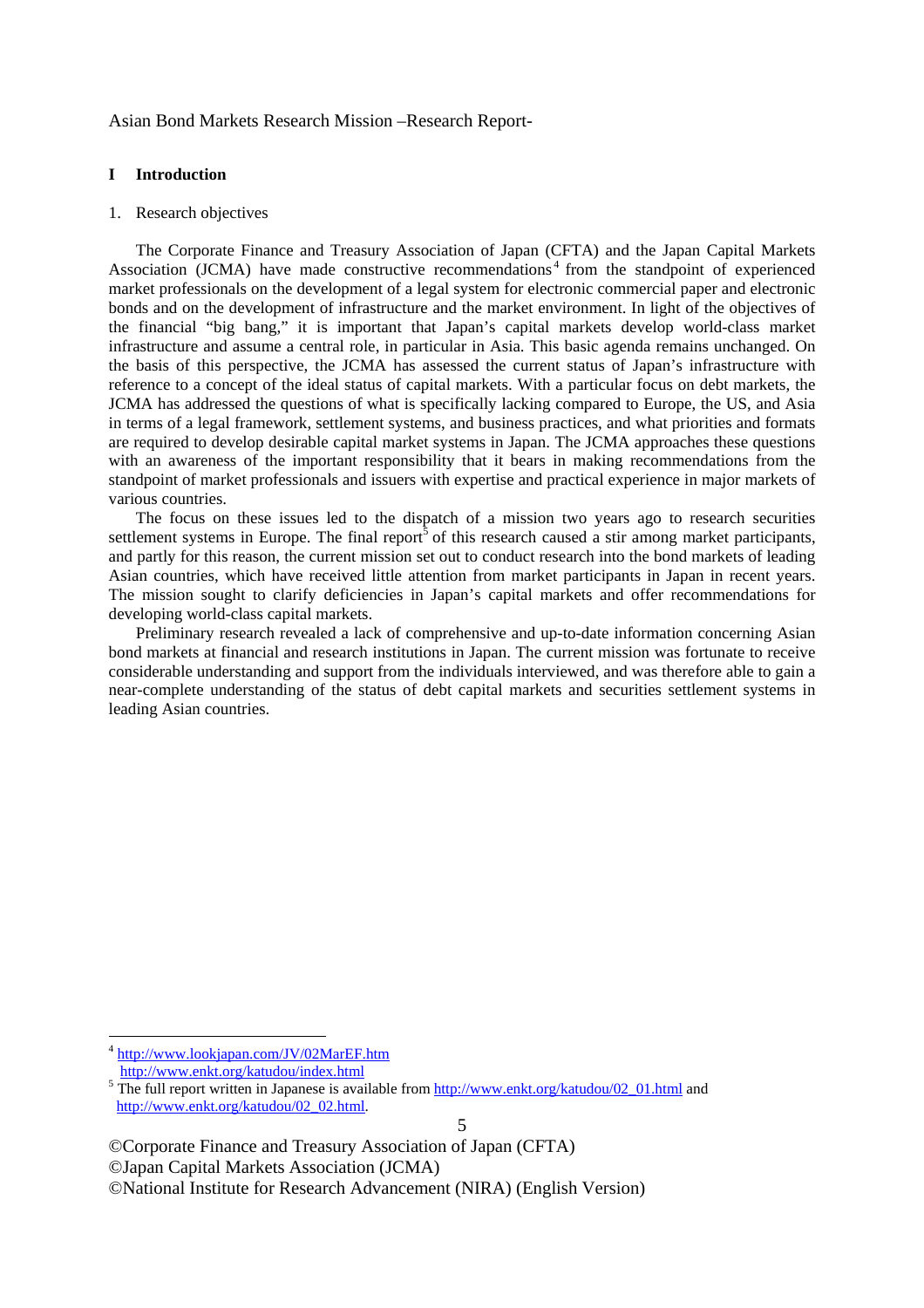# I Introduction

## 1. Research objectives

The Corporate Finance and Treasury Association of Japan (CFTA) and the Japan Capital Markets Association (JCMA) have made constructive recommendations[4] from the standpoint of experienced market professionals on the development of a legal system for electronic commercial paper and electronic bonds and on the development of infrastructure and the market environment. In light of the objectives of the financial "big bang," it is important that Japan's capital markets develop world-class market infrastructure and assume a central role, in particular in Asia. This basic agenda remains unchanged. On the basis of this perspective, the JCMA has assessed the current status of Japan's infrastructure with reference to a concept of the ideal status of capital markets. With a particular focus on debt markets, the JCMA has addressed the questions of what is specifically lacking compared to Europe, the US, and Asia in terms of a legal framework, settlement systems, and business practices, and what priorities and formats are required to develop desirable capital market systems in Japan. The JCMA approaches these questions with an awareness of the important responsibility that it bears in making recommendations from the standpoint of market professionals and issuers with expertise and practical experience in major markets of various countries.

The focus on these issues led to the dispatch of a mission two years ago to research securities settlement systems in Europe. The final report[5] of this research caused a stir among market participants, and partly for this reason, the current mission set out to conduct research into the bond markets of leading Asian countries, which have received little attention from market participants in Japan in recent years. The mission sought to clarify deficiencies in Japan's capital markets and offer recommendations for developing world-class capital markets.

Preliminary research revealed a lack of comprehensive and up-to-date information concerning Asian bond markets at financial and research institutions in Japan. The current mission was fortunate to receive considerable understanding and support from the individuals interviewed, and was therefore able to gain a near-complete understanding of the status of debt capital markets and securities settlement systems in leading Asian countries.

---

[4] http://www.lookjapan.com/JV/02MarEF.htm
http://www.enkt.org/katudou/index.html

[5] The full report written in Japanese is available from http://www.enkt.org/katudou/02_01.html and http://www.enkt.org/katudou/02_02.html.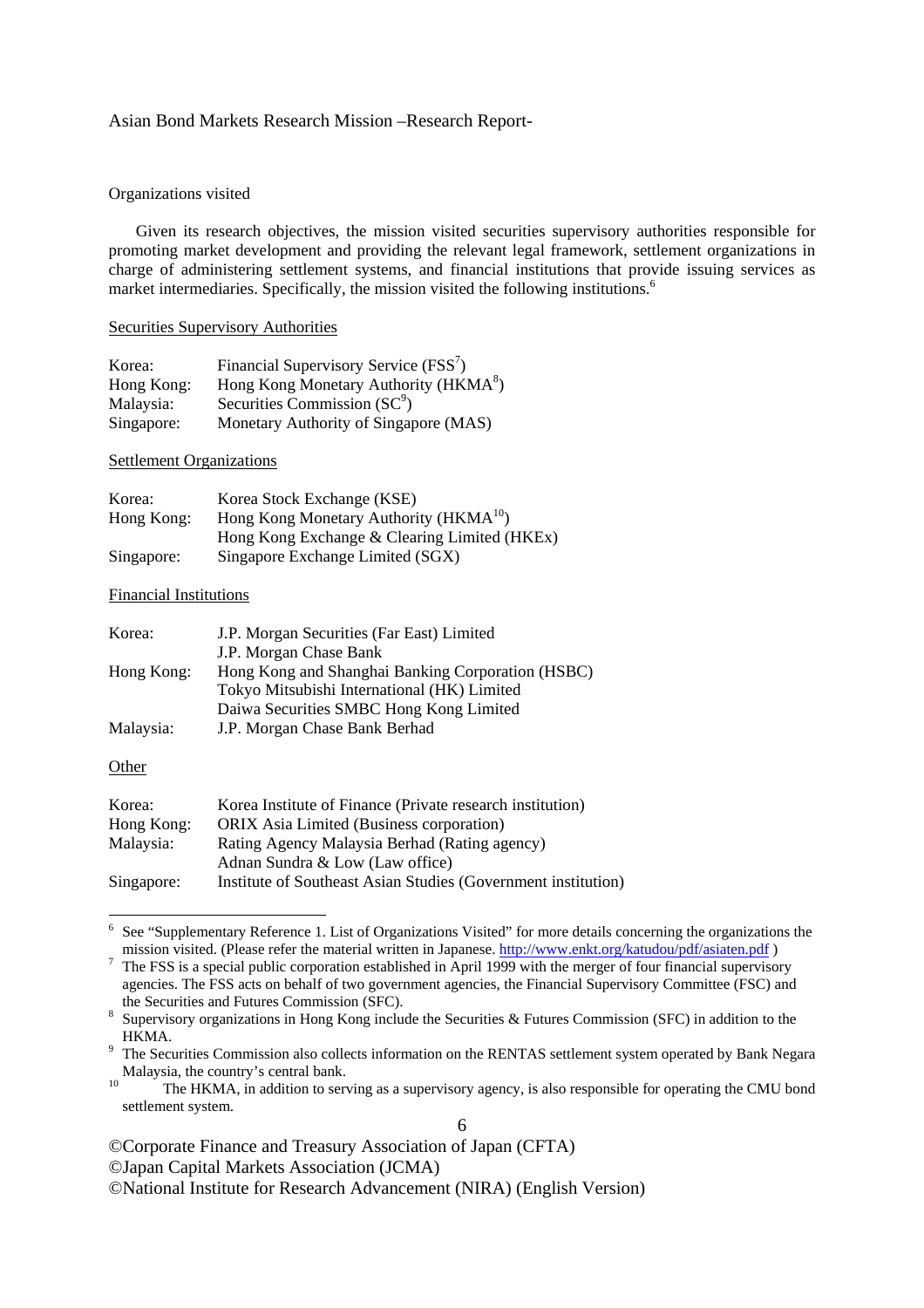Organizations visited

Given its research objectives, the mission visited securities supervisory authorities responsible for promoting market development and providing the relevant legal framework, settlement organizations in charge of administering settlement systems, and financial institutions that provide issuing services as market intermediaries. Specifically, the mission visited the following institutions.[6]

Securities Supervisory Authorities

| | |
|---|---|
| Korea: | Financial Supervisory Service (FSS[7]) |
| Hong Kong: | Hong Kong Monetary Authority (HKMA[8]) |
| Malaysia: | Securities Commission (SC[9]) |
| Singapore: | Monetary Authority of Singapore (MAS) |

Settlement Organizations

| | |
|---|---|
| Korea: | Korea Stock Exchange (KSE) |
| Hong Kong: | Hong Kong Monetary Authority (HKMA[10]) |
| | Hong Kong Exchange & Clearing Limited (HKEx) |
| Singapore: | Singapore Exchange Limited (SGX) |

Financial Institutions

| | |
|---|---|
| Korea: | J.P. Morgan Securities (Far East) Limited |
| | J.P. Morgan Chase Bank |
| Hong Kong: | Hong Kong and Shanghai Banking Corporation (HSBC) |
| | Tokyo Mitsubishi International (HK) Limited |
| | Daiwa Securities SMBC Hong Kong Limited |
| Malaysia: | J.P. Morgan Chase Bank Berhad |

Other

| | |
|---|---|
| Korea: | Korea Institute of Finance (Private research institution) |
| Hong Kong: | ORIX Asia Limited (Business corporation) |
| Malaysia: | Rating Agency Malaysia Berhad (Rating agency) |
| | Adnan Sundra & Low (Law office) |
| Singapore: | Institute of Southeast Asian Studies (Government institution) |

---

[6] See "Supplementary Reference 1. List of Organizations Visited" for more details concerning the organizations the mission visited. (Please refer the material written in Japanese. http://www.enkt.org/katudou/pdf/asiaten.pdf )

[7] The FSS is a special public corporation established in April 1999 with the merger of four financial supervisory agencies. The FSS acts on behalf of two government agencies, the Financial Supervisory Committee (FSC) and the Securities and Futures Commission (SFC).

[8] Supervisory organizations in Hong Kong include the Securities & Futures Commission (SFC) in addition to the HKMA.

[9] The Securities Commission also collects information on the RENTAS settlement system operated by Bank Negara Malaysia, the country's central bank.

[10] The HKMA, in addition to serving as a supervisory agency, is also responsible for operating the CMU bond settlement system.

©Corporate Finance and Treasury Association of Japan (CFTA)
©Japan Capital Markets Association (JCMA)
©National Institute for Research Advancement (NIRA) (English Version)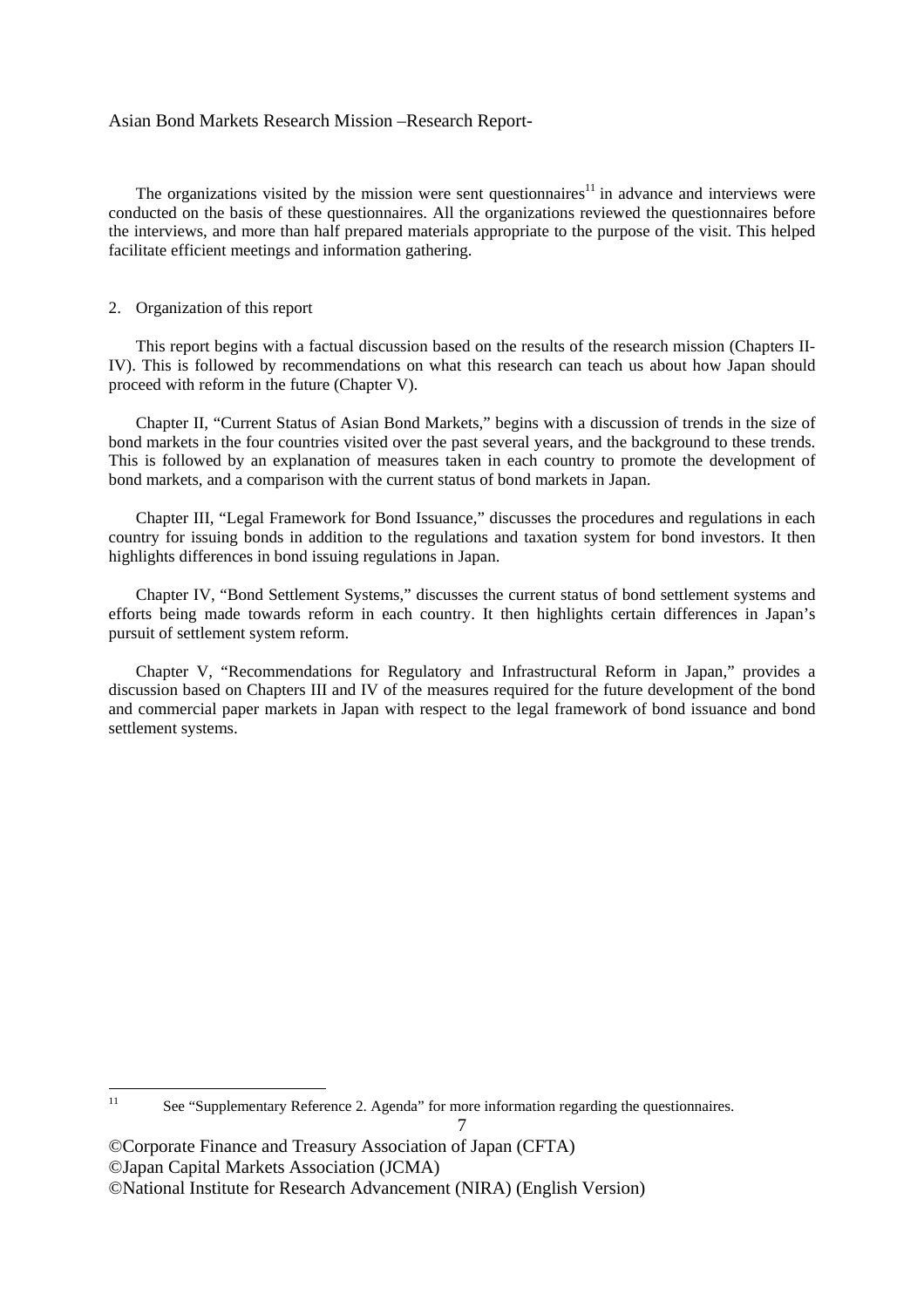The organizations visited by the mission were sent questionnaires[11] in advance and interviews were conducted on the basis of these questionnaires. All the organizations reviewed the questionnaires before the interviews, and more than half prepared materials appropriate to the purpose of the visit. This helped facilitate efficient meetings and information gathering.

2. Organization of this report

This report begins with a factual discussion based on the results of the research mission (Chapters II-IV). This is followed by recommendations on what this research can teach us about how Japan should proceed with reform in the future (Chapter V).

Chapter II, "Current Status of Asian Bond Markets," begins with a discussion of trends in the size of bond markets in the four countries visited over the past several years, and the background to these trends. This is followed by an explanation of measures taken in each country to promote the development of bond markets, and a comparison with the current status of bond markets in Japan.

Chapter III, "Legal Framework for Bond Issuance," discusses the procedures and regulations in each country for issuing bonds in addition to the regulations and taxation system for bond investors. It then highlights differences in bond issuing regulations in Japan.

Chapter IV, "Bond Settlement Systems," discusses the current status of bond settlement systems and efforts being made towards reform in each country. It then highlights certain differences in Japan's pursuit of settlement system reform.

Chapter V, "Recommendations for Regulatory and Infrastructural Reform in Japan," provides a discussion based on Chapters III and IV of the measures required for the future development of the bond and commercial paper markets in Japan with respect to the legal framework of bond issuance and bond settlement systems.

[11] See "Supplementary Reference 2. Agenda" for more information regarding the questionnaires.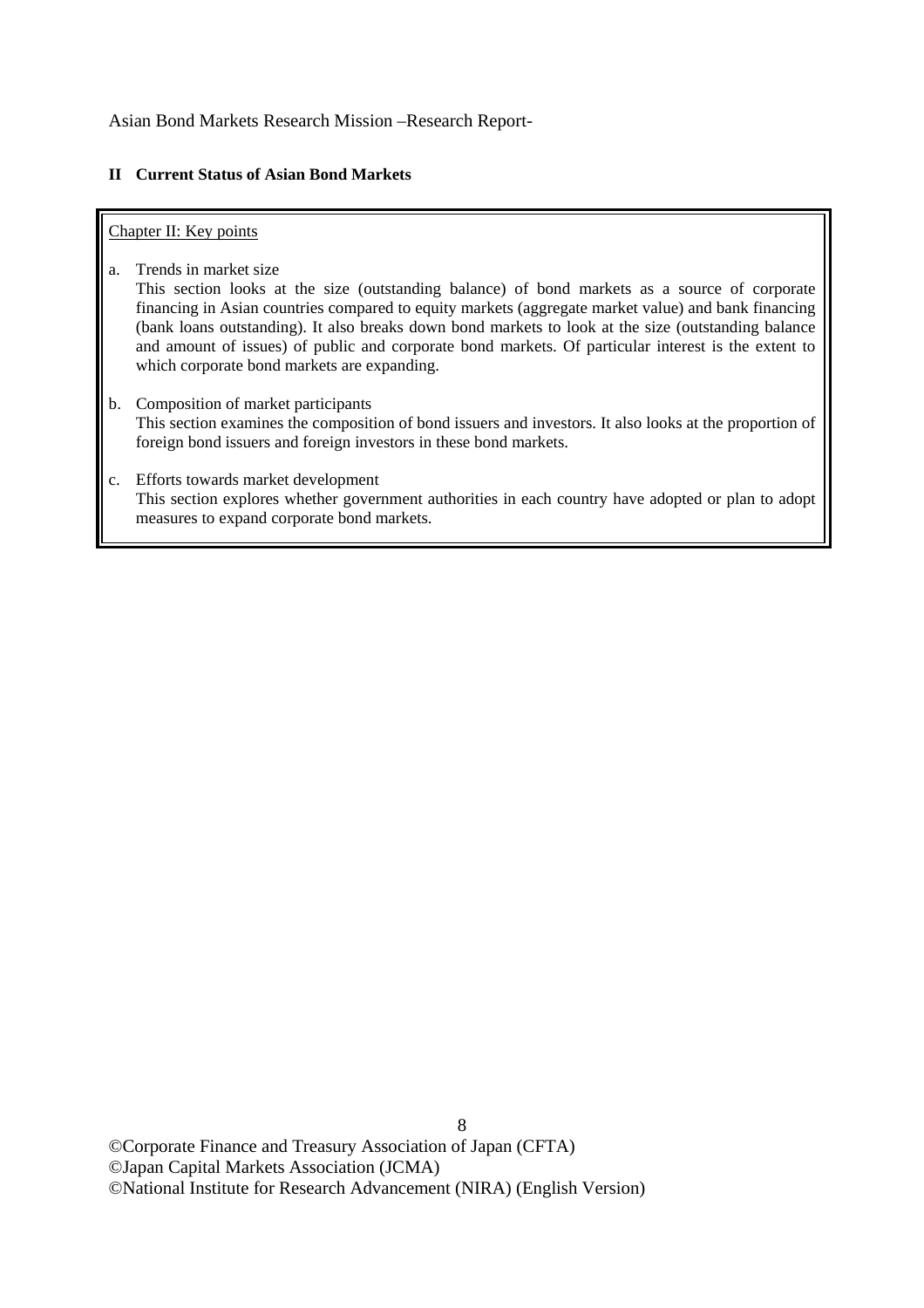## II Current Status of Asian Bond Markets

Chapter II: Key points

a. Trends in market size
   This section looks at the size (outstanding balance) of bond markets as a source of corporate financing in Asian countries compared to equity markets (aggregate market value) and bank financing (bank loans outstanding). It also breaks down bond markets to look at the size (outstanding balance and amount of issues) of public and corporate bond markets. Of particular interest is the extent to which corporate bond markets are expanding.

b. Composition of market participants
   This section examines the composition of bond issuers and investors. It also looks at the proportion of foreign bond issuers and foreign investors in these bond markets.

c. Efforts towards market development
   This section explores whether government authorities in each country have adopted or plan to adopt measures to expand corporate bond markets.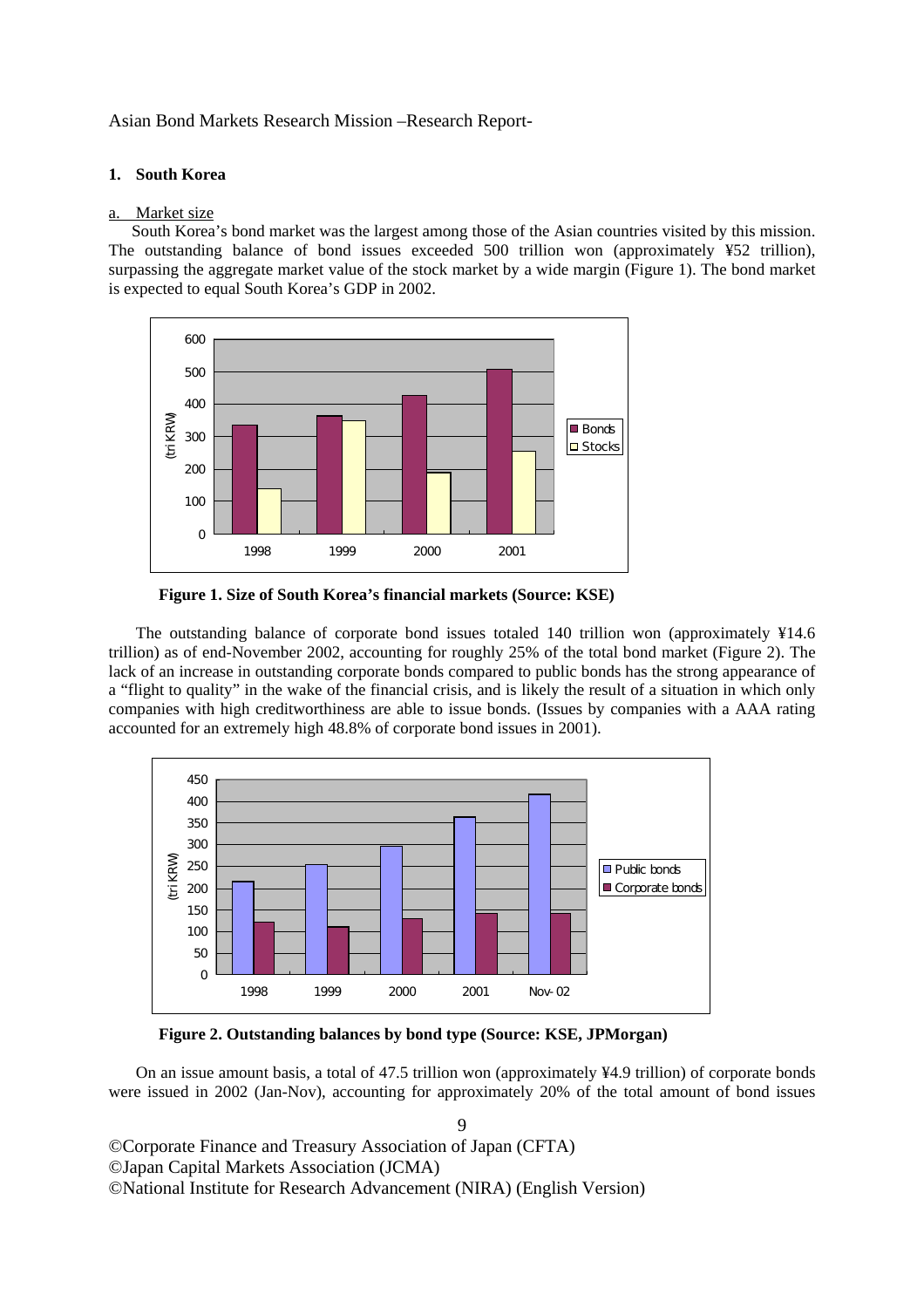### 1. South Korea

#### a. Market size

South Korea's bond market was the largest among those of the Asian countries visited by this mission. The outstanding balance of bond issues exceeded 500 trillion won (approximately ¥52 trillion), surpassing the aggregate market value of the stock market by a wide margin (Figure 1). The bond market is expected to equal South Korea's GDP in 2002.

**Figure 1. Size of South Korea's financial markets (Source: KSE)**

The outstanding balance of corporate bond issues totaled 140 trillion won (approximately ¥14.6 trillion) as of end-November 2002, accounting for roughly 25% of the total bond market (Figure 2). The lack of an increase in outstanding corporate bonds compared to public bonds has the strong appearance of a "flight to quality" in the wake of the financial crisis, and is likely the result of a situation in which only companies with high creditworthiness are able to issue bonds. (Issues by companies with a AAA rating accounted for an extremely high 48.8% of corporate bond issues in 2001).

**Figure 2. Outstanding balances by bond type (Source: KSE, JPMorgan)**

On an issue amount basis, a total of 47.5 trillion won (approximately ¥4.9 trillion) of corporate bonds were issued in 2002 (Jan-Nov), accounting for approximately 20% of the total amount of bond issues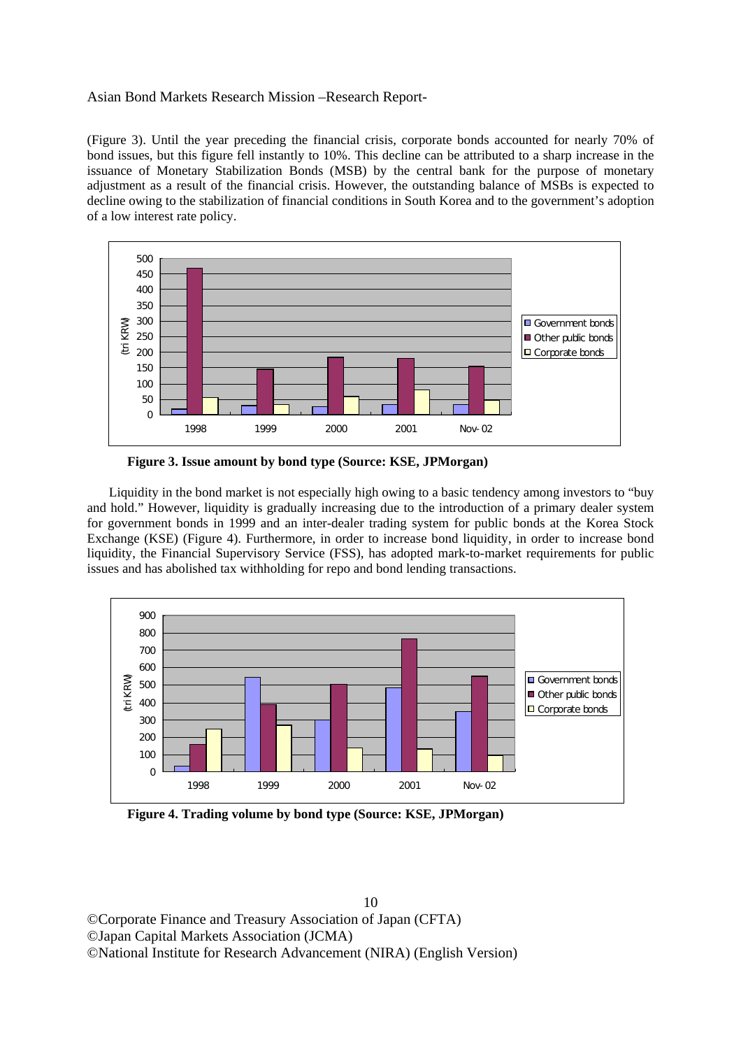(Figure 3). Until the year preceding the financial crisis, corporate bonds accounted for nearly 70% of bond issues, but this figure fell instantly to 10%. This decline can be attributed to a sharp increase in the issuance of Monetary Stabilization Bonds (MSB) by the central bank for the purpose of monetary adjustment as a result of the financial crisis. However, the outstanding balance of MSBs is expected to decline owing to the stabilization of financial conditions in South Korea and to the government's adoption of a low interest rate policy.

**Figure 3. Issue amount by bond type (Source: KSE, JPMorgan)**

Liquidity in the bond market is not especially high owing to a basic tendency among investors to "buy and hold." However, liquidity is gradually increasing due to the introduction of a primary dealer system for government bonds in 1999 and an inter-dealer trading system for public bonds at the Korea Stock Exchange (KSE) (Figure 4). Furthermore, in order to increase bond liquidity, in order to increase bond liquidity, the Financial Supervisory Service (FSS), has adopted mark-to-market requirements for public issues and has abolished tax withholding for repo and bond lending transactions.

**Figure 4. Trading volume by bond type (Source: KSE, JPMorgan)**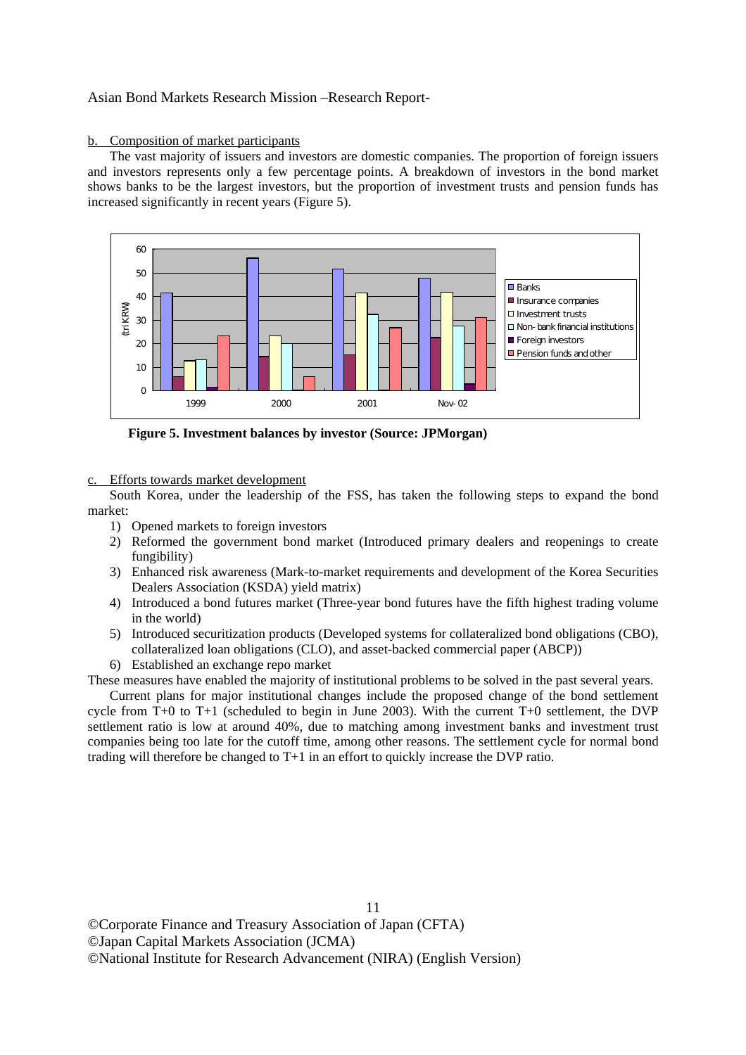#### b. Composition of market participants

The vast majority of issuers and investors are domestic companies. The proportion of foreign issuers and investors represents only a few percentage points. A breakdown of investors in the bond market shows banks to be the largest investors, but the proportion of investment trusts and pension funds has increased significantly in recent years (Figure 5).

**Figure 5. Investment balances by investor (Source: JPMorgan)**

#### c. Efforts towards market development

South Korea, under the leadership of the FSS, has taken the following steps to expand the bond market:

1) Opened markets to foreign investors
2) Reformed the government bond market (Introduced primary dealers and reopenings to create fungibility)
3) Enhanced risk awareness (Mark-to-market requirements and development of the Korea Securities Dealers Association (KSDA) yield matrix)
4) Introduced a bond futures market (Three-year bond futures have the fifth highest trading volume in the world)
5) Introduced securitization products (Developed systems for collateralized bond obligations (CBO), collateralized loan obligations (CLO), and asset-backed commercial paper (ABCP))
6) Established an exchange repo market

These measures have enabled the majority of institutional problems to be solved in the past several years.

Current plans for major institutional changes include the proposed change of the bond settlement cycle from T+0 to T+1 (scheduled to begin in June 2003). With the current T+0 settlement, the DVP settlement ratio is low at around 40%, due to matching among investment banks and investment trust companies being too late for the cutoff time, among other reasons. The settlement cycle for normal bond trading will therefore be changed to T+1 in an effort to quickly increase the DVP ratio.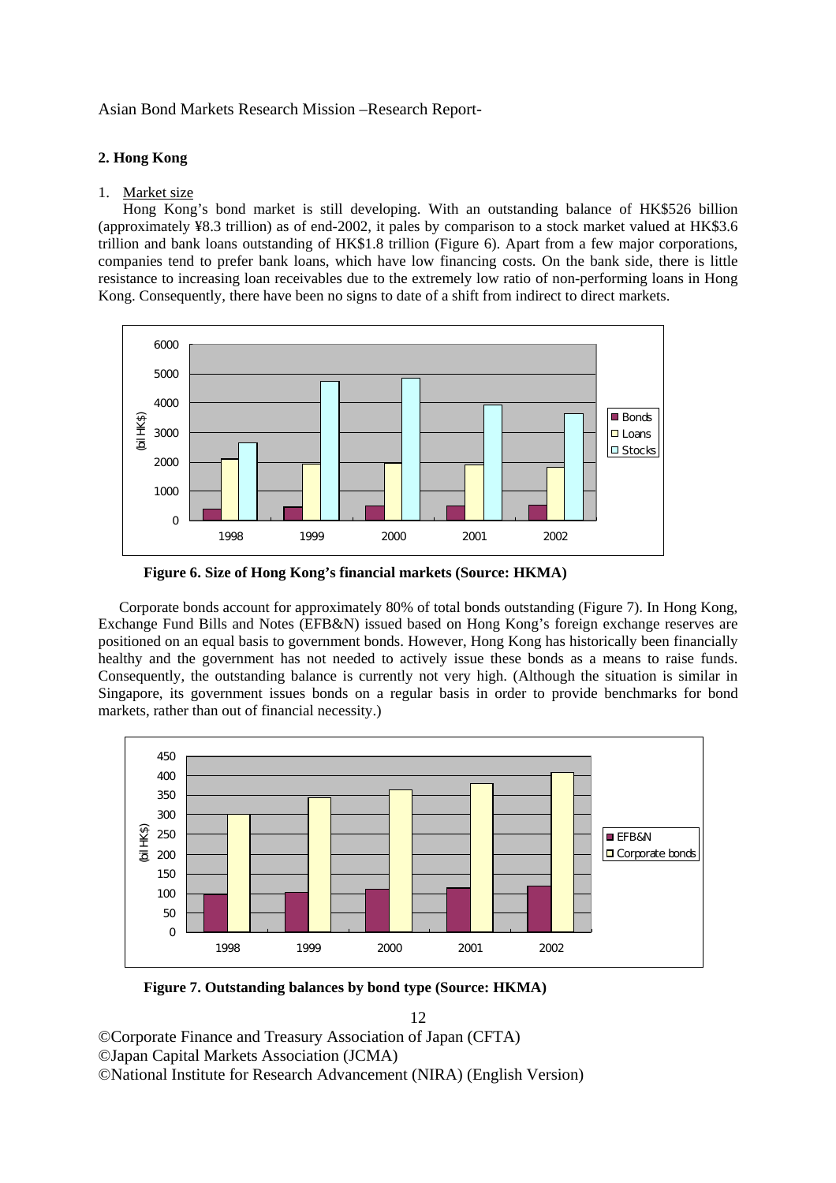## 2. Hong Kong

1. Market size

Hong Kong's bond market is still developing. With an outstanding balance of HK$526 billion (approximately ¥8.3 trillion) as of end-2002, it pales by comparison to a stock market valued at HK$3.6 trillion and bank loans outstanding of HK$1.8 trillion (Figure 6). Apart from a few major corporations, companies tend to prefer bank loans, which have low financing costs. On the bank side, there is little resistance to increasing loan receivables due to the extremely low ratio of non-performing loans in Hong Kong. Consequently, there have been no signs to date of a shift from indirect to direct markets.

**Figure 6. Size of Hong Kong's financial markets (Source: HKMA)**

Corporate bonds account for approximately 80% of total bonds outstanding (Figure 7). In Hong Kong, Exchange Fund Bills and Notes (EFB&N) issued based on Hong Kong's foreign exchange reserves are positioned on an equal basis to government bonds. However, Hong Kong has historically been financially healthy and the government has not needed to actively issue these bonds as a means to raise funds. Consequently, the outstanding balance is currently not very high. (Although the situation is similar in Singapore, its government issues bonds on a regular basis in order to provide benchmarks for bond markets, rather than out of financial necessity.)

**Figure 7. Outstanding balances by bond type (Source: HKMA)**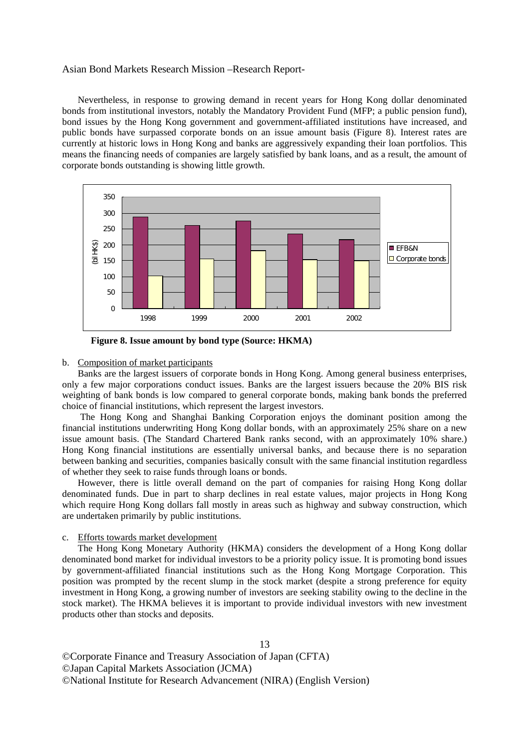Nevertheless, in response to growing demand in recent years for Hong Kong dollar denominated bonds from institutional investors, notably the Mandatory Provident Fund (MFP; a public pension fund), bond issues by the Hong Kong government and government-affiliated institutions have increased, and public bonds have surpassed corporate bonds on an issue amount basis (Figure 8). Interest rates are currently at historic lows in Hong Kong and banks are aggressively expanding their loan portfolios. This means the financing needs of companies are largely satisfied by bank loans, and as a result, the amount of corporate bonds outstanding is showing little growth.

**Figure 8. Issue amount by bond type (Source: HKMA)**

b. Composition of market participants

Banks are the largest issuers of corporate bonds in Hong Kong. Among general business enterprises, only a few major corporations conduct issues. Banks are the largest issuers because the 20% BIS risk weighting of bank bonds is low compared to general corporate bonds, making bank bonds the preferred choice of financial institutions, which represent the largest investors.

The Hong Kong and Shanghai Banking Corporation enjoys the dominant position among the financial institutions underwriting Hong Kong dollar bonds, with an approximately 25% share on a new issue amount basis. (The Standard Chartered Bank ranks second, with an approximately 10% share.) Hong Kong financial institutions are essentially universal banks, and because there is no separation between banking and securities, companies basically consult with the same financial institution regardless of whether they seek to raise funds through loans or bonds.

However, there is little overall demand on the part of companies for raising Hong Kong dollar denominated funds. Due in part to sharp declines in real estate values, major projects in Hong Kong which require Hong Kong dollars fall mostly in areas such as highway and subway construction, which are undertaken primarily by public institutions.

c. Efforts towards market development

The Hong Kong Monetary Authority (HKMA) considers the development of a Hong Kong dollar denominated bond market for individual investors to be a priority policy issue. It is promoting bond issues by government-affiliated financial institutions such as the Hong Kong Mortgage Corporation. This position was prompted by the recent slump in the stock market (despite a strong preference for equity investment in Hong Kong, a growing number of investors are seeking stability owing to the decline in the stock market). The HKMA believes it is important to provide individual investors with new investment products other than stocks and deposits.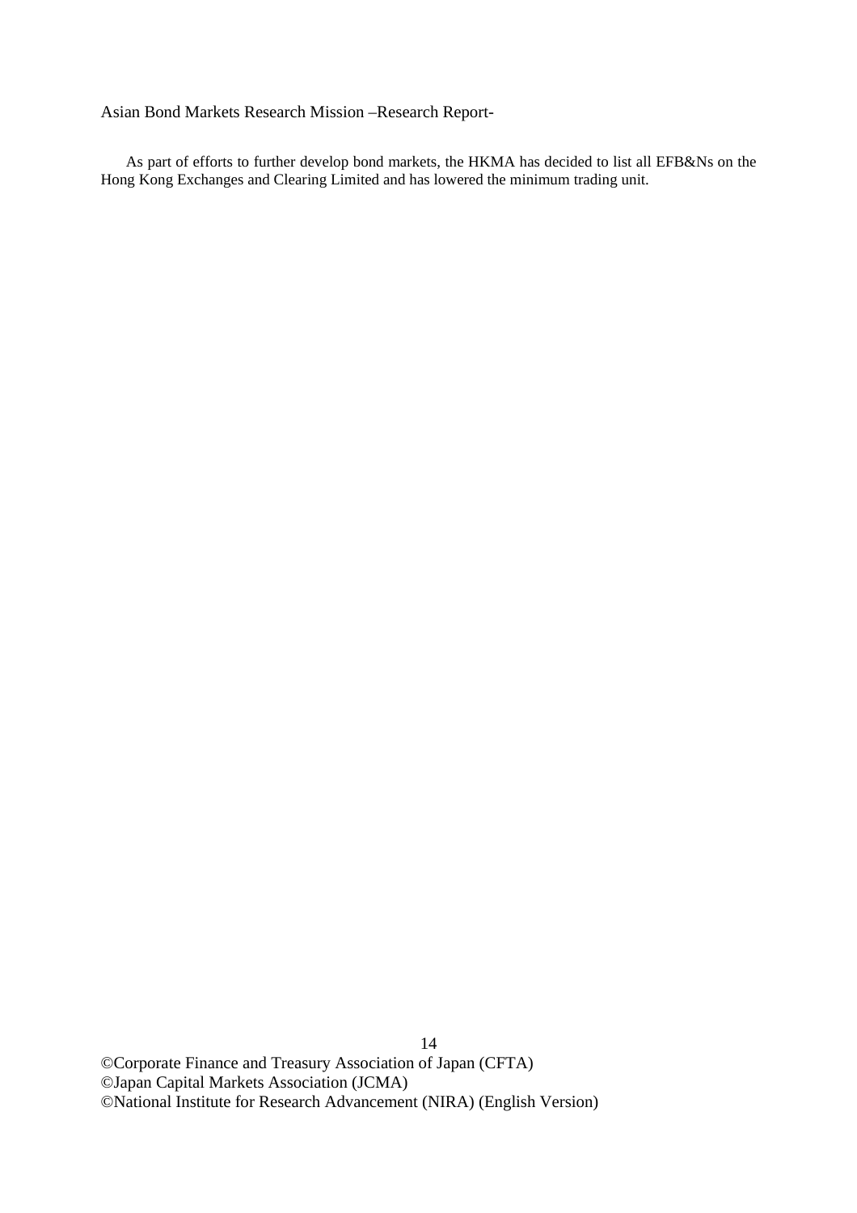As part of efforts to further develop bond markets, the HKMA has decided to list all EFB&Ns on the Hong Kong Exchanges and Clearing Limited and has lowered the minimum trading unit.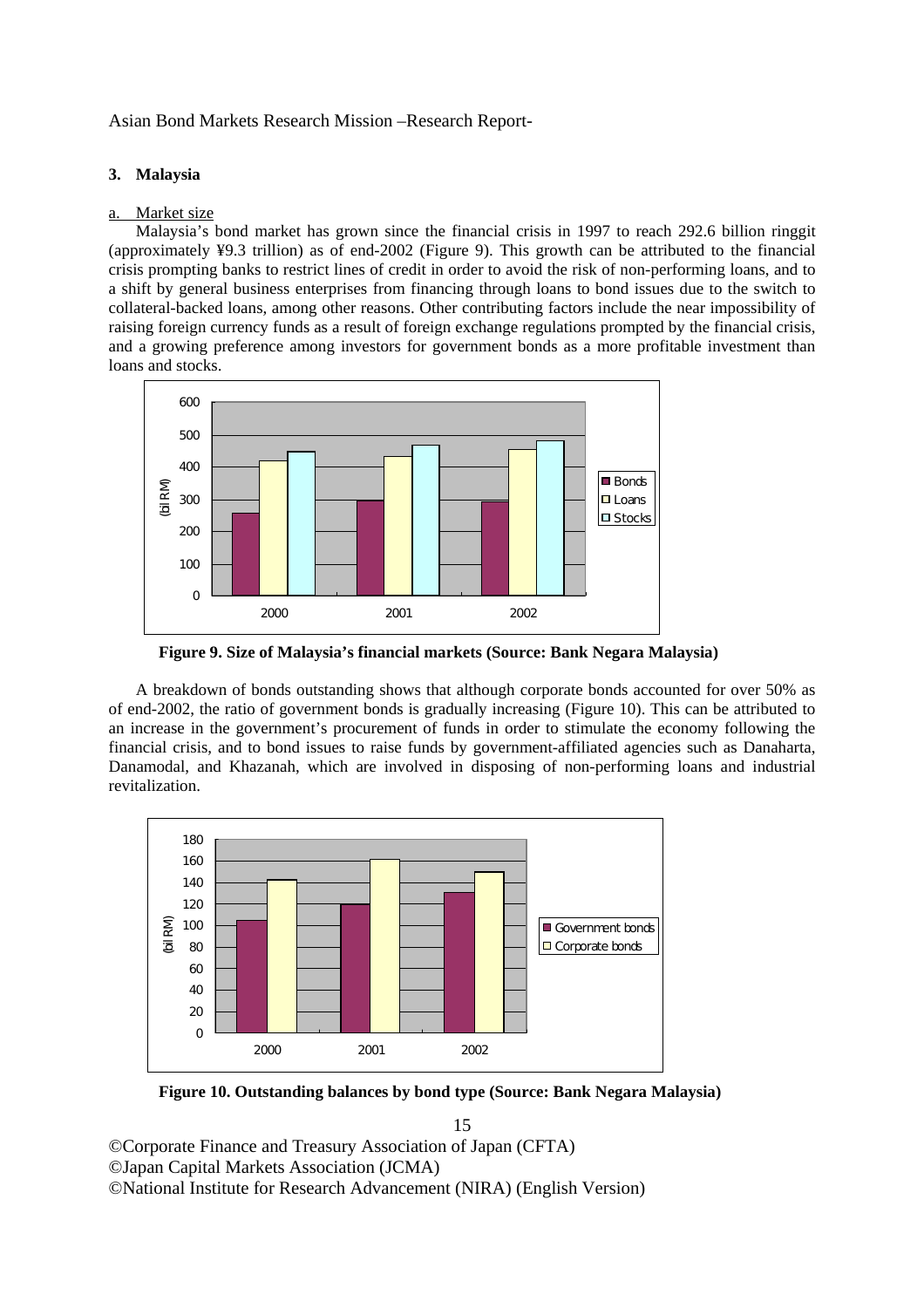### 3. Malaysia

a. Market size

Malaysia's bond market has grown since the financial crisis in 1997 to reach 292.6 billion ringgit (approximately ¥9.3 trillion) as of end-2002 (Figure 9). This growth can be attributed to the financial crisis prompting banks to restrict lines of credit in order to avoid the risk of non-performing loans, and to a shift by general business enterprises from financing through loans to bond issues due to the switch to collateral-backed loans, among other reasons. Other contributing factors include the near impossibility of raising foreign currency funds as a result of foreign exchange regulations prompted by the financial crisis, and a growing preference among investors for government bonds as a more profitable investment than loans and stocks.

**Figure 9. Size of Malaysia's financial markets (Source: Bank Negara Malaysia)**

A breakdown of bonds outstanding shows that although corporate bonds accounted for over 50% as of end-2002, the ratio of government bonds is gradually increasing (Figure 10). This can be attributed to an increase in the government's procurement of funds in order to stimulate the economy following the financial crisis, and to bond issues to raise funds by government-affiliated agencies such as Danaharta, Danamodal, and Khazanah, which are involved in disposing of non-performing loans and industrial revitalization.

**Figure 10. Outstanding balances by bond type (Source: Bank Negara Malaysia)**

©Corporate Finance and Treasury Association of Japan (CFTA)
©Japan Capital Markets Association (JCMA)
©National Institute for Research Advancement (NIRA) (English Version)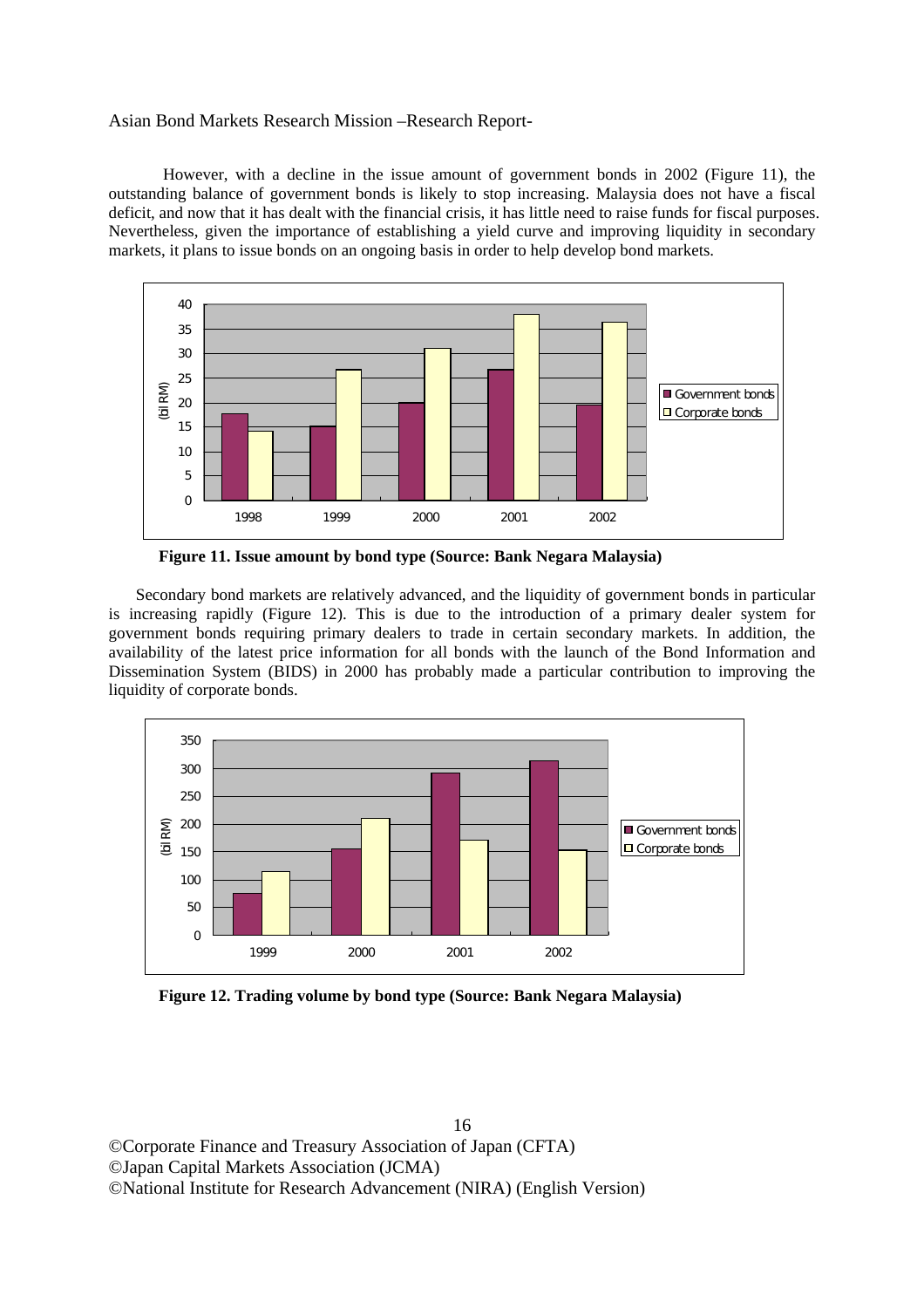However, with a decline in the issue amount of government bonds in 2002 (Figure 11), the outstanding balance of government bonds is likely to stop increasing. Malaysia does not have a fiscal deficit, and now that it has dealt with the financial crisis, it has little need to raise funds for fiscal purposes. Nevertheless, given the importance of establishing a yield curve and improving liquidity in secondary markets, it plans to issue bonds on an ongoing basis in order to help develop bond markets.

**Figure 11. Issue amount by bond type (Source: Bank Negara Malaysia)**

Secondary bond markets are relatively advanced, and the liquidity of government bonds in particular is increasing rapidly (Figure 12). This is due to the introduction of a primary dealer system for government bonds requiring primary dealers to trade in certain secondary markets. In addition, the availability of the latest price information for all bonds with the launch of the Bond Information and Dissemination System (BIDS) in 2000 has probably made a particular contribution to improving the liquidity of corporate bonds.

**Figure 12. Trading volume by bond type (Source: Bank Negara Malaysia)**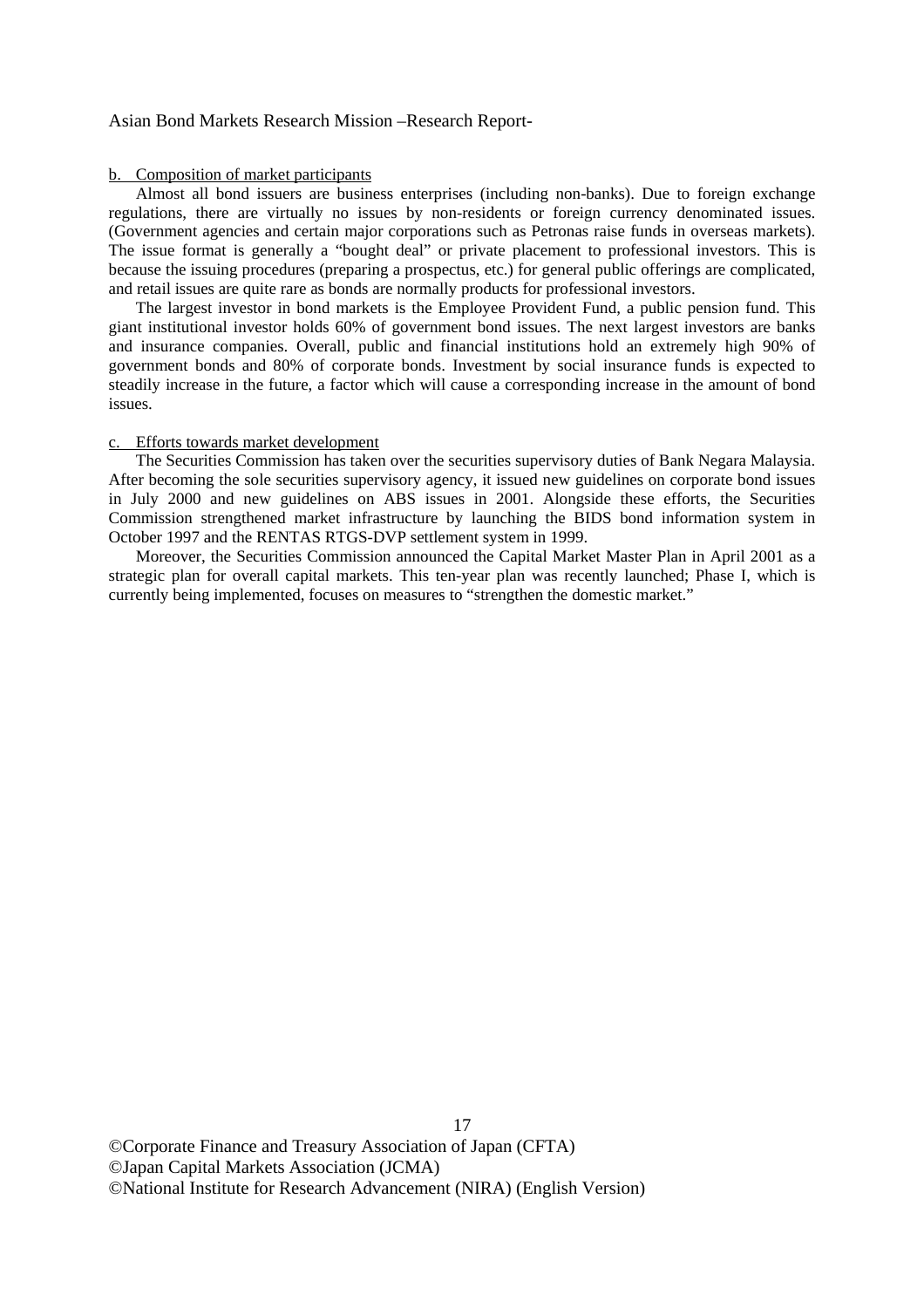b. Composition of market participants

Almost all bond issuers are business enterprises (including non-banks). Due to foreign exchange regulations, there are virtually no issues by non-residents or foreign currency denominated issues. (Government agencies and certain major corporations such as Petronas raise funds in overseas markets). The issue format is generally a "bought deal" or private placement to professional investors. This is because the issuing procedures (preparing a prospectus, etc.) for general public offerings are complicated, and retail issues are quite rare as bonds are normally products for professional investors.

The largest investor in bond markets is the Employee Provident Fund, a public pension fund. This giant institutional investor holds 60% of government bond issues. The next largest investors are banks and insurance companies. Overall, public and financial institutions hold an extremely high 90% of government bonds and 80% of corporate bonds. Investment by social insurance funds is expected to steadily increase in the future, a factor which will cause a corresponding increase in the amount of bond issues.

c. Efforts towards market development

The Securities Commission has taken over the securities supervisory duties of Bank Negara Malaysia. After becoming the sole securities supervisory agency, it issued new guidelines on corporate bond issues in July 2000 and new guidelines on ABS issues in 2001. Alongside these efforts, the Securities Commission strengthened market infrastructure by launching the BIDS bond information system in October 1997 and the RENTAS RTGS-DVP settlement system in 1999.

Moreover, the Securities Commission announced the Capital Market Master Plan in April 2001 as a strategic plan for overall capital markets. This ten-year plan was recently launched; Phase I, which is currently being implemented, focuses on measures to "strengthen the domestic market."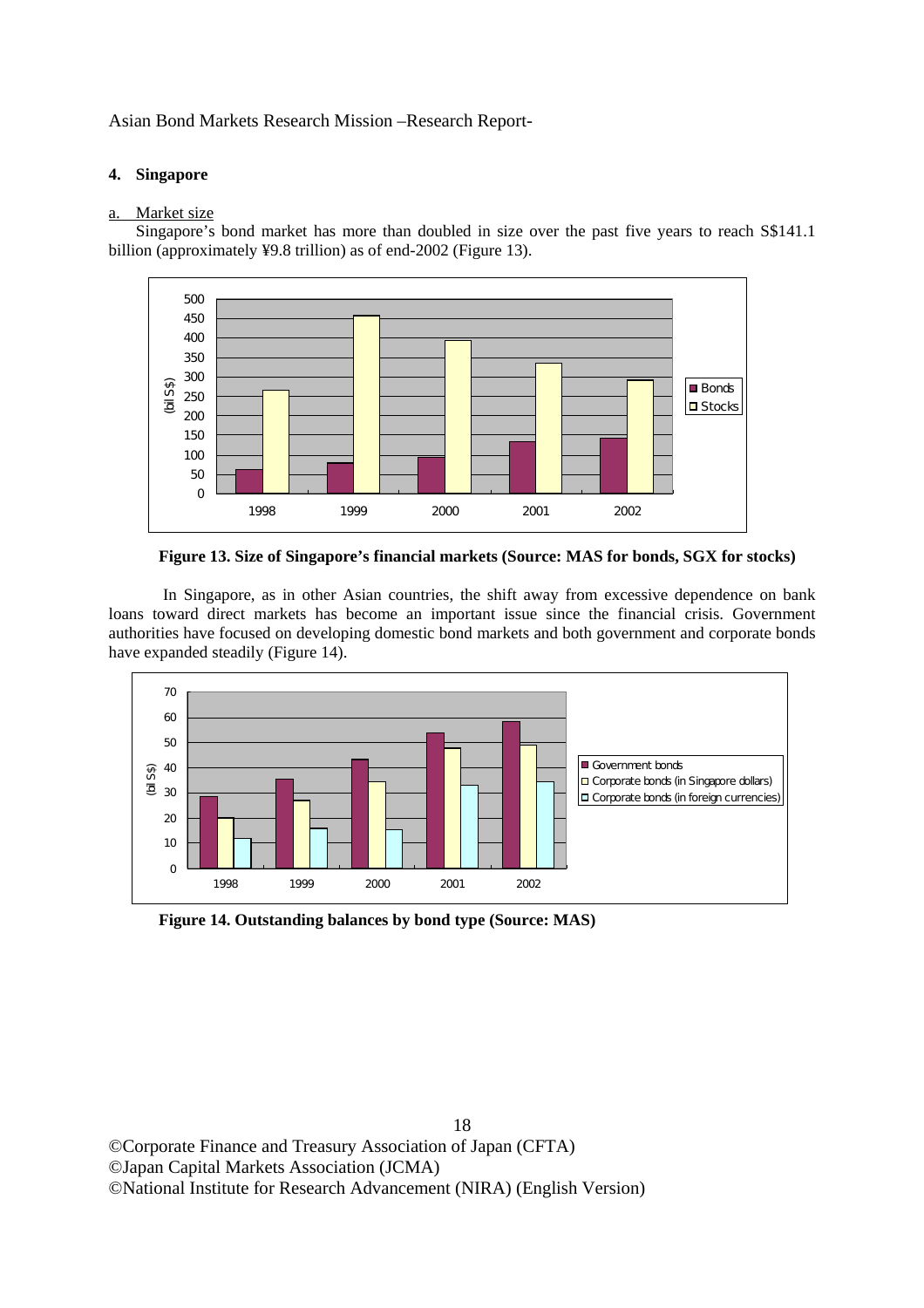### 4. Singapore

a. Market size

Singapore's bond market has more than doubled in size over the past five years to reach S$141.1 billion (approximately ¥9.8 trillion) as of end-2002 (Figure 13).

**Figure 13. Size of Singapore's financial markets (Source: MAS for bonds, SGX for stocks)**

In Singapore, as in other Asian countries, the shift away from excessive dependence on bank loans toward direct markets has become an important issue since the financial crisis. Government authorities have focused on developing domestic bond markets and both government and corporate bonds have expanded steadily (Figure 14).

**Figure 14. Outstanding balances by bond type (Source: MAS)**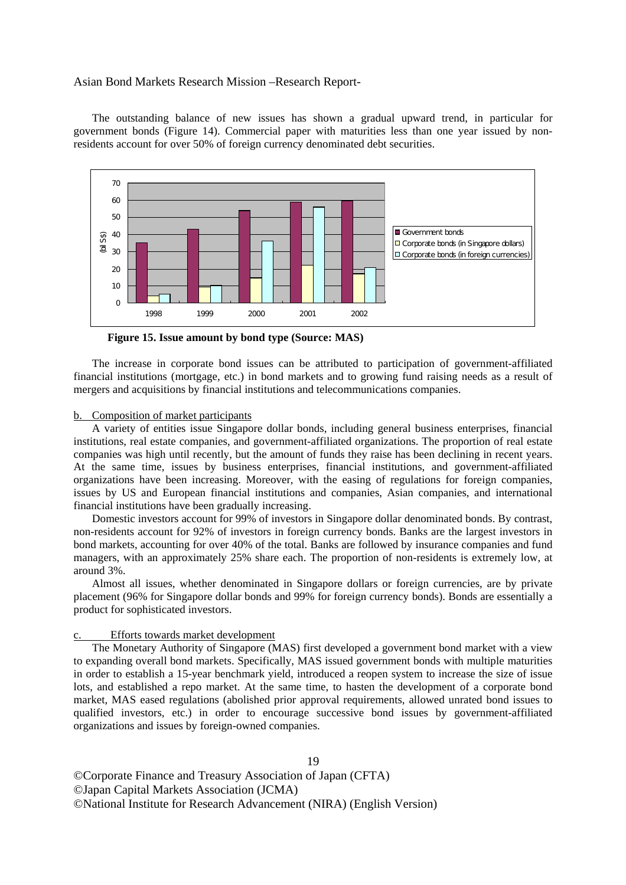The outstanding balance of new issues has shown a gradual upward trend, in particular for government bonds (Figure 14). Commercial paper with maturities less than one year issued by non-residents account for over 50% of foreign currency denominated debt securities.

**Figure 15. Issue amount by bond type (Source: MAS)**

The increase in corporate bond issues can be attributed to participation of government-affiliated financial institutions (mortgage, etc.) in bond markets and to growing fund raising needs as a result of mergers and acquisitions by financial institutions and telecommunications companies.

b. Composition of market participants

A variety of entities issue Singapore dollar bonds, including general business enterprises, financial institutions, real estate companies, and government-affiliated organizations. The proportion of real estate companies was high until recently, but the amount of funds they raise has been declining in recent years. At the same time, issues by business enterprises, financial institutions, and government-affiliated organizations have been increasing. Moreover, with the easing of regulations for foreign companies, issues by US and European financial institutions and companies, Asian companies, and international financial institutions have been gradually increasing.

Domestic investors account for 99% of investors in Singapore dollar denominated bonds. By contrast, non-residents account for 92% of investors in foreign currency bonds. Banks are the largest investors in bond markets, accounting for over 40% of the total. Banks are followed by insurance companies and fund managers, with an approximately 25% share each. The proportion of non-residents is extremely low, at around 3%.

Almost all issues, whether denominated in Singapore dollars or foreign currencies, are by private placement (96% for Singapore dollar bonds and 99% for foreign currency bonds). Bonds are essentially a product for sophisticated investors.

c. Efforts towards market development

The Monetary Authority of Singapore (MAS) first developed a government bond market with a view to expanding overall bond markets. Specifically, MAS issued government bonds with multiple maturities in order to establish a 15-year benchmark yield, introduced a reopen system to increase the size of issue lots, and established a repo market. At the same time, to hasten the development of a corporate bond market, MAS eased regulations (abolished prior approval requirements, allowed unrated bond issues to qualified investors, etc.) in order to encourage successive bond issues by government-affiliated organizations and issues by foreign-owned companies.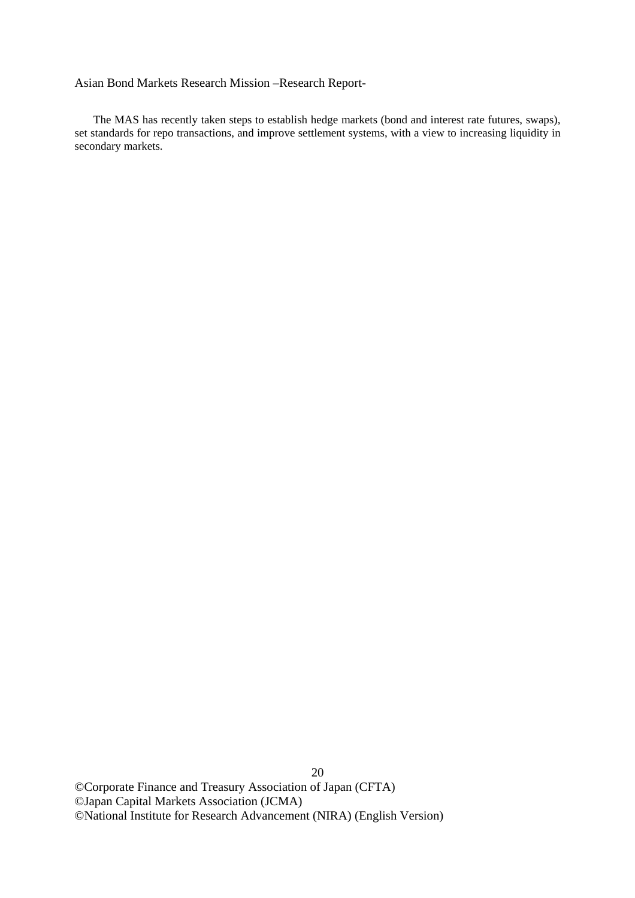The MAS has recently taken steps to establish hedge markets (bond and interest rate futures, swaps), set standards for repo transactions, and improve settlement systems, with a view to increasing liquidity in secondary markets.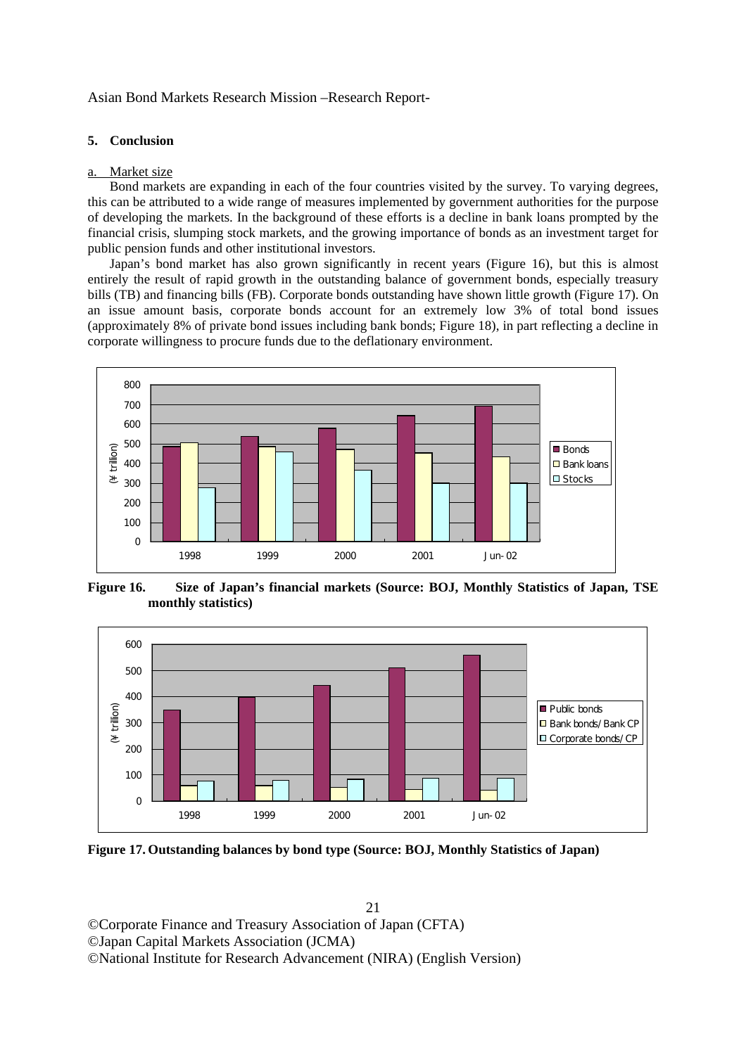### 5. Conclusion

#### a. Market size

Bond markets are expanding in each of the four countries visited by the survey. To varying degrees, this can be attributed to a wide range of measures implemented by government authorities for the purpose of developing the markets. In the background of these efforts is a decline in bank loans prompted by the financial crisis, slumping stock markets, and the growing importance of bonds as an investment target for public pension funds and other institutional investors.

Japan's bond market has also grown significantly in recent years (Figure 16), but this is almost entirely the result of rapid growth in the outstanding balance of government bonds, especially treasury bills (TB) and financing bills (FB). Corporate bonds outstanding have shown little growth (Figure 17). On an issue amount basis, corporate bonds account for an extremely low 3% of total bond issues (approximately 8% of private bond issues including bank bonds; Figure 18), in part reflecting a decline in corporate willingness to procure funds due to the deflationary environment.

**Figure 16. Size of Japan's financial markets (Source: BOJ, Monthly Statistics of Japan, TSE monthly statistics)**

**Figure 17. Outstanding balances by bond type (Source: BOJ, Monthly Statistics of Japan)**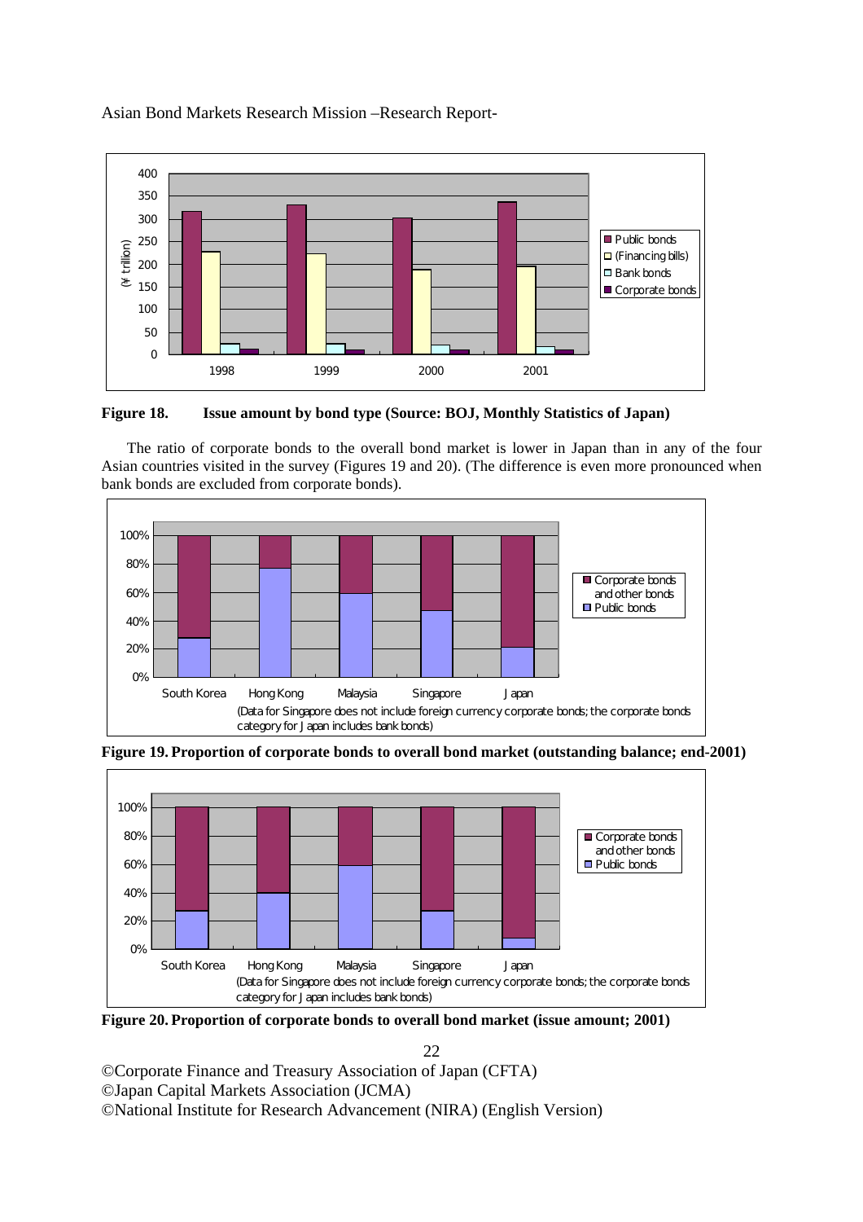**Figure 18. Issue amount by bond type (Source: BOJ, Monthly Statistics of Japan)**

The ratio of corporate bonds to the overall bond market is lower in Japan than in any of the four Asian countries visited in the survey (Figures 19 and 20). (The difference is even more pronounced when bank bonds are excluded from corporate bonds).

(Data for Singapore does not include foreign currency corporate bonds; the corporate bonds category for Japan includes bank bonds)

**Figure 19. Proportion of corporate bonds to overall bond market (outstanding balance; end-2001)**

(Data for Singapore does not include foreign currency corporate bonds; the corporate bonds category for Japan includes bank bonds)

**Figure 20. Proportion of corporate bonds to overall bond market (issue amount; 2001)**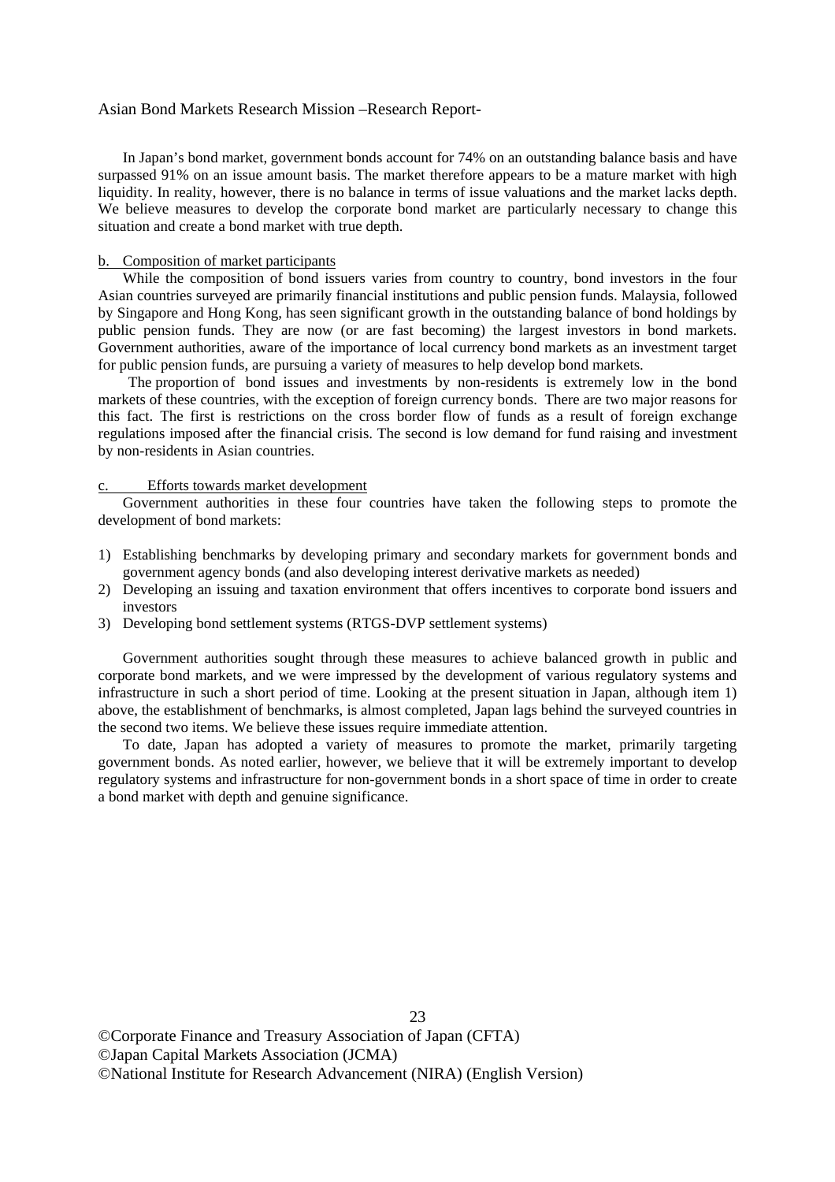In Japan's bond market, government bonds account for 74% on an outstanding balance basis and have surpassed 91% on an issue amount basis. The market therefore appears to be a mature market with high liquidity. In reality, however, there is no balance in terms of issue valuations and the market lacks depth. We believe measures to develop the corporate bond market are particularly necessary to change this situation and create a bond market with true depth.

b. Composition of market participants

While the composition of bond issuers varies from country to country, bond investors in the four Asian countries surveyed are primarily financial institutions and public pension funds. Malaysia, followed by Singapore and Hong Kong, has seen significant growth in the outstanding balance of bond holdings by public pension funds. They are now (or are fast becoming) the largest investors in bond markets. Government authorities, aware of the importance of local currency bond markets as an investment target for public pension funds, are pursuing a variety of measures to help develop bond markets.

The proportion of bond issues and investments by non-residents is extremely low in the bond markets of these countries, with the exception of foreign currency bonds. There are two major reasons for this fact. The first is restrictions on the cross border flow of funds as a result of foreign exchange regulations imposed after the financial crisis. The second is low demand for fund raising and investment by non-residents in Asian countries.

c. Efforts towards market development

Government authorities in these four countries have taken the following steps to promote the development of bond markets:

1) Establishing benchmarks by developing primary and secondary markets for government bonds and government agency bonds (and also developing interest derivative markets as needed)
2) Developing an issuing and taxation environment that offers incentives to corporate bond issuers and investors
3) Developing bond settlement systems (RTGS-DVP settlement systems)

Government authorities sought through these measures to achieve balanced growth in public and corporate bond markets, and we were impressed by the development of various regulatory systems and infrastructure in such a short period of time. Looking at the present situation in Japan, although item 1) above, the establishment of benchmarks, is almost completed, Japan lags behind the surveyed countries in the second two items. We believe these issues require immediate attention.

To date, Japan has adopted a variety of measures to promote the market, primarily targeting government bonds. As noted earlier, however, we believe that it will be extremely important to develop regulatory systems and infrastructure for non-government bonds in a short space of time in order to create a bond market with depth and genuine significance.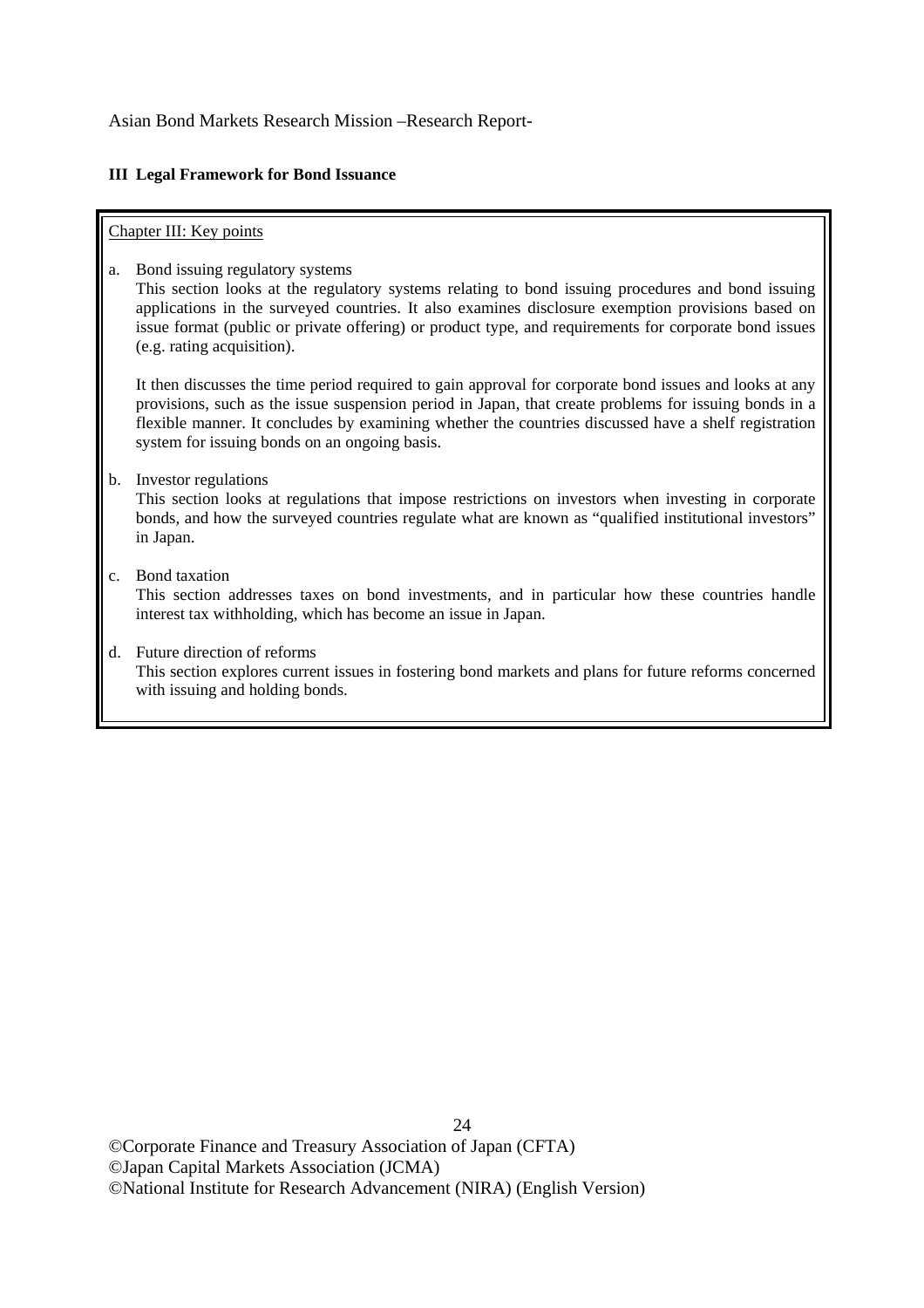## III Legal Framework for Bond Issuance

Chapter III: Key points

a. Bond issuing regulatory systems

   This section looks at the regulatory systems relating to bond issuing procedures and bond issuing applications in the surveyed countries. It also examines disclosure exemption provisions based on issue format (public or private offering) or product type, and requirements for corporate bond issues (e.g. rating acquisition).

   It then discusses the time period required to gain approval for corporate bond issues and looks at any provisions, such as the issue suspension period in Japan, that create problems for issuing bonds in a flexible manner. It concludes by examining whether the countries discussed have a shelf registration system for issuing bonds on an ongoing basis.

b. Investor regulations

   This section looks at regulations that impose restrictions on investors when investing in corporate bonds, and how the surveyed countries regulate what are known as "qualified institutional investors" in Japan.

c. Bond taxation

   This section addresses taxes on bond investments, and in particular how these countries handle interest tax withholding, which has become an issue in Japan.

d. Future direction of reforms

   This section explores current issues in fostering bond markets and plans for future reforms concerned with issuing and holding bonds.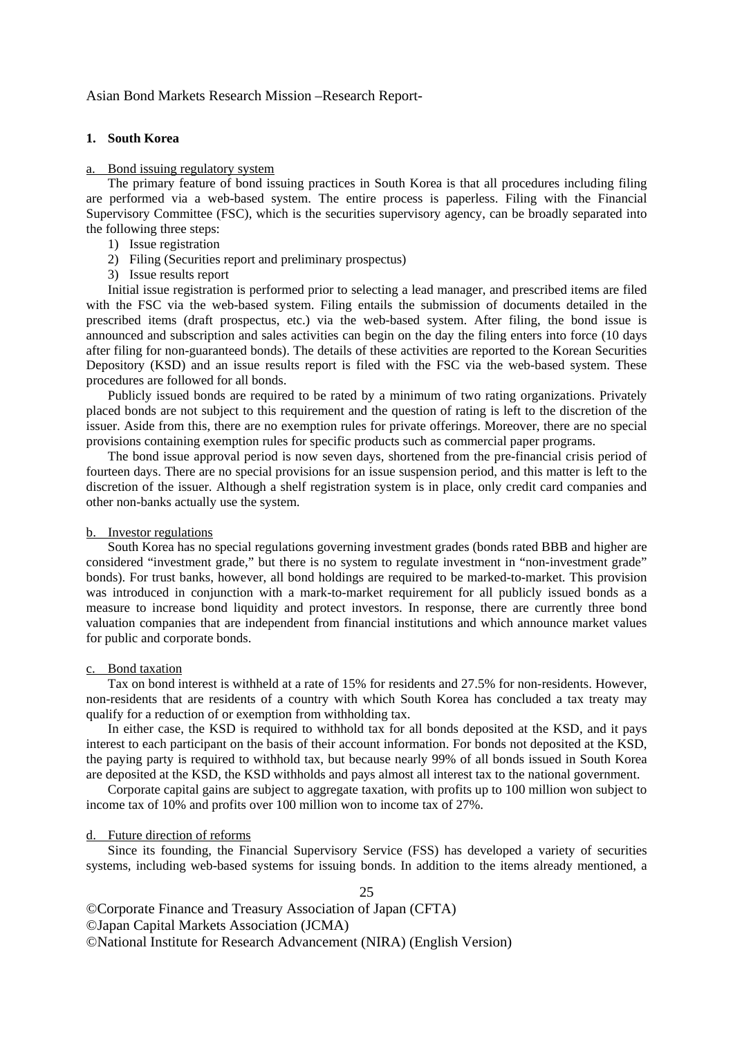## 1. South Korea

a. Bond issuing regulatory system

The primary feature of bond issuing practices in South Korea is that all procedures including filing are performed via a web-based system. The entire process is paperless. Filing with the Financial Supervisory Committee (FSC), which is the securities supervisory agency, can be broadly separated into the following three steps:

1) Issue registration
2) Filing (Securities report and preliminary prospectus)
3) Issue results report

Initial issue registration is performed prior to selecting a lead manager, and prescribed items are filed with the FSC via the web-based system. Filing entails the submission of documents detailed in the prescribed items (draft prospectus, etc.) via the web-based system. After filing, the bond issue is announced and subscription and sales activities can begin on the day the filing enters into force (10 days after filing for non-guaranteed bonds). The details of these activities are reported to the Korean Securities Depository (KSD) and an issue results report is filed with the FSC via the web-based system. These procedures are followed for all bonds.

Publicly issued bonds are required to be rated by a minimum of two rating organizations. Privately placed bonds are not subject to this requirement and the question of rating is left to the discretion of the issuer. Aside from this, there are no exemption rules for private offerings. Moreover, there are no special provisions containing exemption rules for specific products such as commercial paper programs.

The bond issue approval period is now seven days, shortened from the pre-financial crisis period of fourteen days. There are no special provisions for an issue suspension period, and this matter is left to the discretion of the issuer. Although a shelf registration system is in place, only credit card companies and other non-banks actually use the system.

b. Investor regulations

South Korea has no special regulations governing investment grades (bonds rated BBB and higher are considered "investment grade," but there is no system to regulate investment in "non-investment grade" bonds). For trust banks, however, all bond holdings are required to be marked-to-market. This provision was introduced in conjunction with a mark-to-market requirement for all publicly issued bonds as a measure to increase bond liquidity and protect investors. In response, there are currently three bond valuation companies that are independent from financial institutions and which announce market values for public and corporate bonds.

c. Bond taxation

Tax on bond interest is withheld at a rate of 15% for residents and 27.5% for non-residents. However, non-residents that are residents of a country with which South Korea has concluded a tax treaty may qualify for a reduction of or exemption from withholding tax.

In either case, the KSD is required to withhold tax for all bonds deposited at the KSD, and it pays interest to each participant on the basis of their account information. For bonds not deposited at the KSD, the paying party is required to withhold tax, but because nearly 99% of all bonds issued in South Korea are deposited at the KSD, the KSD withholds and pays almost all interest tax to the national government.

Corporate capital gains are subject to aggregate taxation, with profits up to 100 million won subject to income tax of 10% and profits over 100 million won to income tax of 27%.

d. Future direction of reforms

Since its founding, the Financial Supervisory Service (FSS) has developed a variety of securities systems, including web-based systems for issuing bonds. In addition to the items already mentioned, a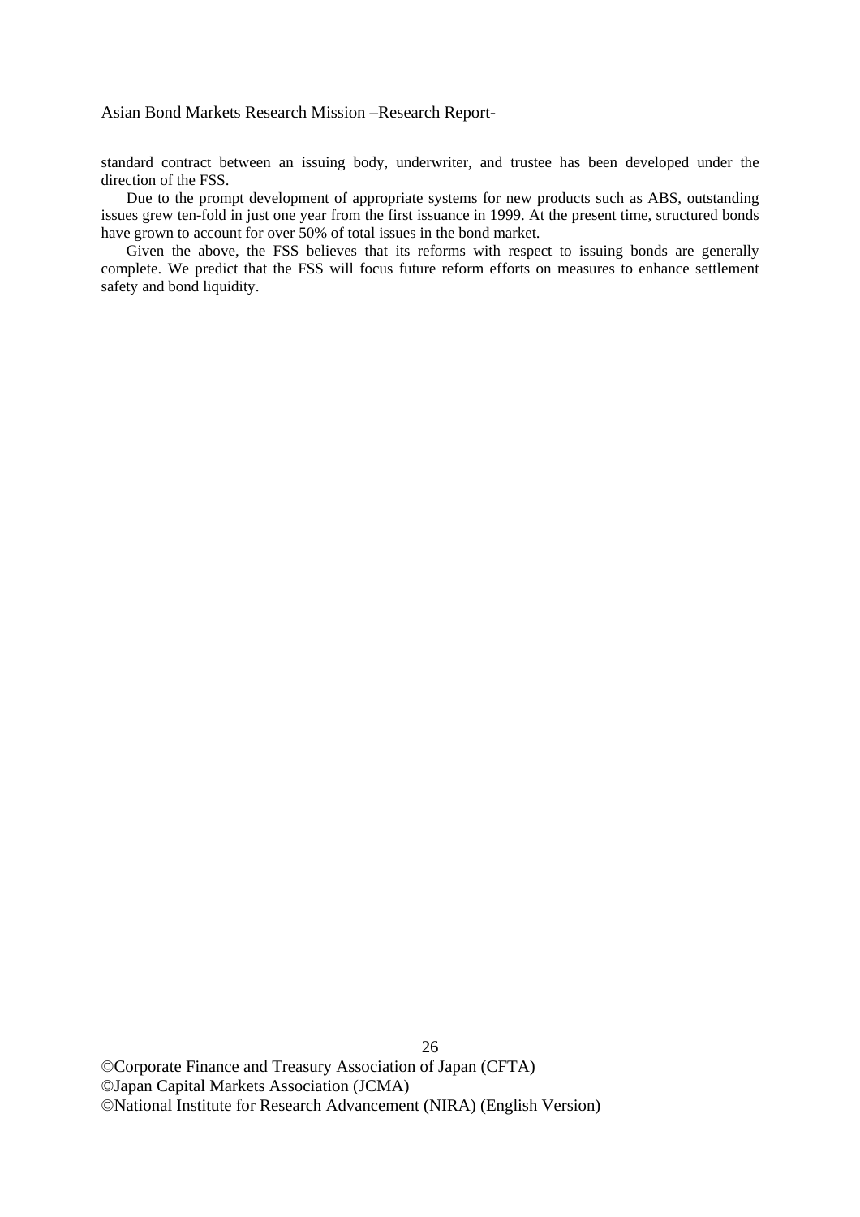standard contract between an issuing body, underwriter, and trustee has been developed under the direction of the FSS.

Due to the prompt development of appropriate systems for new products such as ABS, outstanding issues grew ten-fold in just one year from the first issuance in 1999. At the present time, structured bonds have grown to account for over 50% of total issues in the bond market.

Given the above, the FSS believes that its reforms with respect to issuing bonds are generally complete. We predict that the FSS will focus future reform efforts on measures to enhance settlement safety and bond liquidity.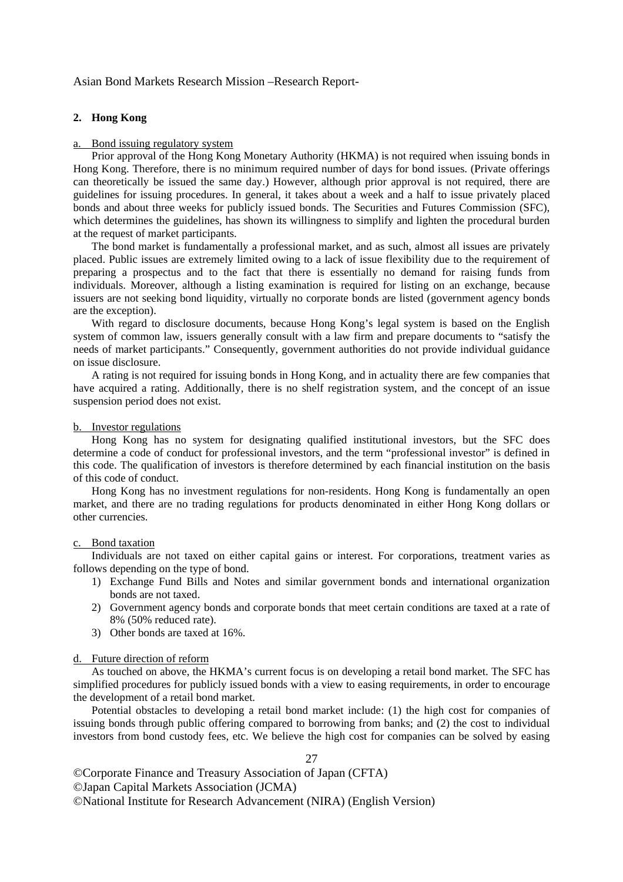## 2. Hong Kong

### a. Bond issuing regulatory system

Prior approval of the Hong Kong Monetary Authority (HKMA) is not required when issuing bonds in Hong Kong. Therefore, there is no minimum required number of days for bond issues. (Private offerings can theoretically be issued the same day.) However, although prior approval is not required, there are guidelines for issuing procedures. In general, it takes about a week and a half to issue privately placed bonds and about three weeks for publicly issued bonds. The Securities and Futures Commission (SFC), which determines the guidelines, has shown its willingness to simplify and lighten the procedural burden at the request of market participants.

The bond market is fundamentally a professional market, and as such, almost all issues are privately placed. Public issues are extremely limited owing to a lack of issue flexibility due to the requirement of preparing a prospectus and to the fact that there is essentially no demand for raising funds from individuals. Moreover, although a listing examination is required for listing on an exchange, because issuers are not seeking bond liquidity, virtually no corporate bonds are listed (government agency bonds are the exception).

With regard to disclosure documents, because Hong Kong's legal system is based on the English system of common law, issuers generally consult with a law firm and prepare documents to "satisfy the needs of market participants." Consequently, government authorities do not provide individual guidance on issue disclosure.

A rating is not required for issuing bonds in Hong Kong, and in actuality there are few companies that have acquired a rating. Additionally, there is no shelf registration system, and the concept of an issue suspension period does not exist.

### b. Investor regulations

Hong Kong has no system for designating qualified institutional investors, but the SFC does determine a code of conduct for professional investors, and the term "professional investor" is defined in this code. The qualification of investors is therefore determined by each financial institution on the basis of this code of conduct.

Hong Kong has no investment regulations for non-residents. Hong Kong is fundamentally an open market, and there are no trading regulations for products denominated in either Hong Kong dollars or other currencies.

### c. Bond taxation

Individuals are not taxed on either capital gains or interest. For corporations, treatment varies as follows depending on the type of bond.

1) Exchange Fund Bills and Notes and similar government bonds and international organization bonds are not taxed.
2) Government agency bonds and corporate bonds that meet certain conditions are taxed at a rate of 8% (50% reduced rate).
3) Other bonds are taxed at 16%.

### d. Future direction of reform

As touched on above, the HKMA's current focus is on developing a retail bond market. The SFC has simplified procedures for publicly issued bonds with a view to easing requirements, in order to encourage the development of a retail bond market.

Potential obstacles to developing a retail bond market include: (1) the high cost for companies of issuing bonds through public offering compared to borrowing from banks; and (2) the cost to individual investors from bond custody fees, etc. We believe the high cost for companies can be solved by easing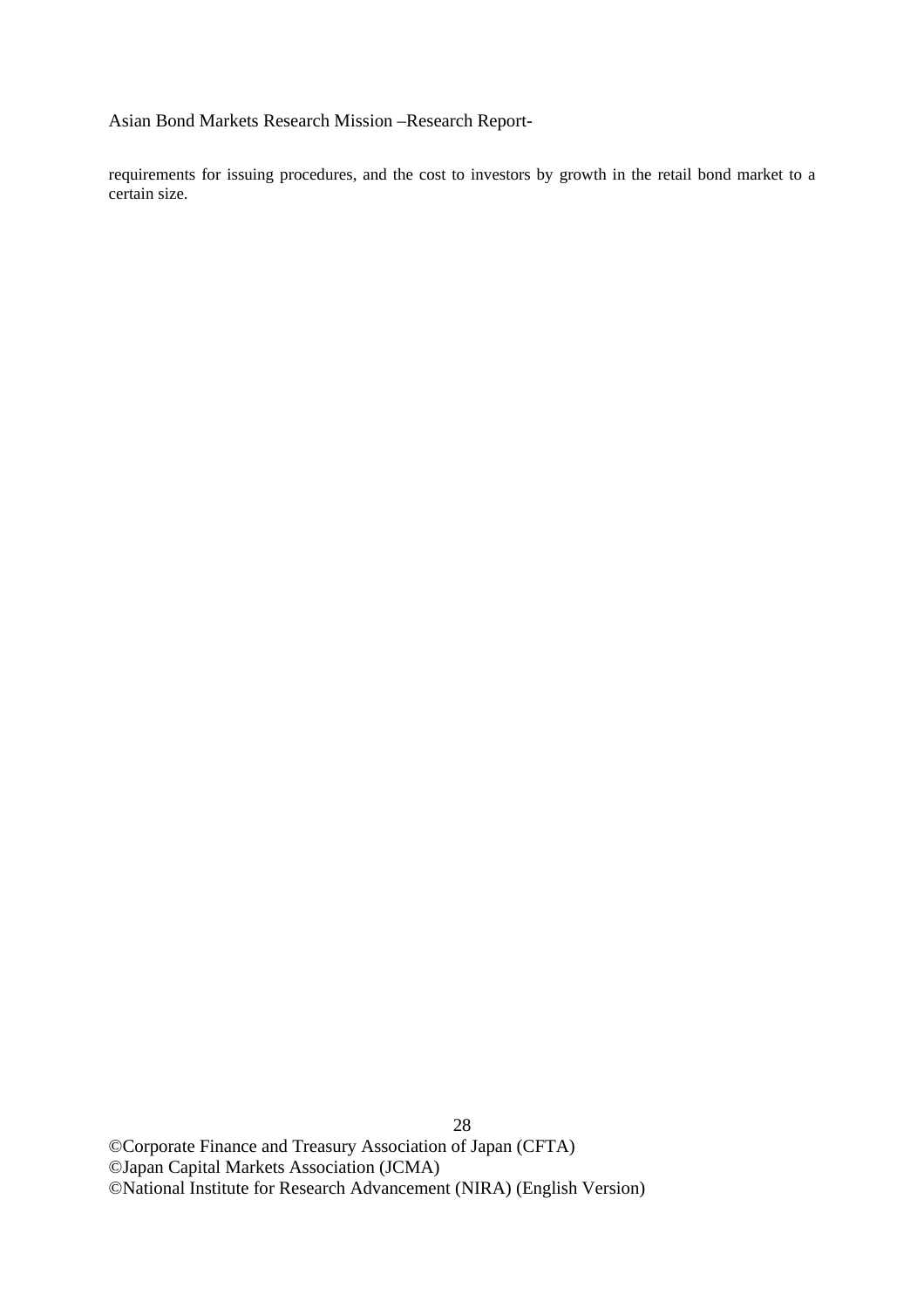requirements for issuing procedures, and the cost to investors by growth in the retail bond market to a certain size.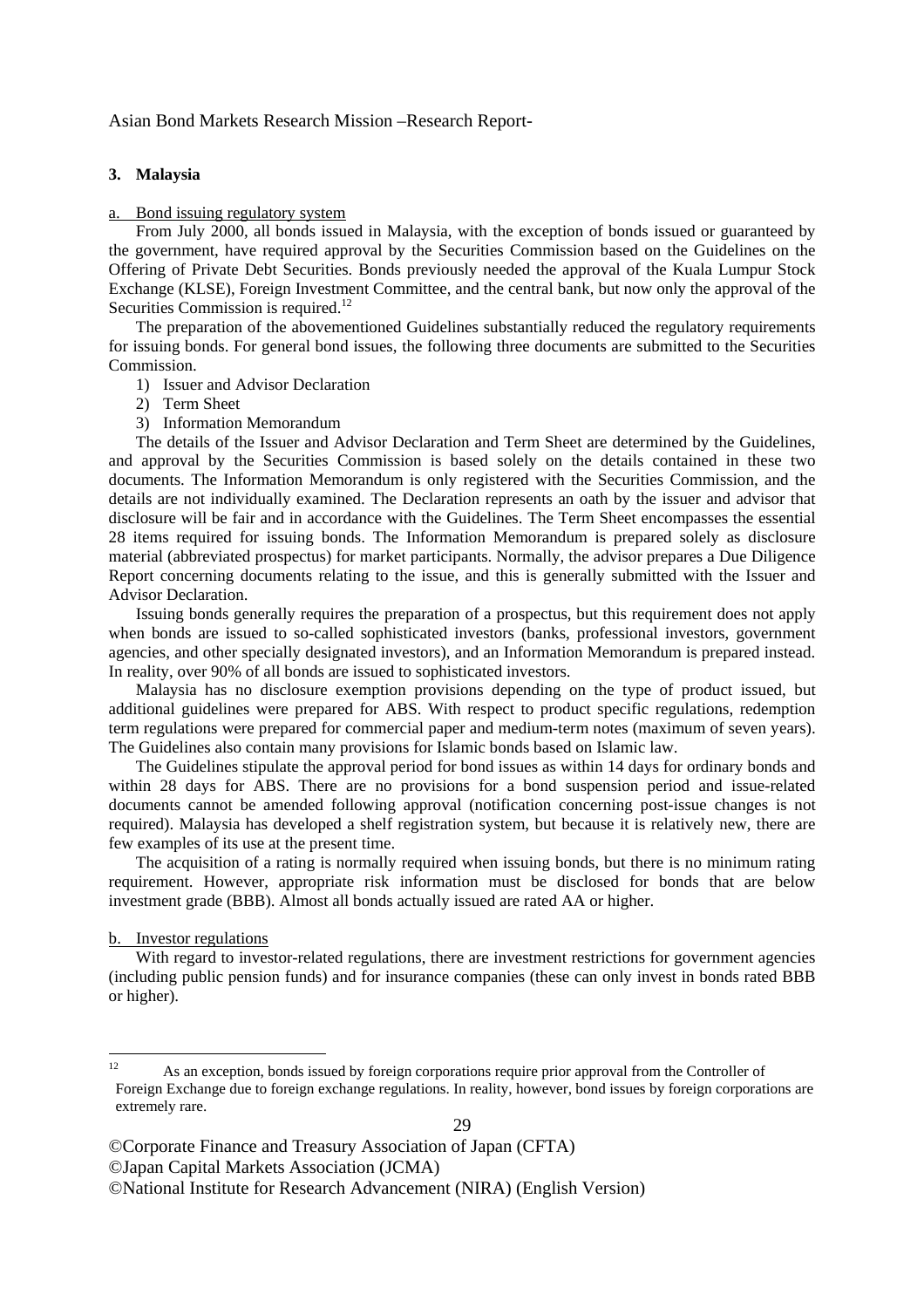## 3. Malaysia

a. Bond issuing regulatory system

From July 2000, all bonds issued in Malaysia, with the exception of bonds issued or guaranteed by the government, have required approval by the Securities Commission based on the Guidelines on the Offering of Private Debt Securities. Bonds previously needed the approval of the Kuala Lumpur Stock Exchange (KLSE), Foreign Investment Committee, and the central bank, but now only the approval of the Securities Commission is required.[12]

The preparation of the abovementioned Guidelines substantially reduced the regulatory requirements for issuing bonds. For general bond issues, the following three documents are submitted to the Securities Commission.

1) Issuer and Advisor Declaration
2) Term Sheet
3) Information Memorandum

The details of the Issuer and Advisor Declaration and Term Sheet are determined by the Guidelines, and approval by the Securities Commission is based solely on the details contained in these two documents. The Information Memorandum is only registered with the Securities Commission, and the details are not individually examined. The Declaration represents an oath by the issuer and advisor that disclosure will be fair and in accordance with the Guidelines. The Term Sheet encompasses the essential 28 items required for issuing bonds. The Information Memorandum is prepared solely as disclosure material (abbreviated prospectus) for market participants. Normally, the advisor prepares a Due Diligence Report concerning documents relating to the issue, and this is generally submitted with the Issuer and Advisor Declaration.

Issuing bonds generally requires the preparation of a prospectus, but this requirement does not apply when bonds are issued to so-called sophisticated investors (banks, professional investors, government agencies, and other specially designated investors), and an Information Memorandum is prepared instead. In reality, over 90% of all bonds are issued to sophisticated investors.

Malaysia has no disclosure exemption provisions depending on the type of product issued, but additional guidelines were prepared for ABS. With respect to product specific regulations, redemption term regulations were prepared for commercial paper and medium-term notes (maximum of seven years). The Guidelines also contain many provisions for Islamic bonds based on Islamic law.

The Guidelines stipulate the approval period for bond issues as within 14 days for ordinary bonds and within 28 days for ABS. There are no provisions for a bond suspension period and issue-related documents cannot be amended following approval (notification concerning post-issue changes is not required). Malaysia has developed a shelf registration system, but because it is relatively new, there are few examples of its use at the present time.

The acquisition of a rating is normally required when issuing bonds, but there is no minimum rating requirement. However, appropriate risk information must be disclosed for bonds that are below investment grade (BBB). Almost all bonds actually issued are rated AA or higher.

b. Investor regulations

With regard to investor-related regulations, there are investment restrictions for government agencies (including public pension funds) and for insurance companies (these can only invest in bonds rated BBB or higher).

[12] As an exception, bonds issued by foreign corporations require prior approval from the Controller of Foreign Exchange due to foreign exchange regulations. In reality, however, bond issues by foreign corporations are extremely rare.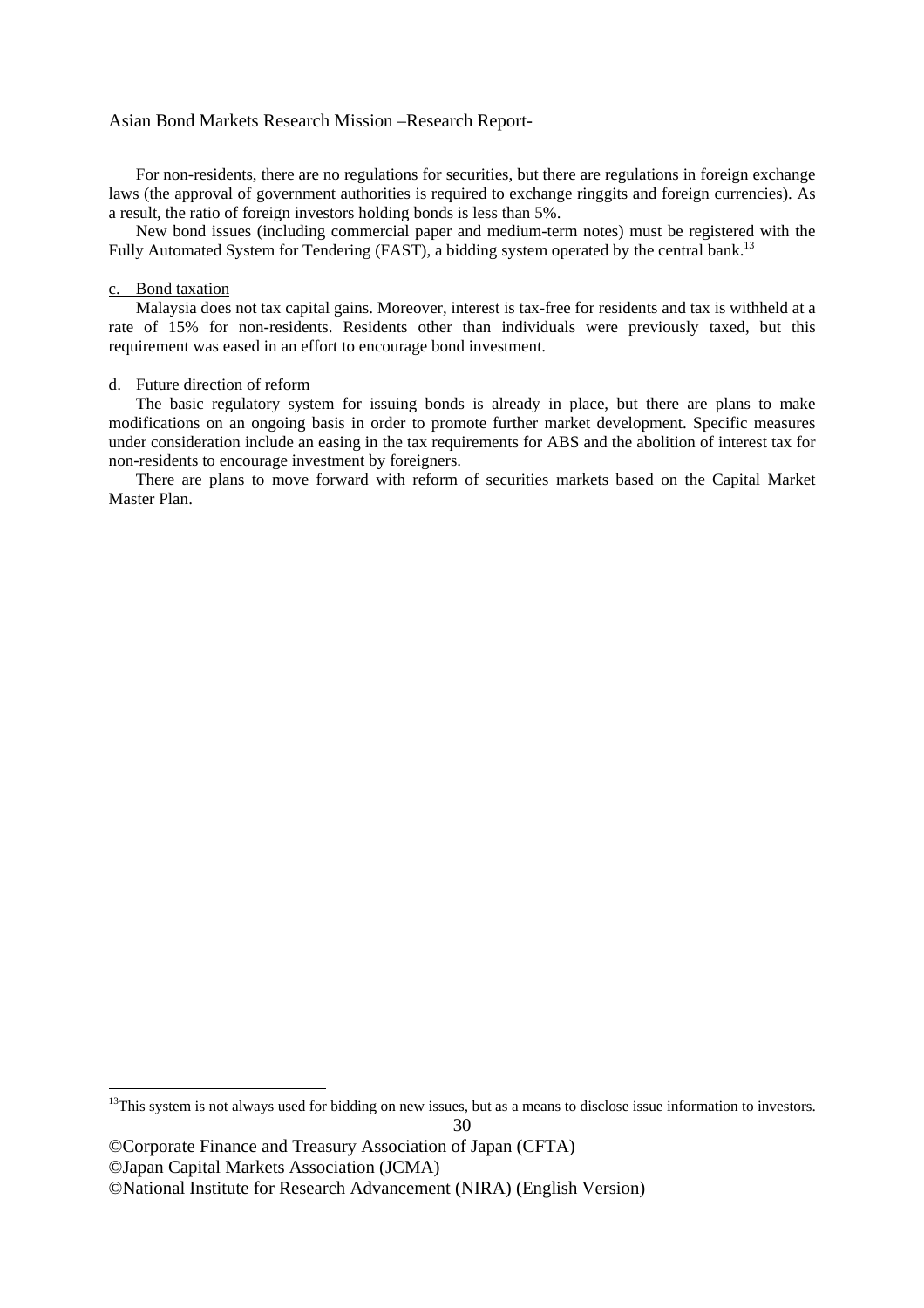For non-residents, there are no regulations for securities, but there are regulations in foreign exchange laws (the approval of government authorities is required to exchange ringgits and foreign currencies). As a result, the ratio of foreign investors holding bonds is less than 5%.

New bond issues (including commercial paper and medium-term notes) must be registered with the Fully Automated System for Tendering (FAST), a bidding system operated by the central bank.[13]

#### c. Bond taxation

Malaysia does not tax capital gains. Moreover, interest is tax-free for residents and tax is withheld at a rate of 15% for non-residents. Residents other than individuals were previously taxed, but this requirement was eased in an effort to encourage bond investment.

#### d. Future direction of reform

The basic regulatory system for issuing bonds is already in place, but there are plans to make modifications on an ongoing basis in order to promote further market development. Specific measures under consideration include an easing in the tax requirements for ABS and the abolition of interest tax for non-residents to encourage investment by foreigners.

There are plans to move forward with reform of securities markets based on the Capital Market Master Plan.

---

[13] This system is not always used for bidding on new issues, but as a means to disclose issue information to investors.

©Corporate Finance and Treasury Association of Japan (CFTA)
©Japan Capital Markets Association (JCMA)
©National Institute for Research Advancement (NIRA) (English Version)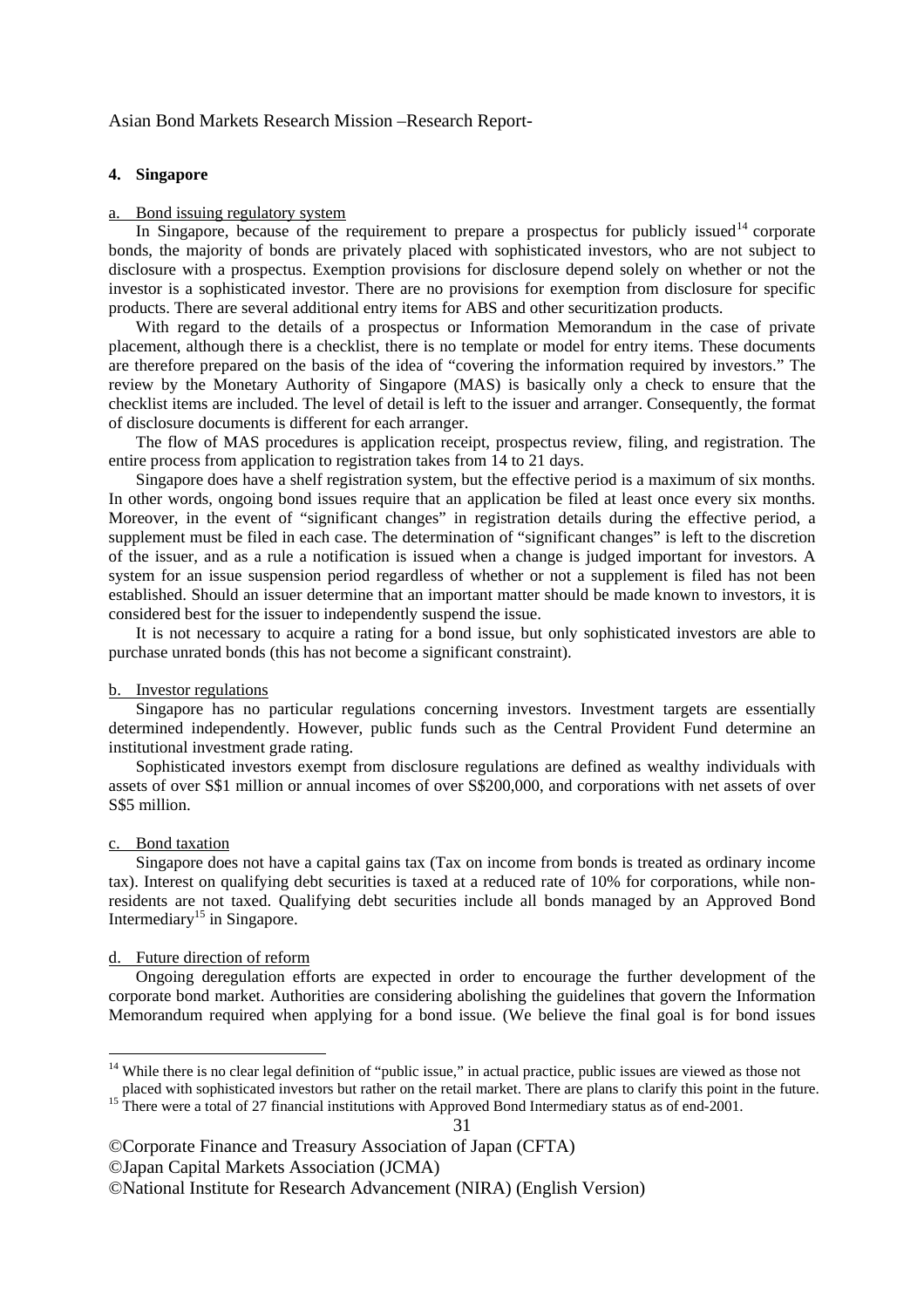## 4. Singapore

a. Bond issuing regulatory system

In Singapore, because of the requirement to prepare a prospectus for publicly issued[14] corporate bonds, the majority of bonds are privately placed with sophisticated investors, who are not subject to disclosure with a prospectus. Exemption provisions for disclosure depend solely on whether or not the investor is a sophisticated investor. There are no provisions for exemption from disclosure for specific products. There are several additional entry items for ABS and other securitization products.

With regard to the details of a prospectus or Information Memorandum in the case of private placement, although there is a checklist, there is no template or model for entry items. These documents are therefore prepared on the basis of the idea of "covering the information required by investors." The review by the Monetary Authority of Singapore (MAS) is basically only a check to ensure that the checklist items are included. The level of detail is left to the issuer and arranger. Consequently, the format of disclosure documents is different for each arranger.

The flow of MAS procedures is application receipt, prospectus review, filing, and registration. The entire process from application to registration takes from 14 to 21 days.

Singapore does have a shelf registration system, but the effective period is a maximum of six months. In other words, ongoing bond issues require that an application be filed at least once every six months. Moreover, in the event of "significant changes" in registration details during the effective period, a supplement must be filed in each case. The determination of "significant changes" is left to the discretion of the issuer, and as a rule a notification is issued when a change is judged important for investors. A system for an issue suspension period regardless of whether or not a supplement is filed has not been established. Should an issuer determine that an important matter should be made known to investors, it is considered best for the issuer to independently suspend the issue.

It is not necessary to acquire a rating for a bond issue, but only sophisticated investors are able to purchase unrated bonds (this has not become a significant constraint).

b. Investor regulations

Singapore has no particular regulations concerning investors. Investment targets are essentially determined independently. However, public funds such as the Central Provident Fund determine an institutional investment grade rating.

Sophisticated investors exempt from disclosure regulations are defined as wealthy individuals with assets of over S$1 million or annual incomes of over S$200,000, and corporations with net assets of over S$5 million.

c. Bond taxation

Singapore does not have a capital gains tax (Tax on income from bonds is treated as ordinary income tax). Interest on qualifying debt securities is taxed at a reduced rate of 10% for corporations, while non-residents are not taxed. Qualifying debt securities include all bonds managed by an Approved Bond Intermediary[15] in Singapore.

d. Future direction of reform

Ongoing deregulation efforts are expected in order to encourage the further development of the corporate bond market. Authorities are considering abolishing the guidelines that govern the Information Memorandum required when applying for a bond issue. (We believe the final goal is for bond issues

---

[14] While there is no clear legal definition of "public issue," in actual practice, public issues are viewed as those not placed with sophisticated investors but rather on the retail market. There are plans to clarify this point in the future.

[15] There were a total of 27 financial institutions with Approved Bond Intermediary status as of end-2001.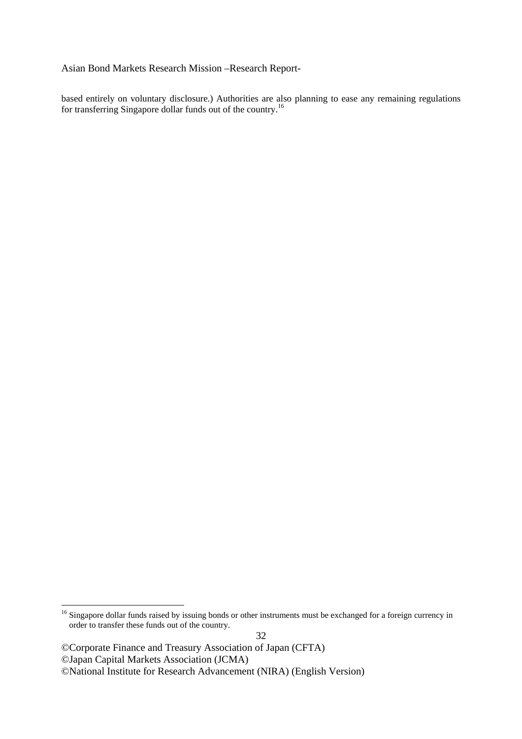based entirely on voluntary disclosure.) Authorities are also planning to ease any remaining regulations for transferring Singapore dollar funds out of the country.[16]

[16] Singapore dollar funds raised by issuing bonds or other instruments must be exchanged for a foreign currency in order to transfer these funds out of the country.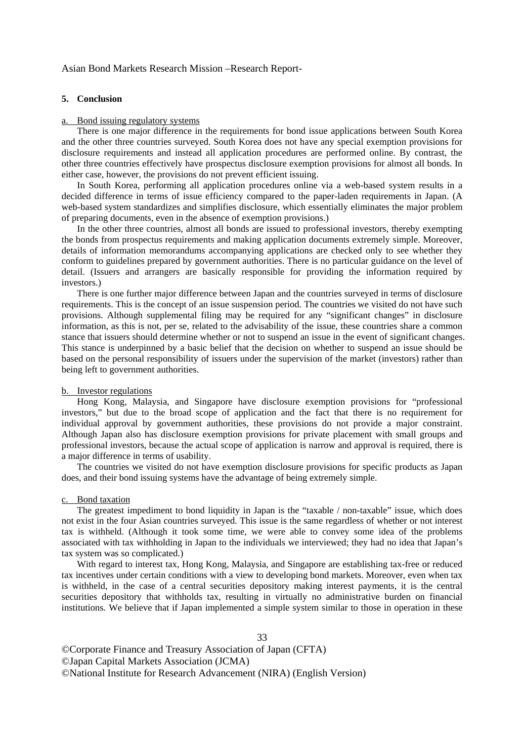## 5. Conclusion

### a. Bond issuing regulatory systems

There is one major difference in the requirements for bond issue applications between South Korea and the other three countries surveyed. South Korea does not have any special exemption provisions for disclosure requirements and instead all application procedures are performed online. By contrast, the other three countries effectively have prospectus disclosure exemption provisions for almost all bonds. In either case, however, the provisions do not prevent efficient issuing.

In South Korea, performing all application procedures online via a web-based system results in a decided difference in terms of issue efficiency compared to the paper-laden requirements in Japan. (A web-based system standardizes and simplifies disclosure, which essentially eliminates the major problem of preparing documents, even in the absence of exemption provisions.)

In the other three countries, almost all bonds are issued to professional investors, thereby exempting the bonds from prospectus requirements and making application documents extremely simple. Moreover, details of information memorandums accompanying applications are checked only to see whether they conform to guidelines prepared by government authorities. There is no particular guidance on the level of detail. (Issuers and arrangers are basically responsible for providing the information required by investors.)

There is one further major difference between Japan and the countries surveyed in terms of disclosure requirements. This is the concept of an issue suspension period. The countries we visited do not have such provisions. Although supplemental filing may be required for any "significant changes" in disclosure information, as this is not, per se, related to the advisability of the issue, these countries share a common stance that issuers should determine whether or not to suspend an issue in the event of significant changes. This stance is underpinned by a basic belief that the decision on whether to suspend an issue should be based on the personal responsibility of issuers under the supervision of the market (investors) rather than being left to government authorities.

### b. Investor regulations

Hong Kong, Malaysia, and Singapore have disclosure exemption provisions for "professional investors," but due to the broad scope of application and the fact that there is no requirement for individual approval by government authorities, these provisions do not provide a major constraint. Although Japan also has disclosure exemption provisions for private placement with small groups and professional investors, because the actual scope of application is narrow and approval is required, there is a major difference in terms of usability.

The countries we visited do not have exemption disclosure provisions for specific products as Japan does, and their bond issuing systems have the advantage of being extremely simple.

### c. Bond taxation

The greatest impediment to bond liquidity in Japan is the "taxable / non-taxable" issue, which does not exist in the four Asian countries surveyed. This issue is the same regardless of whether or not interest tax is withheld. (Although it took some time, we were able to convey some idea of the problems associated with tax withholding in Japan to the individuals we interviewed; they had no idea that Japan's tax system was so complicated.)

With regard to interest tax, Hong Kong, Malaysia, and Singapore are establishing tax-free or reduced tax incentives under certain conditions with a view to developing bond markets. Moreover, even when tax is withheld, in the case of a central securities depository making interest payments, it is the central securities depository that withholds tax, resulting in virtually no administrative burden on financial institutions. We believe that if Japan implemented a simple system similar to those in operation in these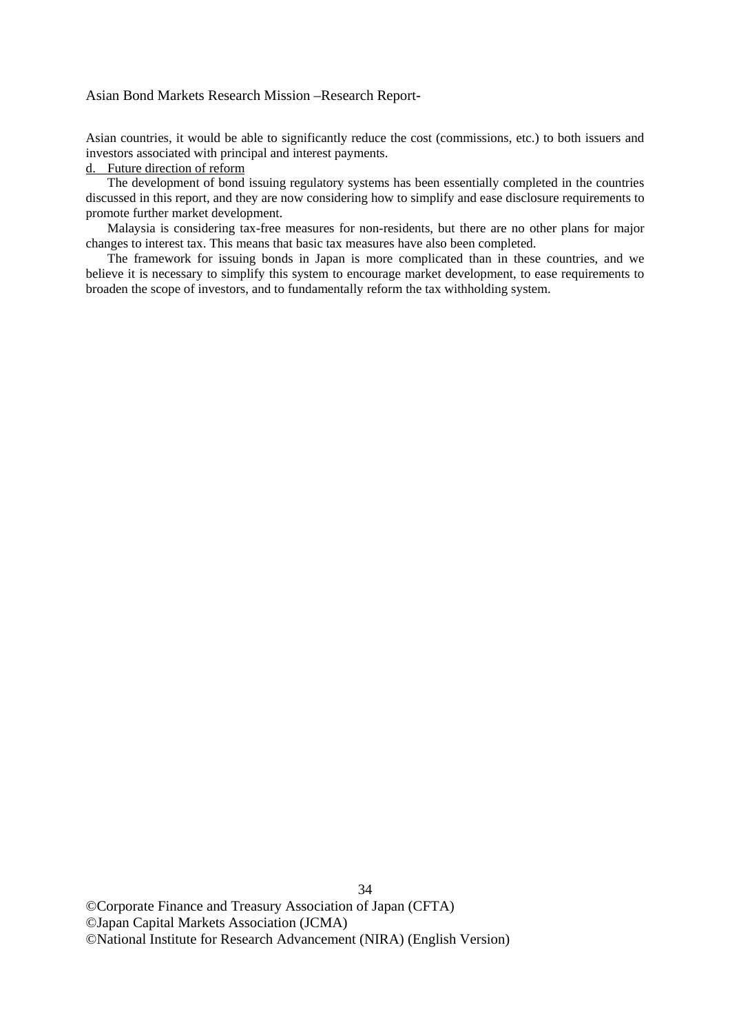Asian countries, it would be able to significantly reduce the cost (commissions, etc.) to both issuers and investors associated with principal and interest payments.

d. Future direction of reform

The development of bond issuing regulatory systems has been essentially completed in the countries discussed in this report, and they are now considering how to simplify and ease disclosure requirements to promote further market development.

Malaysia is considering tax-free measures for non-residents, but there are no other plans for major changes to interest tax. This means that basic tax measures have also been completed.

The framework for issuing bonds in Japan is more complicated than in these countries, and we believe it is necessary to simplify this system to encourage market development, to ease requirements to broaden the scope of investors, and to fundamentally reform the tax withholding system.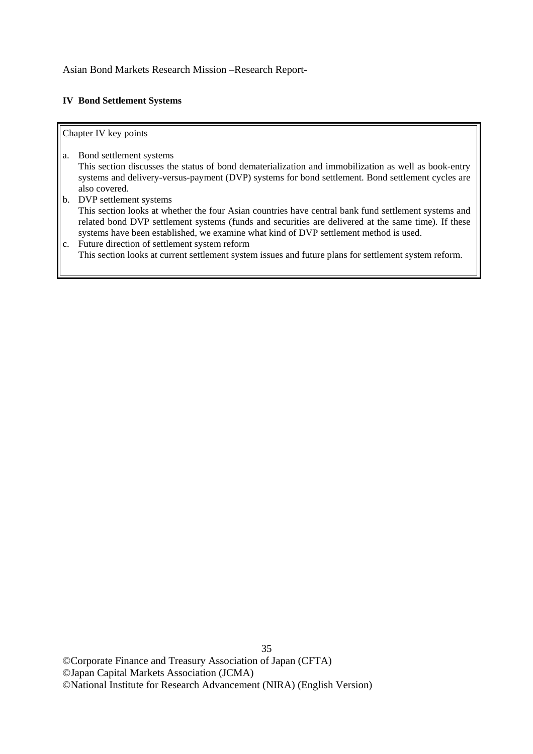## IV Bond Settlement Systems

Chapter IV key points

a. Bond settlement systems
   This section discusses the status of bond dematerialization and immobilization as well as book-entry systems and delivery-versus-payment (DVP) systems for bond settlement. Bond settlement cycles are also covered.

b. DVP settlement systems
   This section looks at whether the four Asian countries have central bank fund settlement systems and related bond DVP settlement systems (funds and securities are delivered at the same time). If these systems have been established, we examine what kind of DVP settlement method is used.

c. Future direction of settlement system reform
   This section looks at current settlement system issues and future plans for settlement system reform.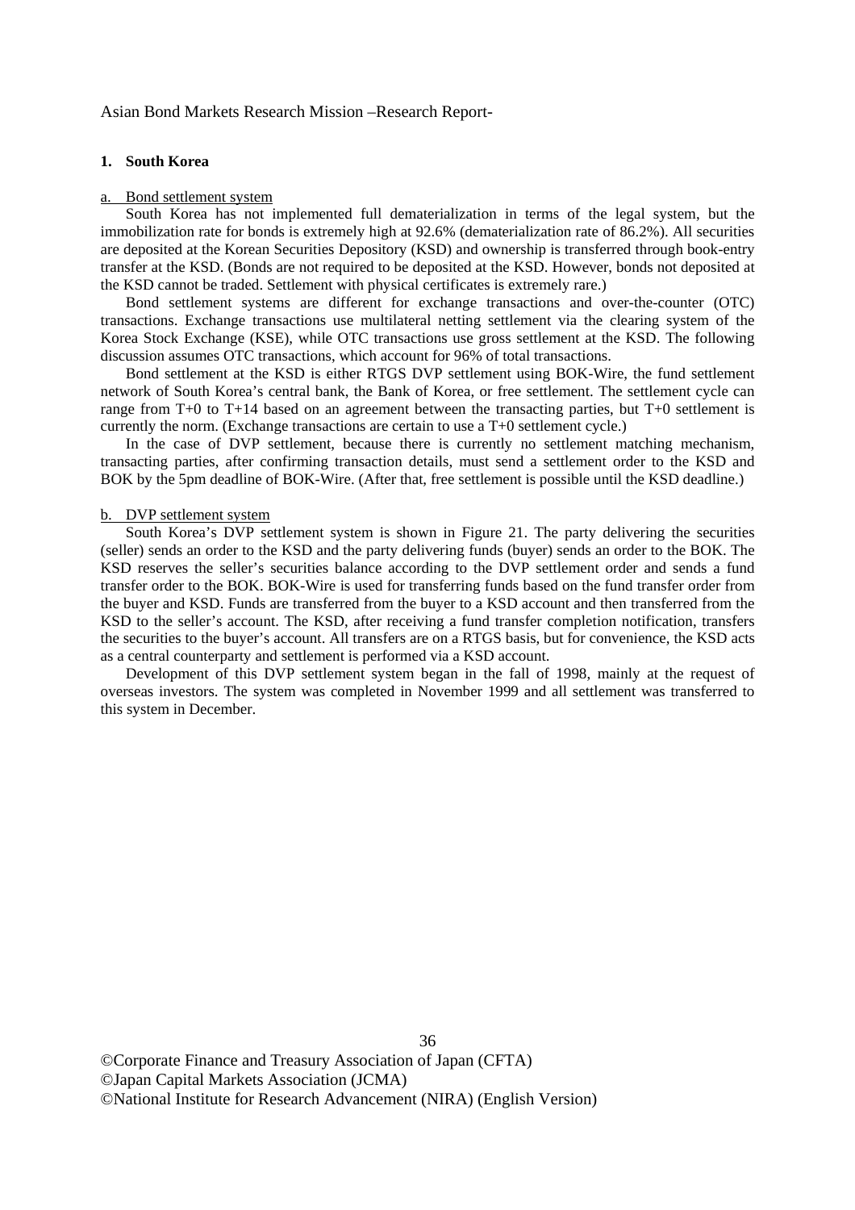## 1. South Korea

### a. Bond settlement system

South Korea has not implemented full dematerialization in terms of the legal system, but the immobilization rate for bonds is extremely high at 92.6% (dematerialization rate of 86.2%). All securities are deposited at the Korean Securities Depository (KSD) and ownership is transferred through book-entry transfer at the KSD. (Bonds are not required to be deposited at the KSD. However, bonds not deposited at the KSD cannot be traded. Settlement with physical certificates is extremely rare.)

Bond settlement systems are different for exchange transactions and over-the-counter (OTC) transactions. Exchange transactions use multilateral netting settlement via the clearing system of the Korea Stock Exchange (KSE), while OTC transactions use gross settlement at the KSD. The following discussion assumes OTC transactions, which account for 96% of total transactions.

Bond settlement at the KSD is either RTGS DVP settlement using BOK-Wire, the fund settlement network of South Korea's central bank, the Bank of Korea, or free settlement. The settlement cycle can range from T+0 to T+14 based on an agreement between the transacting parties, but T+0 settlement is currently the norm. (Exchange transactions are certain to use a T+0 settlement cycle.)

In the case of DVP settlement, because there is currently no settlement matching mechanism, transacting parties, after confirming transaction details, must send a settlement order to the KSD and BOK by the 5pm deadline of BOK-Wire. (After that, free settlement is possible until the KSD deadline.)

### b. DVP settlement system

South Korea's DVP settlement system is shown in Figure 21. The party delivering the securities (seller) sends an order to the KSD and the party delivering funds (buyer) sends an order to the BOK. The KSD reserves the seller's securities balance according to the DVP settlement order and sends a fund transfer order to the BOK. BOK-Wire is used for transferring funds based on the fund transfer order from the buyer and KSD. Funds are transferred from the buyer to a KSD account and then transferred from the KSD to the seller's account. The KSD, after receiving a fund transfer completion notification, transfers the securities to the buyer's account. All transfers are on a RTGS basis, but for convenience, the KSD acts as a central counterparty and settlement is performed via a KSD account.

Development of this DVP settlement system began in the fall of 1998, mainly at the request of overseas investors. The system was completed in November 1999 and all settlement was transferred to this system in December.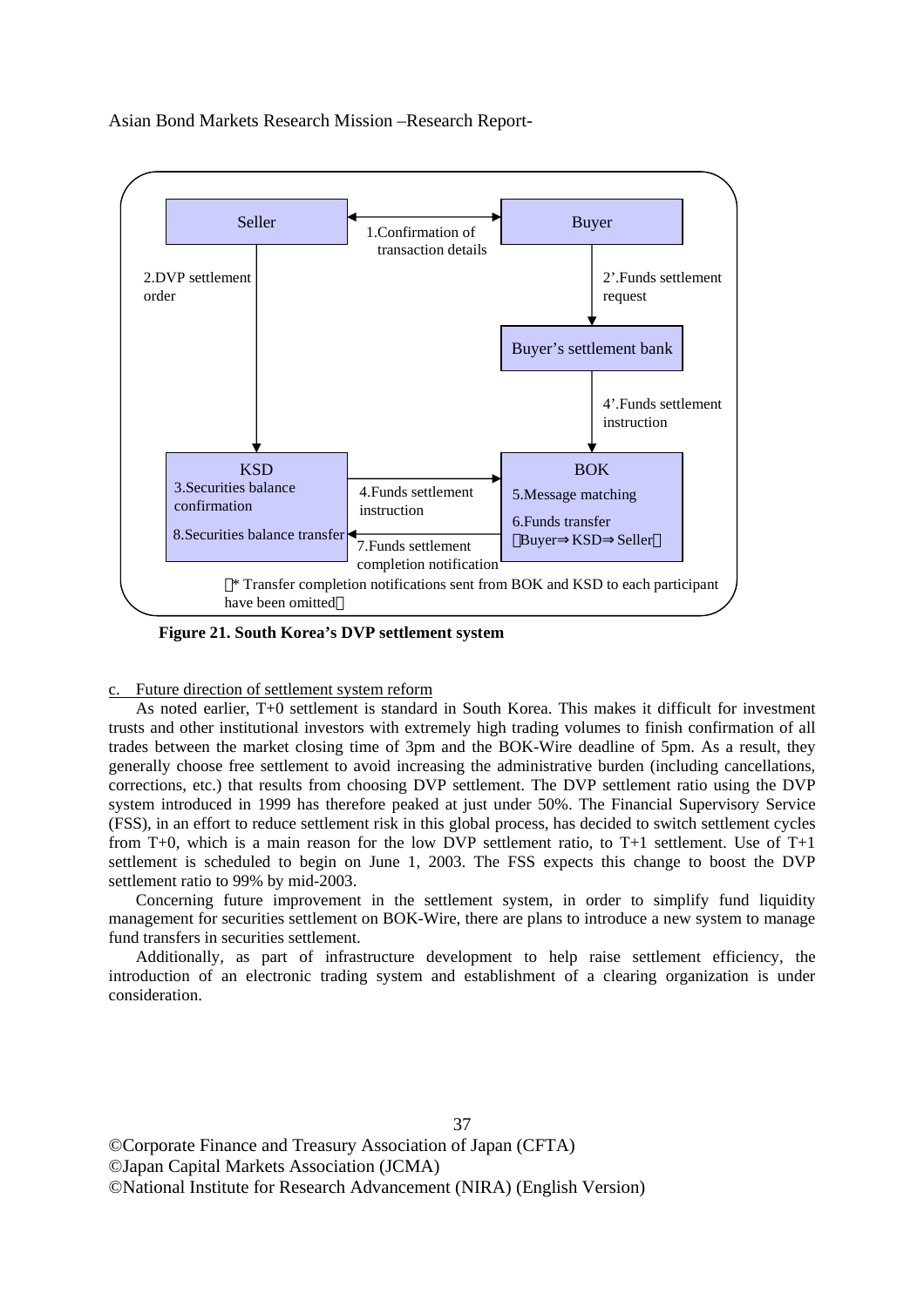Seller ↔ Buyer: 1.Confirmation of transaction details

Seller → KSD: 2.DVP settlement order

Buyer → Buyer's settlement bank: 2'.Funds settlement request

Buyer's settlement bank → BOK: 4'.Funds settlement instruction

KSD
3.Securities balance confirmation
8.Securities balance transfer

KSD → BOK: 4.Funds settlement instruction

BOK
5.Message matching
6.Funds transfer (Buyer⇒KSD⇒Seller)

BOK → KSD: 7.Funds settlement completion notification

(* Transfer completion notifications sent from BOK and KSD to each participant have been omitted)

**Figure 21. South Korea's DVP settlement system**

c. Future direction of settlement system reform

As noted earlier, T+0 settlement is standard in South Korea. This makes it difficult for investment trusts and other institutional investors with extremely high trading volumes to finish confirmation of all trades between the market closing time of 3pm and the BOK-Wire deadline of 5pm. As a result, they generally choose free settlement to avoid increasing the administrative burden (including cancellations, corrections, etc.) that results from choosing DVP settlement. The DVP settlement ratio using the DVP system introduced in 1999 has therefore peaked at just under 50%. The Financial Supervisory Service (FSS), in an effort to reduce settlement risk in this global process, has decided to switch settlement cycles from T+0, which is a main reason for the low DVP settlement ratio, to T+1 settlement. Use of T+1 settlement is scheduled to begin on June 1, 2003. The FSS expects this change to boost the DVP settlement ratio to 99% by mid-2003.

Concerning future improvement in the settlement system, in order to simplify fund liquidity management for securities settlement on BOK-Wire, there are plans to introduce a new system to manage fund transfers in securities settlement.

Additionally, as part of infrastructure development to help raise settlement efficiency, the introduction of an electronic trading system and establishment of a clearing organization is under consideration.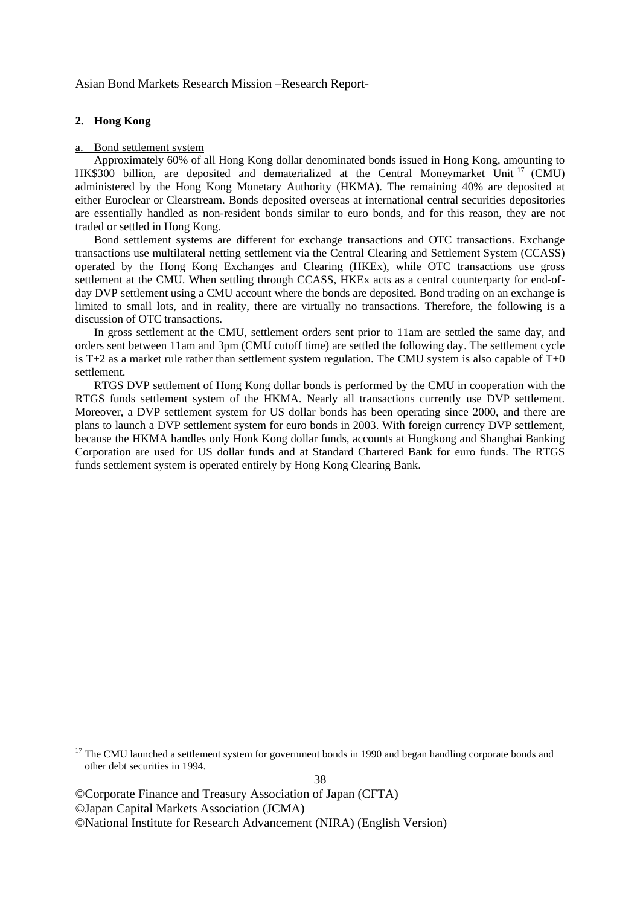## 2. Hong Kong

a. Bond settlement system

Approximately 60% of all Hong Kong dollar denominated bonds issued in Hong Kong, amounting to HK$300 billion, are deposited and dematerialized at the Central Moneymarket Unit [17] (CMU) administered by the Hong Kong Monetary Authority (HKMA). The remaining 40% are deposited at either Euroclear or Clearstream. Bonds deposited overseas at international central securities depositories are essentially handled as non-resident bonds similar to euro bonds, and for this reason, they are not traded or settled in Hong Kong.

Bond settlement systems are different for exchange transactions and OTC transactions. Exchange transactions use multilateral netting settlement via the Central Clearing and Settlement System (CCASS) operated by the Hong Kong Exchanges and Clearing (HKEx), while OTC transactions use gross settlement at the CMU. When settling through CCASS, HKEx acts as a central counterparty for end-of-day DVP settlement using a CMU account where the bonds are deposited. Bond trading on an exchange is limited to small lots, and in reality, there are virtually no transactions. Therefore, the following is a discussion of OTC transactions.

In gross settlement at the CMU, settlement orders sent prior to 11am are settled the same day, and orders sent between 11am and 3pm (CMU cutoff time) are settled the following day. The settlement cycle is T+2 as a market rule rather than settlement system regulation. The CMU system is also capable of T+0 settlement.

RTGS DVP settlement of Hong Kong dollar bonds is performed by the CMU in cooperation with the RTGS funds settlement system of the HKMA. Nearly all transactions currently use DVP settlement. Moreover, a DVP settlement system for US dollar bonds has been operating since 2000, and there are plans to launch a DVP settlement system for euro bonds in 2003. With foreign currency DVP settlement, because the HKMA handles only Honk Kong dollar funds, accounts at Hongkong and Shanghai Banking Corporation are used for US dollar funds and at Standard Chartered Bank for euro funds. The RTGS funds settlement system is operated entirely by Hong Kong Clearing Bank.

[17] The CMU launched a settlement system for government bonds in 1990 and began handling corporate bonds and other debt securities in 1994.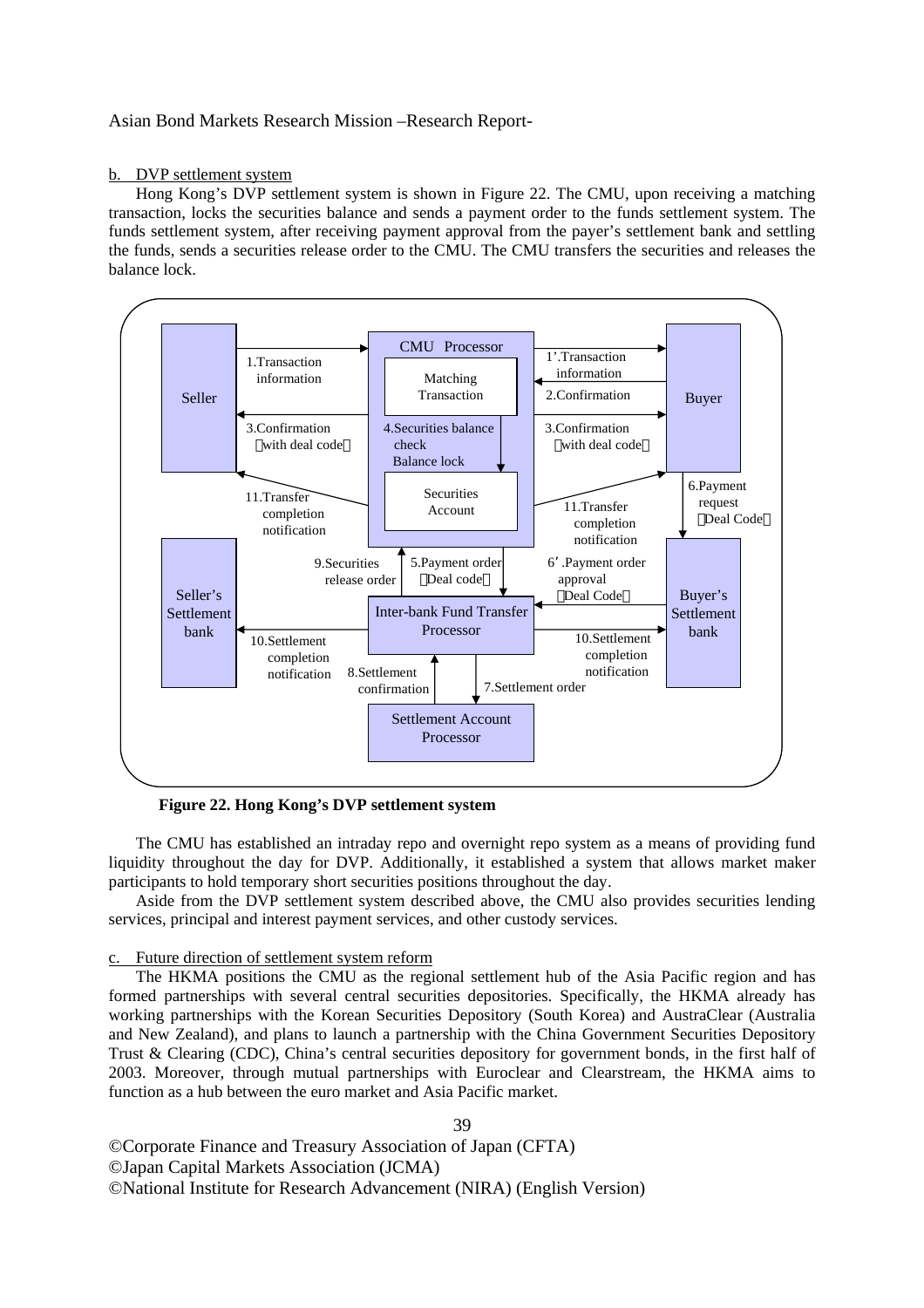b. DVP settlement system

Hong Kong's DVP settlement system is shown in Figure 22. The CMU, upon receiving a matching transaction, locks the securities balance and sends a payment order to the funds settlement system. The funds settlement system, after receiving payment approval from the payer's settlement bank and settling the funds, sends a securities release order to the CMU. The CMU transfers the securities and releases the balance lock.

**Figure 22. Hong Kong's DVP settlement system**

The CMU has established an intraday repo and overnight repo system as a means of providing fund liquidity throughout the day for DVP. Additionally, it established a system that allows market maker participants to hold temporary short securities positions throughout the day.

Aside from the DVP settlement system described above, the CMU also provides securities lending services, principal and interest payment services, and other custody services.

c. Future direction of settlement system reform

The HKMA positions the CMU as the regional settlement hub of the Asia Pacific region and has formed partnerships with several central securities depositories. Specifically, the HKMA already has working partnerships with the Korean Securities Depository (South Korea) and AustraClear (Australia and New Zealand), and plans to launch a partnership with the China Government Securities Depository Trust & Clearing (CDC), China's central securities depository for government bonds, in the first half of 2003. Moreover, through mutual partnerships with Euroclear and Clearstream, the HKMA aims to function as a hub between the euro market and Asia Pacific market.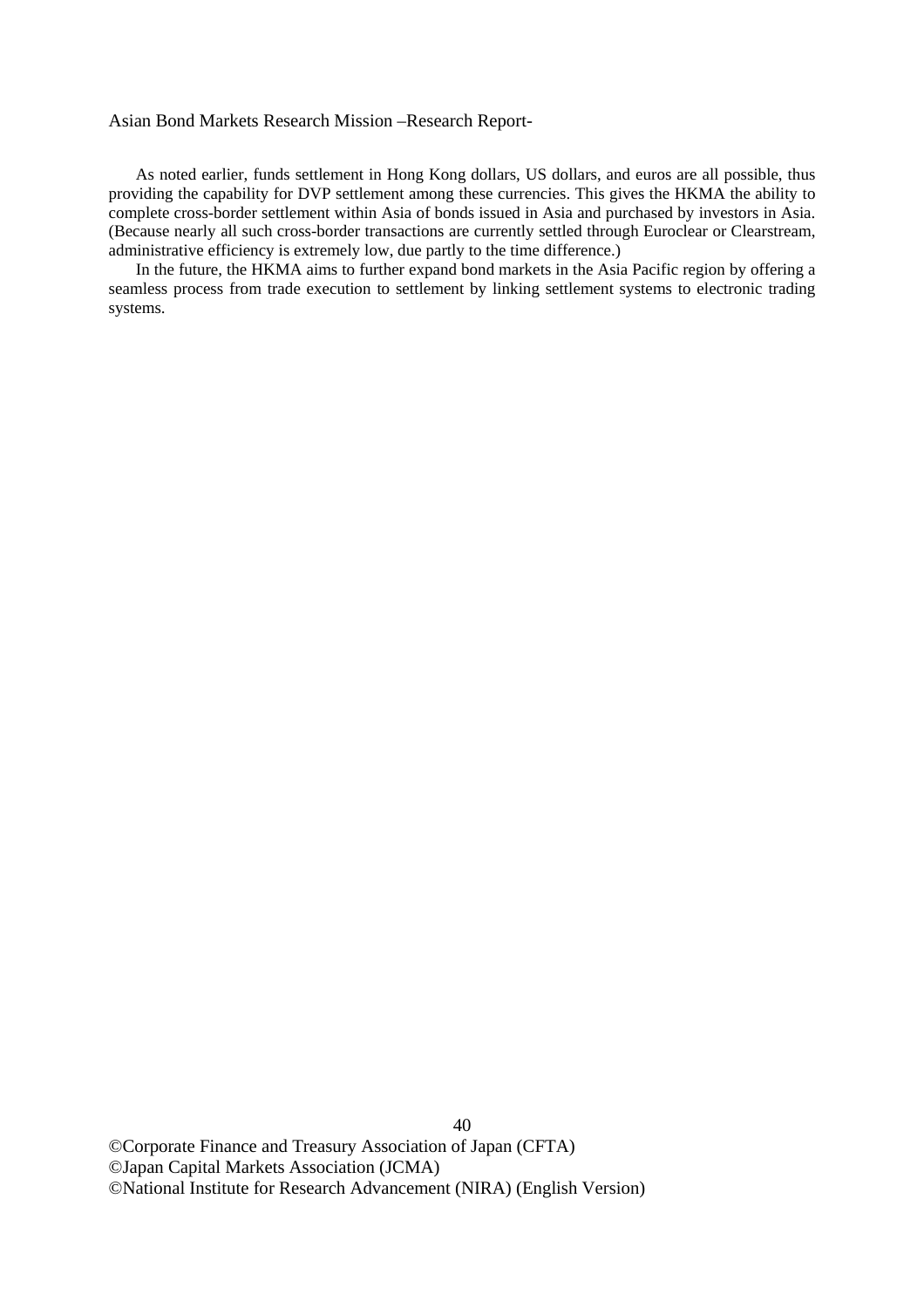As noted earlier, funds settlement in Hong Kong dollars, US dollars, and euros are all possible, thus providing the capability for DVP settlement among these currencies. This gives the HKMA the ability to complete cross-border settlement within Asia of bonds issued in Asia and purchased by investors in Asia. (Because nearly all such cross-border transactions are currently settled through Euroclear or Clearstream, administrative efficiency is extremely low, due partly to the time difference.)

In the future, the HKMA aims to further expand bond markets in the Asia Pacific region by offering a seamless process from trade execution to settlement by linking settlement systems to electronic trading systems.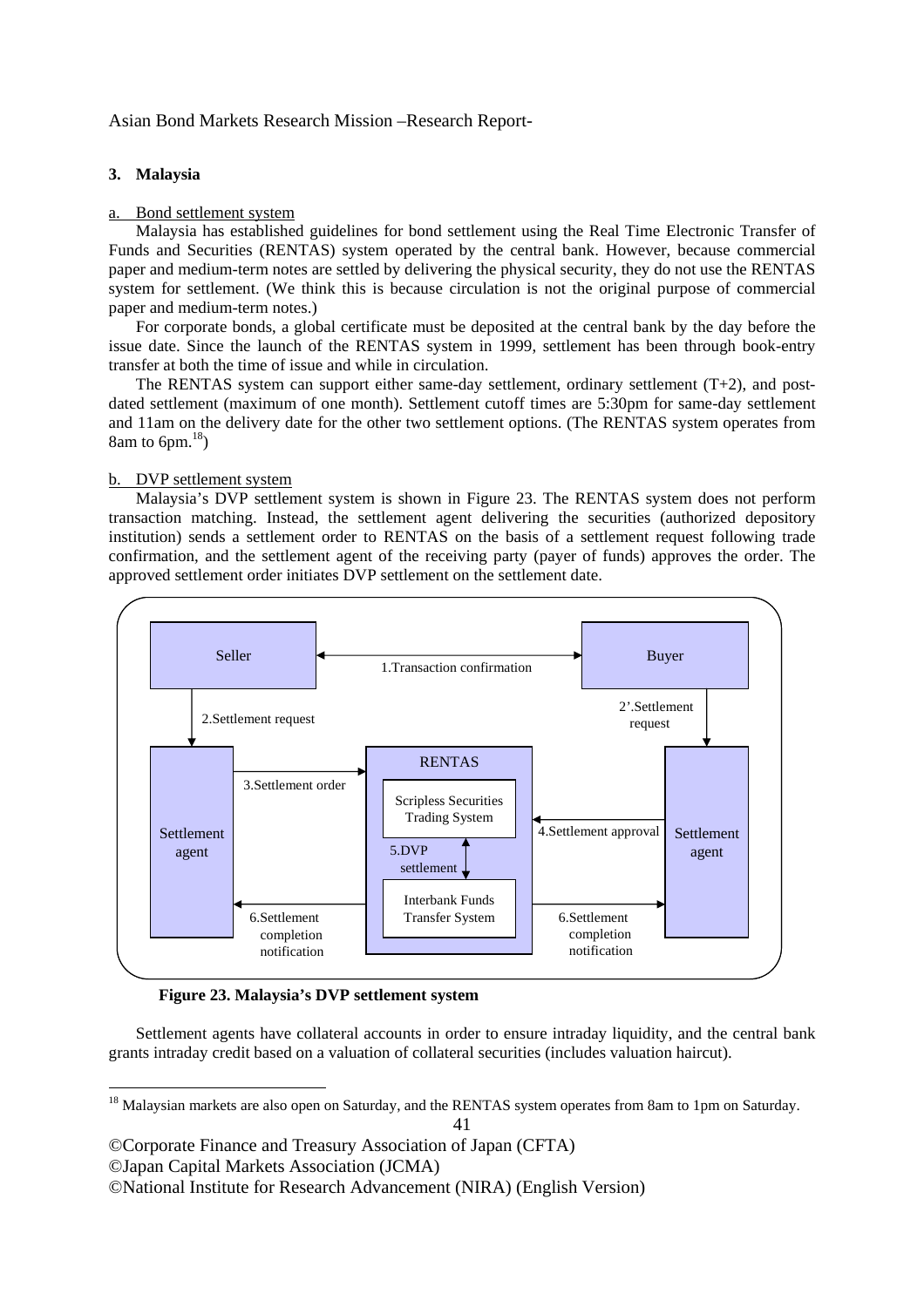### 3. Malaysia

a. Bond settlement system

Malaysia has established guidelines for bond settlement using the Real Time Electronic Transfer of Funds and Securities (RENTAS) system operated by the central bank. However, because commercial paper and medium-term notes are settled by delivering the physical security, they do not use the RENTAS system for settlement. (We think this is because circulation is not the original purpose of commercial paper and medium-term notes.)

For corporate bonds, a global certificate must be deposited at the central bank by the day before the issue date. Since the launch of the RENTAS system in 1999, settlement has been through book-entry transfer at both the time of issue and while in circulation.

The RENTAS system can support either same-day settlement, ordinary settlement (T+2), and post-dated settlement (maximum of one month). Settlement cutoff times are 5:30pm for same-day settlement and 11am on the delivery date for the other two settlement options. (The RENTAS system operates from 8am to 6pm.[18])

b. DVP settlement system

Malaysia's DVP settlement system is shown in Figure 23. The RENTAS system does not perform transaction matching. Instead, the settlement agent delivering the securities (authorized depository institution) sends a settlement order to RENTAS on the basis of a settlement request following trade confirmation, and the settlement agent of the receiving party (payer of funds) approves the order. The approved settlement order initiates DVP settlement on the settlement date.

Seller ↔ Buyer: 1.Transaction confirmation

Seller → Settlement agent: 2.Settlement request

Buyer → Settlement agent: 2'.Settlement request

Settlement agent (seller) → RENTAS: 3.Settlement order

Settlement agent (buyer) → RENTAS: 4.Settlement approval

RENTAS: Scripless Securities Trading System ↔ Interbank Funds Transfer System: 5.DVP settlement

RENTAS → Settlement agents: 6.Settlement completion notification

**Figure 23. Malaysia's DVP settlement system**

Settlement agents have collateral accounts in order to ensure intraday liquidity, and the central bank grants intraday credit based on a valuation of collateral securities (includes valuation haircut).

[18] Malaysian markets are also open on Saturday, and the RENTAS system operates from 8am to 1pm on Saturday.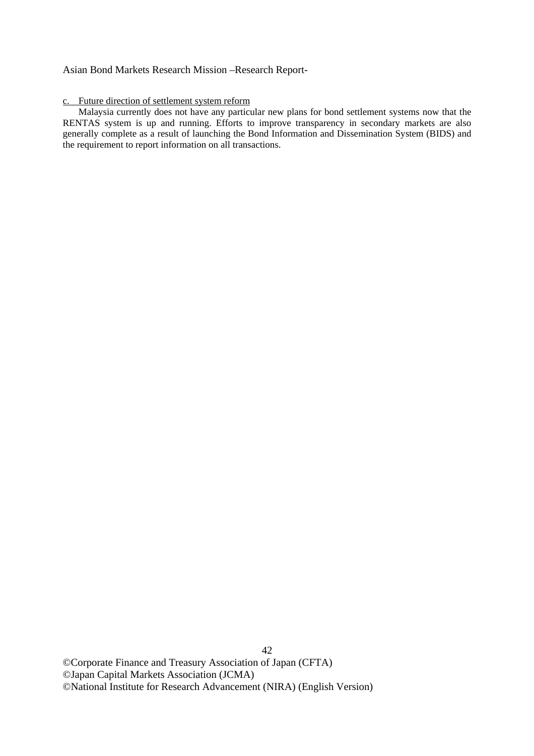c. Future direction of settlement system reform

Malaysia currently does not have any particular new plans for bond settlement systems now that the RENTAS system is up and running. Efforts to improve transparency in secondary markets are also generally complete as a result of launching the Bond Information and Dissemination System (BIDS) and the requirement to report information on all transactions.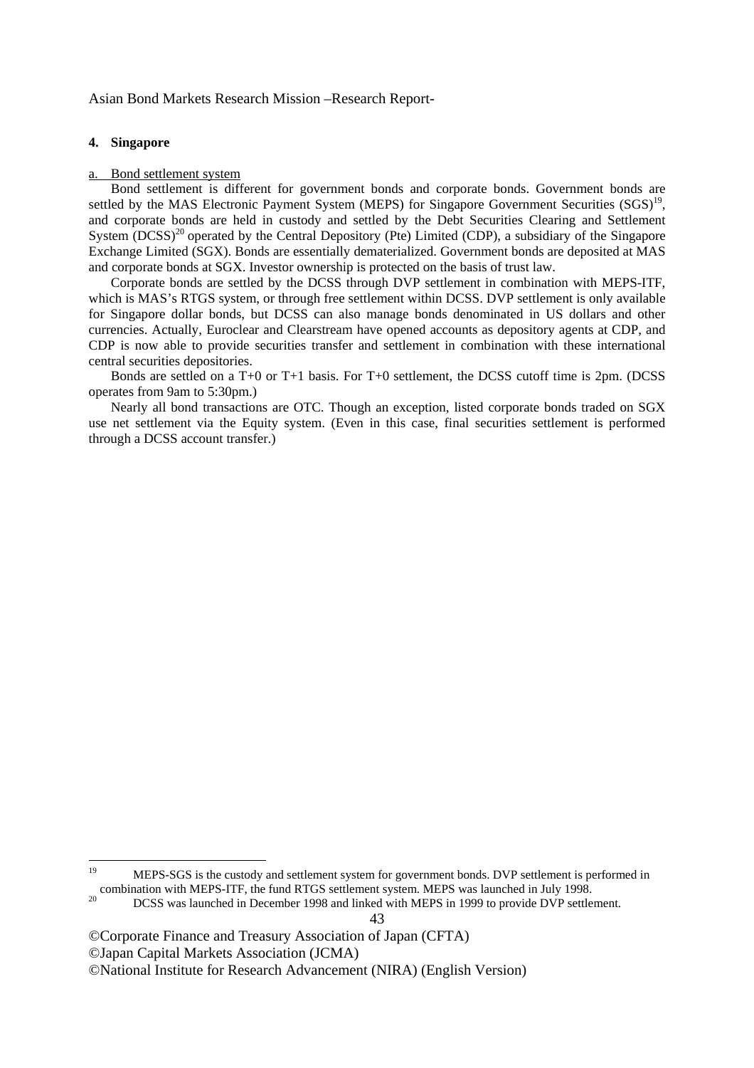## 4. Singapore

### a. Bond settlement system

Bond settlement is different for government bonds and corporate bonds. Government bonds are settled by the MAS Electronic Payment System (MEPS) for Singapore Government Securities (SGS)[19], and corporate bonds are held in custody and settled by the Debt Securities Clearing and Settlement System (DCSS)[20] operated by the Central Depository (Pte) Limited (CDP), a subsidiary of the Singapore Exchange Limited (SGX). Bonds are essentially dematerialized. Government bonds are deposited at MAS and corporate bonds at SGX. Investor ownership is protected on the basis of trust law.

Corporate bonds are settled by the DCSS through DVP settlement in combination with MEPS-ITF, which is MAS's RTGS system, or through free settlement within DCSS. DVP settlement is only available for Singapore dollar bonds, but DCSS can also manage bonds denominated in US dollars and other currencies. Actually, Euroclear and Clearstream have opened accounts as depository agents at CDP, and CDP is now able to provide securities transfer and settlement in combination with these international central securities depositories.

Bonds are settled on a T+0 or T+1 basis. For T+0 settlement, the DCSS cutoff time is 2pm. (DCSS operates from 9am to 5:30pm.)

Nearly all bond transactions are OTC. Though an exception, listed corporate bonds traded on SGX use net settlement via the Equity system. (Even in this case, final securities settlement is performed through a DCSS account transfer.)

---

[19] MEPS-SGS is the custody and settlement system for government bonds. DVP settlement is performed in combination with MEPS-ITF, the fund RTGS settlement system. MEPS was launched in July 1998.

[20] DCSS was launched in December 1998 and linked with MEPS in 1999 to provide DVP settlement.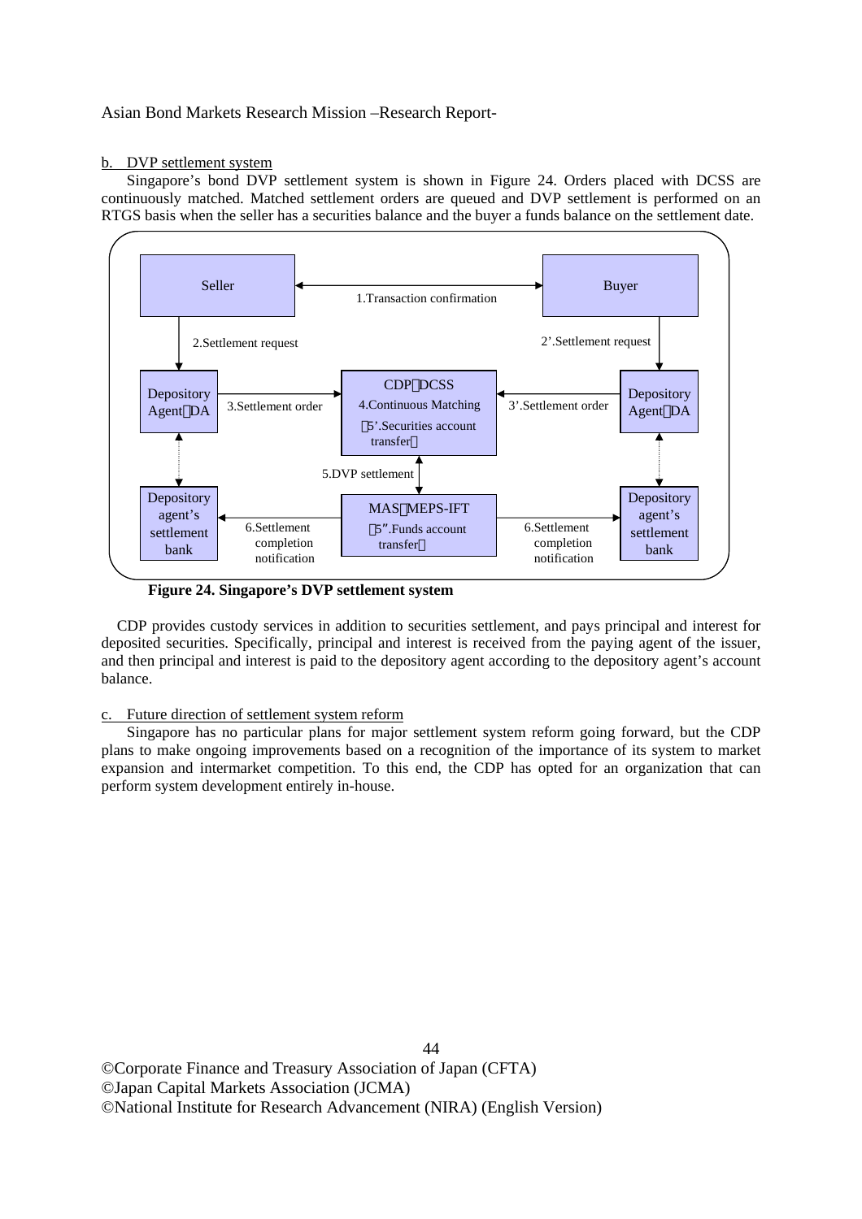b. DVP settlement system

Singapore's bond DVP settlement system is shown in Figure 24. Orders placed with DCSS are continuously matched. Matched settlement orders are queued and DVP settlement is performed on an RTGS basis when the seller has a securities balance and the buyer a funds balance on the settlement date.

Seller

1.Transaction confirmation

Buyer

2.Settlement request

2'.Settlement request

Depository Agent（DA）

3.Settlement order

CDP（DCSS）
4.Continuous Matching
（5'.Securities account transfer）

3'.Settlement order

Depository Agent（DA）

5.DVP settlement

Depository agent's settlement bank

6.Settlement completion notification

MAS（MEPS-IFT）
（5".Funds account transfer）

6.Settlement completion notification

Depository agent's settlement bank

**Figure 24. Singapore's DVP settlement system**

CDP provides custody services in addition to securities settlement, and pays principal and interest for deposited securities. Specifically, principal and interest is received from the paying agent of the issuer, and then principal and interest is paid to the depository agent according to the depository agent's account balance.

c. Future direction of settlement system reform

Singapore has no particular plans for major settlement system reform going forward, but the CDP plans to make ongoing improvements based on a recognition of the importance of its system to market expansion and intermarket competition. To this end, the CDP has opted for an organization that can perform system development entirely in-house.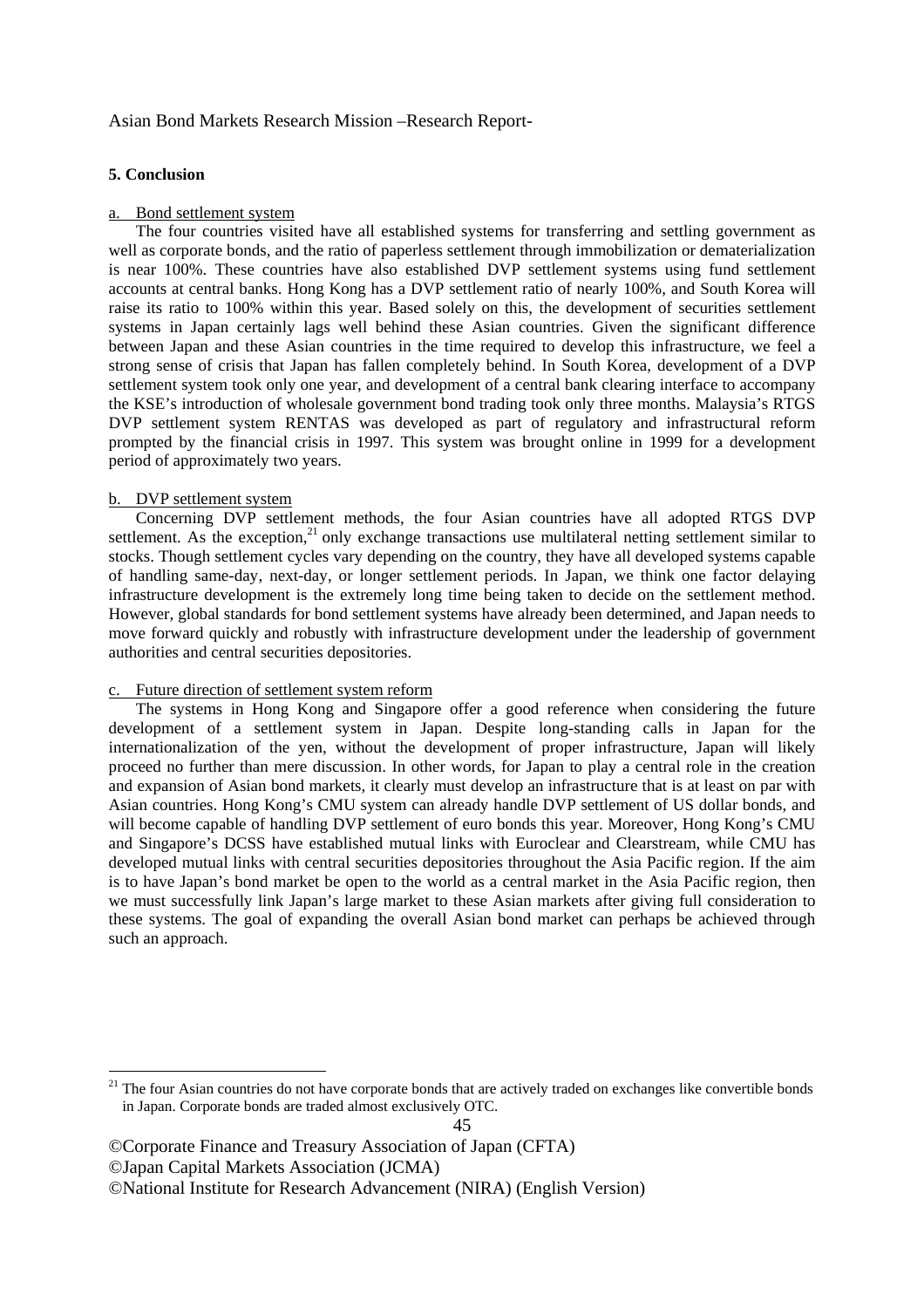## 5. Conclusion

### a. Bond settlement system

The four countries visited have all established systems for transferring and settling government as well as corporate bonds, and the ratio of paperless settlement through immobilization or dematerialization is near 100%. These countries have also established DVP settlement systems using fund settlement accounts at central banks. Hong Kong has a DVP settlement ratio of nearly 100%, and South Korea will raise its ratio to 100% within this year. Based solely on this, the development of securities settlement systems in Japan certainly lags well behind these Asian countries. Given the significant difference between Japan and these Asian countries in the time required to develop this infrastructure, we feel a strong sense of crisis that Japan has fallen completely behind. In South Korea, development of a DVP settlement system took only one year, and development of a central bank clearing interface to accompany the KSE's introduction of wholesale government bond trading took only three months. Malaysia's RTGS DVP settlement system RENTAS was developed as part of regulatory and infrastructural reform prompted by the financial crisis in 1997. This system was brought online in 1999 for a development period of approximately two years.

### b. DVP settlement system

Concerning DVP settlement methods, the four Asian countries have all adopted RTGS DVP settlement. As the exception,[21] only exchange transactions use multilateral netting settlement similar to stocks. Though settlement cycles vary depending on the country, they have all developed systems capable of handling same-day, next-day, or longer settlement periods. In Japan, we think one factor delaying infrastructure development is the extremely long time being taken to decide on the settlement method. However, global standards for bond settlement systems have already been determined, and Japan needs to move forward quickly and robustly with infrastructure development under the leadership of government authorities and central securities depositories.

### c. Future direction of settlement system reform

The systems in Hong Kong and Singapore offer a good reference when considering the future development of a settlement system in Japan. Despite long-standing calls in Japan for the internationalization of the yen, without the development of proper infrastructure, Japan will likely proceed no further than mere discussion. In other words, for Japan to play a central role in the creation and expansion of Asian bond markets, it clearly must develop an infrastructure that is at least on par with Asian countries. Hong Kong's CMU system can already handle DVP settlement of US dollar bonds, and will become capable of handling DVP settlement of euro bonds this year. Moreover, Hong Kong's CMU and Singapore's DCSS have established mutual links with Euroclear and Clearstream, while CMU has developed mutual links with central securities depositories throughout the Asia Pacific region. If the aim is to have Japan's bond market be open to the world as a central market in the Asia Pacific region, then we must successfully link Japan's large market to these Asian markets after giving full consideration to these systems. The goal of expanding the overall Asian bond market can perhaps be achieved through such an approach.

---

[21] The four Asian countries do not have corporate bonds that are actively traded on exchanges like convertible bonds in Japan. Corporate bonds are traded almost exclusively OTC.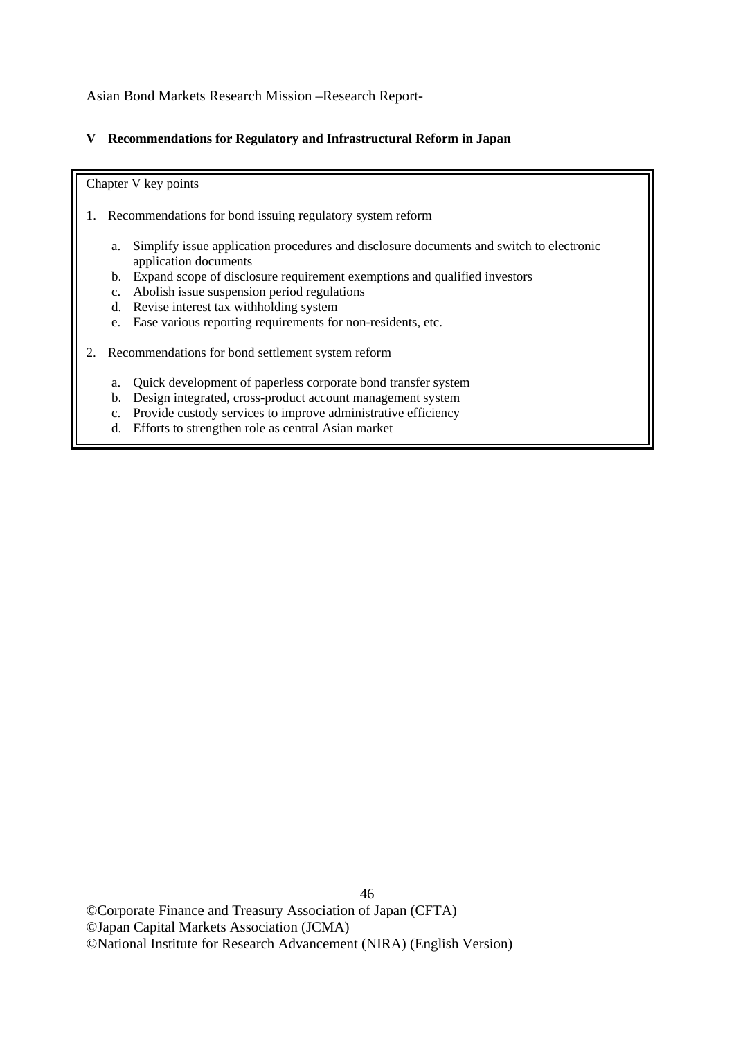## V Recommendations for Regulatory and Infrastructural Reform in Japan

Chapter V key points

1. Recommendations for bond issuing regulatory system reform

   a. Simplify issue application procedures and disclosure documents and switch to electronic application documents
   b. Expand scope of disclosure requirement exemptions and qualified investors
   c. Abolish issue suspension period regulations
   d. Revise interest tax withholding system
   e. Ease various reporting requirements for non-residents, etc.

2. Recommendations for bond settlement system reform

   a. Quick development of paperless corporate bond transfer system
   b. Design integrated, cross-product account management system
   c. Provide custody services to improve administrative efficiency
   d. Efforts to strengthen role as central Asian market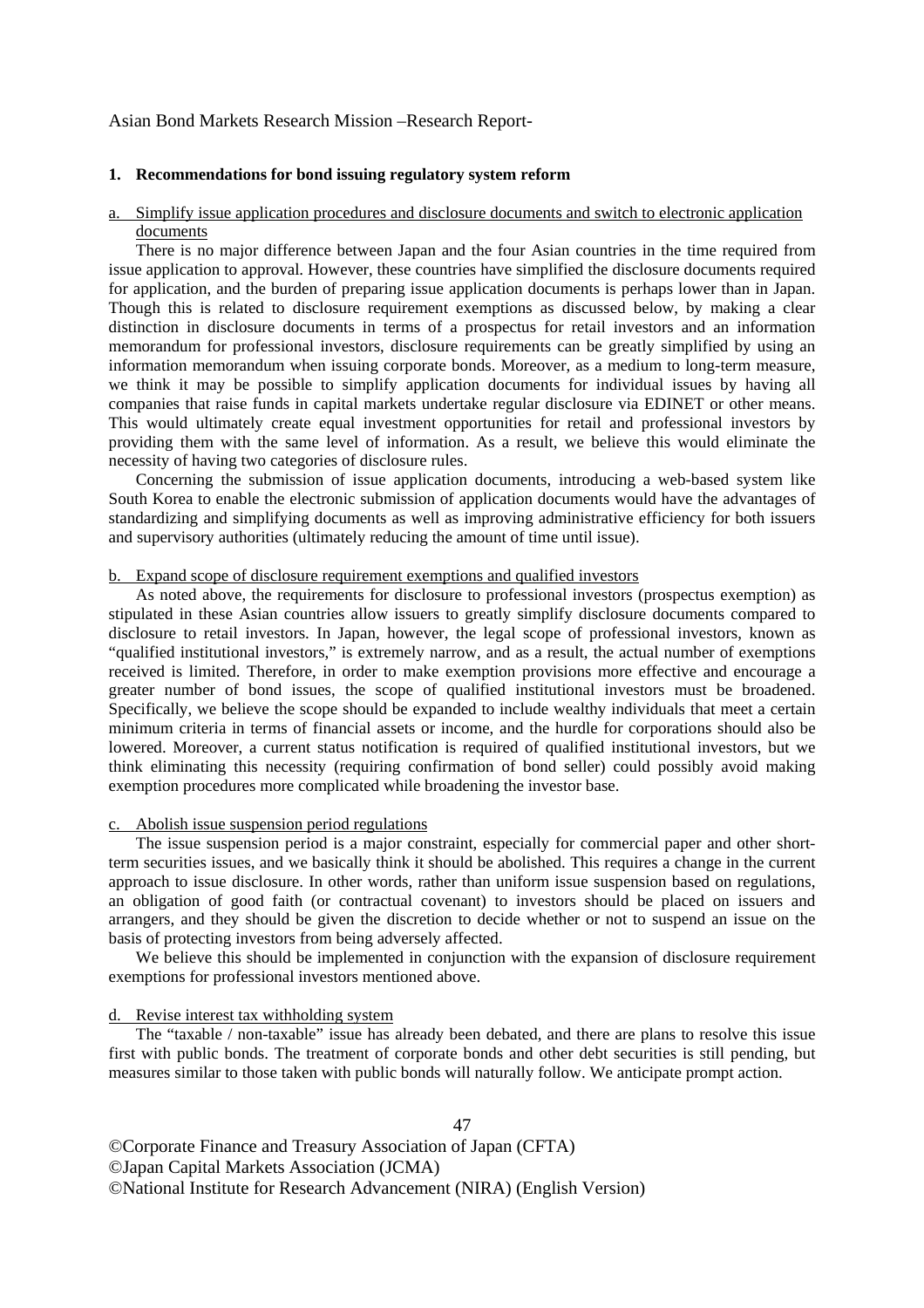## 1. Recommendations for bond issuing regulatory system reform

### a. Simplify issue application procedures and disclosure documents and switch to electronic application documents

There is no major difference between Japan and the four Asian countries in the time required from issue application to approval. However, these countries have simplified the disclosure documents required for application, and the burden of preparing issue application documents is perhaps lower than in Japan. Though this is related to disclosure requirement exemptions as discussed below, by making a clear distinction in disclosure documents in terms of a prospectus for retail investors and an information memorandum for professional investors, disclosure requirements can be greatly simplified by using an information memorandum when issuing corporate bonds. Moreover, as a medium to long-term measure, we think it may be possible to simplify application documents for individual issues by having all companies that raise funds in capital markets undertake regular disclosure via EDINET or other means. This would ultimately create equal investment opportunities for retail and professional investors by providing them with the same level of information. As a result, we believe this would eliminate the necessity of having two categories of disclosure rules.

Concerning the submission of issue application documents, introducing a web-based system like South Korea to enable the electronic submission of application documents would have the advantages of standardizing and simplifying documents as well as improving administrative efficiency for both issuers and supervisory authorities (ultimately reducing the amount of time until issue).

### b. Expand scope of disclosure requirement exemptions and qualified investors

As noted above, the requirements for disclosure to professional investors (prospectus exemption) as stipulated in these Asian countries allow issuers to greatly simplify disclosure documents compared to disclosure to retail investors. In Japan, however, the legal scope of professional investors, known as "qualified institutional investors," is extremely narrow, and as a result, the actual number of exemptions received is limited. Therefore, in order to make exemption provisions more effective and encourage a greater number of bond issues, the scope of qualified institutional investors must be broadened. Specifically, we believe the scope should be expanded to include wealthy individuals that meet a certain minimum criteria in terms of financial assets or income, and the hurdle for corporations should also be lowered. Moreover, a current status notification is required of qualified institutional investors, but we think eliminating this necessity (requiring confirmation of bond seller) could possibly avoid making exemption procedures more complicated while broadening the investor base.

### c. Abolish issue suspension period regulations

The issue suspension period is a major constraint, especially for commercial paper and other short-term securities issues, and we basically think it should be abolished. This requires a change in the current approach to issue disclosure. In other words, rather than uniform issue suspension based on regulations, an obligation of good faith (or contractual covenant) to investors should be placed on issuers and arrangers, and they should be given the discretion to decide whether or not to suspend an issue on the basis of protecting investors from being adversely affected.

We believe this should be implemented in conjunction with the expansion of disclosure requirement exemptions for professional investors mentioned above.

### d. Revise interest tax withholding system

The "taxable / non-taxable" issue has already been debated, and there are plans to resolve this issue first with public bonds. The treatment of corporate bonds and other debt securities is still pending, but measures similar to those taken with public bonds will naturally follow. We anticipate prompt action.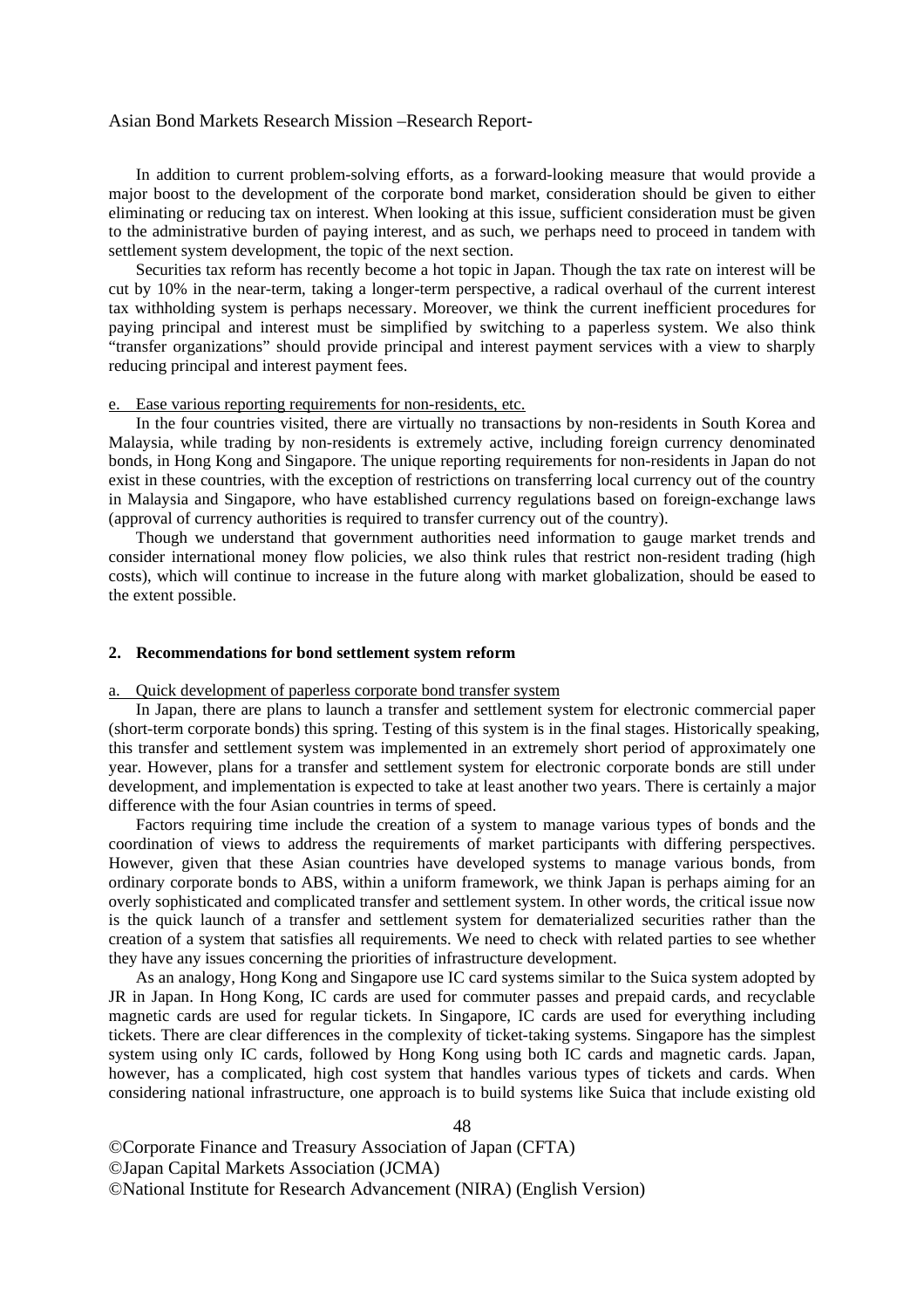In addition to current problem-solving efforts, as a forward-looking measure that would provide a major boost to the development of the corporate bond market, consideration should be given to either eliminating or reducing tax on interest. When looking at this issue, sufficient consideration must be given to the administrative burden of paying interest, and as such, we perhaps need to proceed in tandem with settlement system development, the topic of the next section.

Securities tax reform has recently become a hot topic in Japan. Though the tax rate on interest will be cut by 10% in the near-term, taking a longer-term perspective, a radical overhaul of the current interest tax withholding system is perhaps necessary. Moreover, we think the current inefficient procedures for paying principal and interest must be simplified by switching to a paperless system. We also think "transfer organizations" should provide principal and interest payment services with a view to sharply reducing principal and interest payment fees.

e. Ease various reporting requirements for non-residents, etc.

In the four countries visited, there are virtually no transactions by non-residents in South Korea and Malaysia, while trading by non-residents is extremely active, including foreign currency denominated bonds, in Hong Kong and Singapore. The unique reporting requirements for non-residents in Japan do not exist in these countries, with the exception of restrictions on transferring local currency out of the country in Malaysia and Singapore, who have established currency regulations based on foreign-exchange laws (approval of currency authorities is required to transfer currency out of the country).

Though we understand that government authorities need information to gauge market trends and consider international money flow policies, we also think rules that restrict non-resident trading (high costs), which will continue to increase in the future along with market globalization, should be eased to the extent possible.

## 2. Recommendations for bond settlement system reform

a. Quick development of paperless corporate bond transfer system

In Japan, there are plans to launch a transfer and settlement system for electronic commercial paper (short-term corporate bonds) this spring. Testing of this system is in the final stages. Historically speaking, this transfer and settlement system was implemented in an extremely short period of approximately one year. However, plans for a transfer and settlement system for electronic corporate bonds are still under development, and implementation is expected to take at least another two years. There is certainly a major difference with the four Asian countries in terms of speed.

Factors requiring time include the creation of a system to manage various types of bonds and the coordination of views to address the requirements of market participants with differing perspectives. However, given that these Asian countries have developed systems to manage various bonds, from ordinary corporate bonds to ABS, within a uniform framework, we think Japan is perhaps aiming for an overly sophisticated and complicated transfer and settlement system. In other words, the critical issue now is the quick launch of a transfer and settlement system for dematerialized securities rather than the creation of a system that satisfies all requirements. We need to check with related parties to see whether they have any issues concerning the priorities of infrastructure development.

As an analogy, Hong Kong and Singapore use IC card systems similar to the Suica system adopted by JR in Japan. In Hong Kong, IC cards are used for commuter passes and prepaid cards, and recyclable magnetic cards are used for regular tickets. In Singapore, IC cards are used for everything including tickets. There are clear differences in the complexity of ticket-taking systems. Singapore has the simplest system using only IC cards, followed by Hong Kong using both IC cards and magnetic cards. Japan, however, has a complicated, high cost system that handles various types of tickets and cards. When considering national infrastructure, one approach is to build systems like Suica that include existing old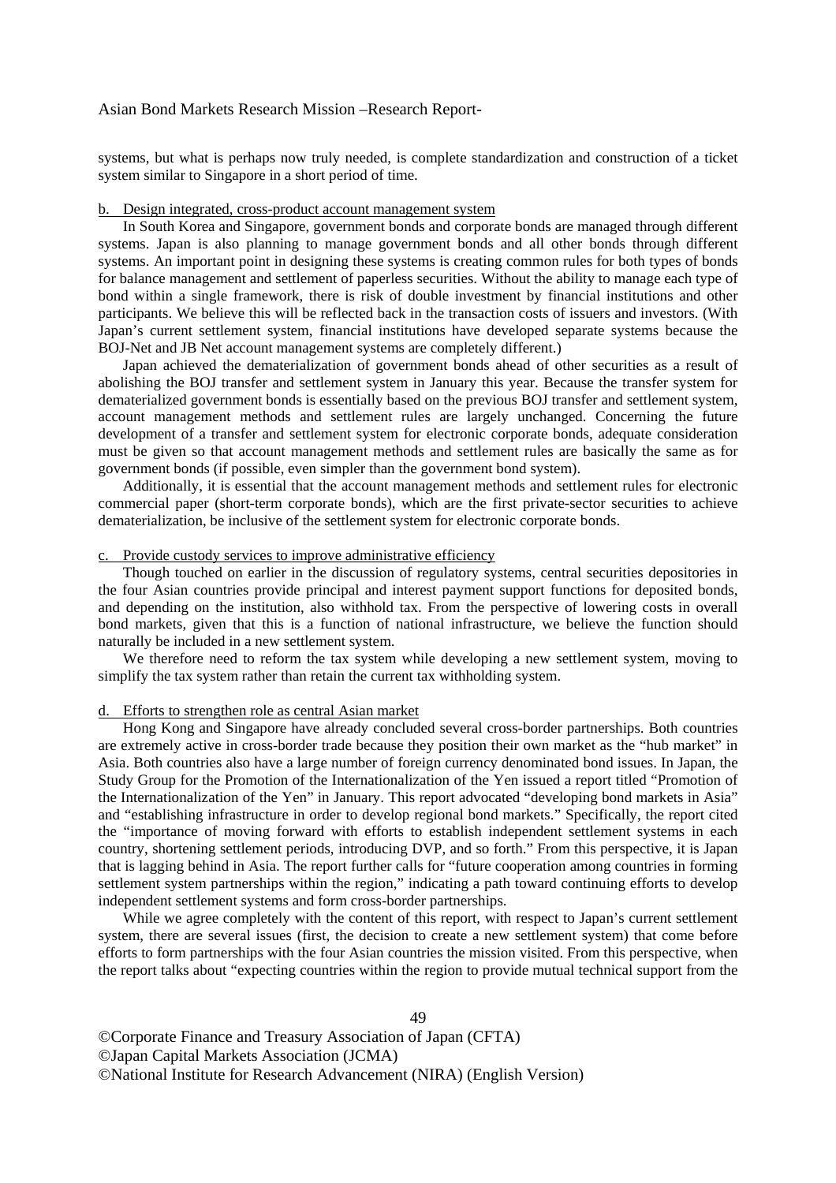systems, but what is perhaps now truly needed, is complete standardization and construction of a ticket system similar to Singapore in a short period of time.

#### b. Design integrated, cross-product account management system

In South Korea and Singapore, government bonds and corporate bonds are managed through different systems. Japan is also planning to manage government bonds and all other bonds through different systems. An important point in designing these systems is creating common rules for both types of bonds for balance management and settlement of paperless securities. Without the ability to manage each type of bond within a single framework, there is risk of double investment by financial institutions and other participants. We believe this will be reflected back in the transaction costs of issuers and investors. (With Japan's current settlement system, financial institutions have developed separate systems because the BOJ-Net and JB Net account management systems are completely different.)

Japan achieved the dematerialization of government bonds ahead of other securities as a result of abolishing the BOJ transfer and settlement system in January this year. Because the transfer system for dematerialized government bonds is essentially based on the previous BOJ transfer and settlement system, account management methods and settlement rules are largely unchanged. Concerning the future development of a transfer and settlement system for electronic corporate bonds, adequate consideration must be given so that account management methods and settlement rules are basically the same as for government bonds (if possible, even simpler than the government bond system).

Additionally, it is essential that the account management methods and settlement rules for electronic commercial paper (short-term corporate bonds), which are the first private-sector securities to achieve dematerialization, be inclusive of the settlement system for electronic corporate bonds.

#### c. Provide custody services to improve administrative efficiency

Though touched on earlier in the discussion of regulatory systems, central securities depositories in the four Asian countries provide principal and interest payment support functions for deposited bonds, and depending on the institution, also withhold tax. From the perspective of lowering costs in overall bond markets, given that this is a function of national infrastructure, we believe the function should naturally be included in a new settlement system.

We therefore need to reform the tax system while developing a new settlement system, moving to simplify the tax system rather than retain the current tax withholding system.

#### d. Efforts to strengthen role as central Asian market

Hong Kong and Singapore have already concluded several cross-border partnerships. Both countries are extremely active in cross-border trade because they position their own market as the "hub market" in Asia. Both countries also have a large number of foreign currency denominated bond issues. In Japan, the Study Group for the Promotion of the Internationalization of the Yen issued a report titled "Promotion of the Internationalization of the Yen" in January. This report advocated "developing bond markets in Asia" and "establishing infrastructure in order to develop regional bond markets." Specifically, the report cited the "importance of moving forward with efforts to establish independent settlement systems in each country, shortening settlement periods, introducing DVP, and so forth." From this perspective, it is Japan that is lagging behind in Asia. The report further calls for "future cooperation among countries in forming settlement system partnerships within the region," indicating a path toward continuing efforts to develop independent settlement systems and form cross-border partnerships.

While we agree completely with the content of this report, with respect to Japan's current settlement system, there are several issues (first, the decision to create a new settlement system) that come before efforts to form partnerships with the four Asian countries the mission visited. From this perspective, when the report talks about "expecting countries within the region to provide mutual technical support from the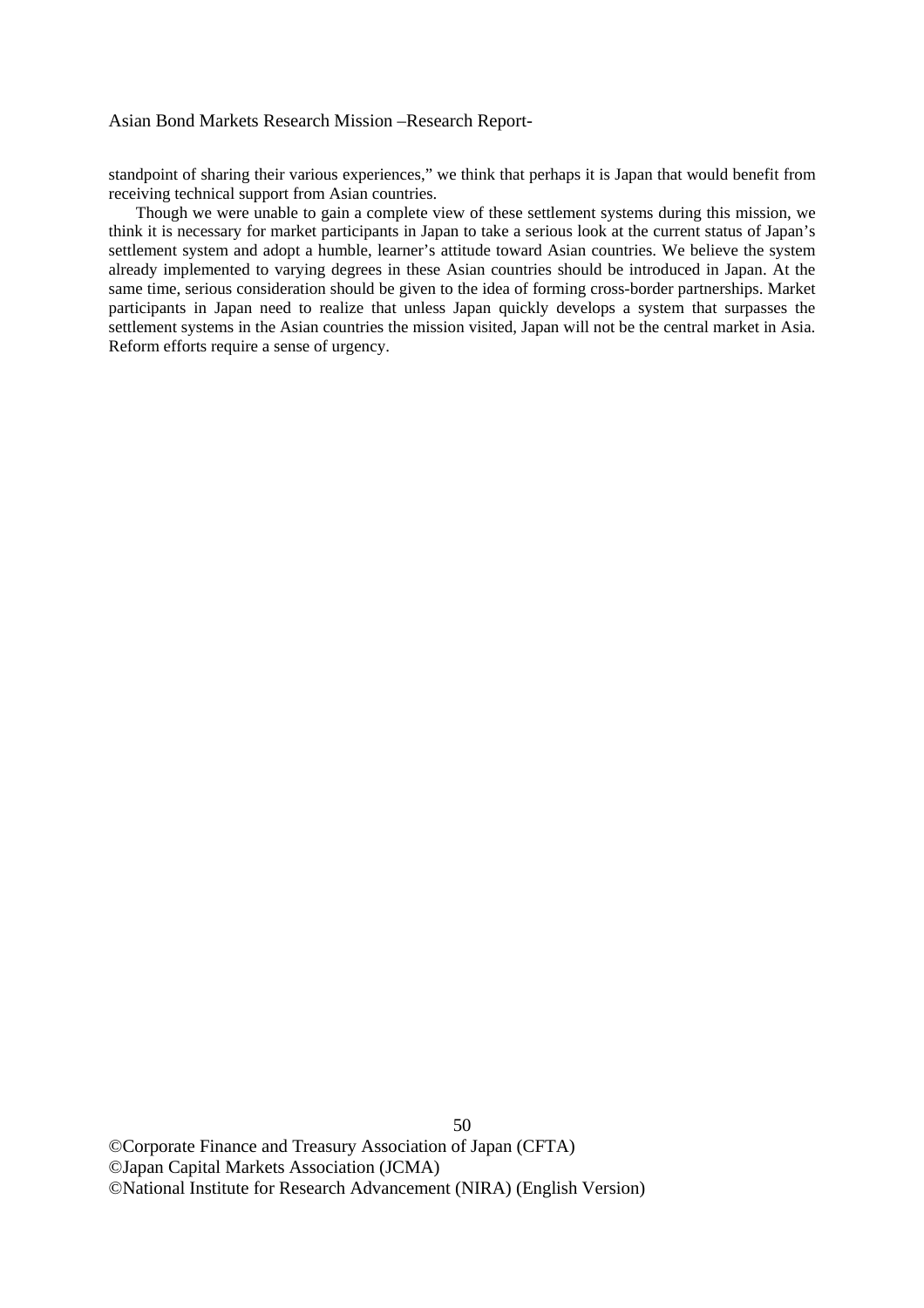standpoint of sharing their various experiences," we think that perhaps it is Japan that would benefit from receiving technical support from Asian countries.

Though we were unable to gain a complete view of these settlement systems during this mission, we think it is necessary for market participants in Japan to take a serious look at the current status of Japan's settlement system and adopt a humble, learner's attitude toward Asian countries. We believe the system already implemented to varying degrees in these Asian countries should be introduced in Japan. At the same time, serious consideration should be given to the idea of forming cross-border partnerships. Market participants in Japan need to realize that unless Japan quickly develops a system that surpasses the settlement systems in the Asian countries the mission visited, Japan will not be the central market in Asia. Reform efforts require a sense of urgency.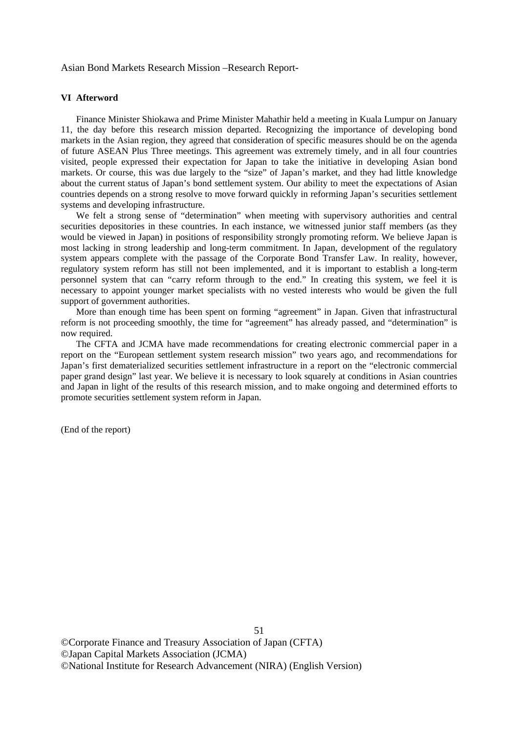## VI Afterword

Finance Minister Shiokawa and Prime Minister Mahathir held a meeting in Kuala Lumpur on January 11, the day before this research mission departed. Recognizing the importance of developing bond markets in the Asian region, they agreed that consideration of specific measures should be on the agenda of future ASEAN Plus Three meetings. This agreement was extremely timely, and in all four countries visited, people expressed their expectation for Japan to take the initiative in developing Asian bond markets. Or course, this was due largely to the "size" of Japan's market, and they had little knowledge about the current status of Japan's bond settlement system. Our ability to meet the expectations of Asian countries depends on a strong resolve to move forward quickly in reforming Japan's securities settlement systems and developing infrastructure.

We felt a strong sense of "determination" when meeting with supervisory authorities and central securities depositories in these countries. In each instance, we witnessed junior staff members (as they would be viewed in Japan) in positions of responsibility strongly promoting reform. We believe Japan is most lacking in strong leadership and long-term commitment. In Japan, development of the regulatory system appears complete with the passage of the Corporate Bond Transfer Law. In reality, however, regulatory system reform has still not been implemented, and it is important to establish a long-term personnel system that can "carry reform through to the end." In creating this system, we feel it is necessary to appoint younger market specialists with no vested interests who would be given the full support of government authorities.

More than enough time has been spent on forming "agreement" in Japan. Given that infrastructural reform is not proceeding smoothly, the time for "agreement" has already passed, and "determination" is now required.

The CFTA and JCMA have made recommendations for creating electronic commercial paper in a report on the "European settlement system research mission" two years ago, and recommendations for Japan's first dematerialized securities settlement infrastructure in a report on the "electronic commercial paper grand design" last year. We believe it is necessary to look squarely at conditions in Asian countries and Japan in light of the results of this research mission, and to make ongoing and determined efforts to promote securities settlement system reform in Japan.

(End of the report)

©Corporate Finance and Treasury Association of Japan (CFTA)
©Japan Capital Markets Association (JCMA)
©National Institute for Research Advancement (NIRA) (English Version)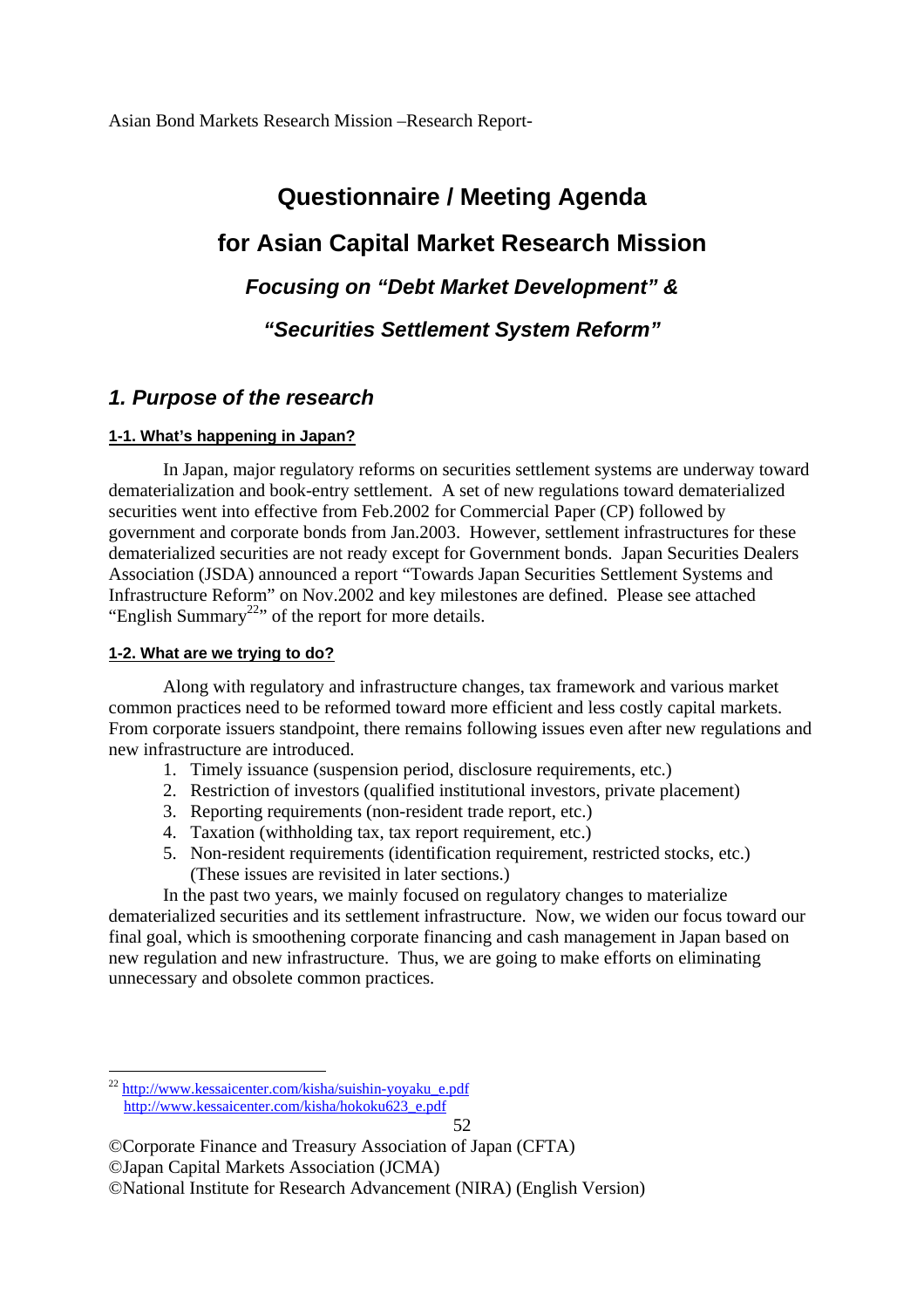# Questionnaire / Meeting Agenda

# for Asian Capital Market Research Mission

### *Focusing on "Debt Market Development" &*

### *"Securities Settlement System Reform"*

## *1. Purpose of the research*

### 1-1. What's happening in Japan?

In Japan, major regulatory reforms on securities settlement systems are underway toward dematerialization and book-entry settlement. A set of new regulations toward dematerialized securities went into effect from Feb.2002 for Commercial Paper (CP) followed by government and corporate bonds from Jan.2003. However, settlement infrastructures for these dematerialized securities are not ready except for Government bonds. Japan Securities Dealers Association (JSDA) announced a report "Towards Japan Securities Settlement Systems and Infrastructure Reform" on Nov.2002 and key milestones are defined. Please see attached "English Summary[22]" of the report for more details.

### 1-2. What are we trying to do?

Along with regulatory and infrastructure changes, tax framework and various market common practices need to be reformed toward more efficient and less costly capital markets. From corporate issuers standpoint, there remains following issues even after new regulations and new infrastructure are introduced.

1. Timely issuance (suspension period, disclosure requirements, etc.)
2. Restriction of investors (qualified institutional investors, private placement)
3. Reporting requirements (non-resident trade report, etc.)
4. Taxation (withholding tax, tax report requirement, etc.)
5. Non-resident requirements (identification requirement, restricted stocks, etc.)
   (These issues are revisited in later sections.)

In the past two years, we mainly focused on regulatory changes to materialize dematerialized securities and its settlement infrastructure. Now, we widen our focus toward our final goal, which is smoothening corporate financing and cash management in Japan based on new regulation and new infrastructure. Thus, we are going to make efforts on eliminating unnecessary and obsolete common practices.

---

[22] http://www.kessaicenter.com/kisha/suishin-yoyaku_e.pdf
http://www.kessaicenter.com/kisha/hokoku623_e.pdf

©Corporate Finance and Treasury Association of Japan (CFTA)
©Japan Capital Markets Association (JCMA)
©National Institute for Research Advancement (NIRA) (English Version)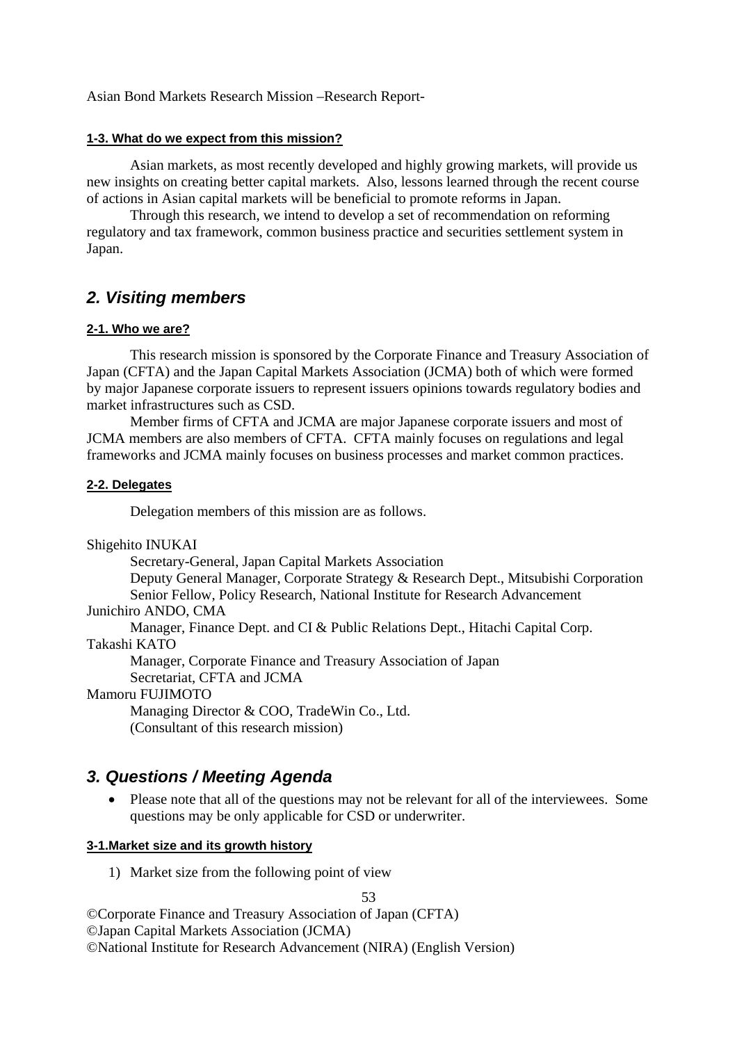#### 1-3. What do we expect from this mission?

Asian markets, as most recently developed and highly growing markets, will provide us new insights on creating better capital markets. Also, lessons learned through the recent course of actions in Asian capital markets will be beneficial to promote reforms in Japan.

Through this research, we intend to develop a set of recommendation on reforming regulatory and tax framework, common business practice and securities settlement system in Japan.

## *2. Visiting members*

#### 2-1. Who we are?

This research mission is sponsored by the Corporate Finance and Treasury Association of Japan (CFTA) and the Japan Capital Markets Association (JCMA) both of which were formed by major Japanese corporate issuers to represent issuers opinions towards regulatory bodies and market infrastructures such as CSD.

Member firms of CFTA and JCMA are major Japanese corporate issuers and most of JCMA members are also members of CFTA. CFTA mainly focuses on regulations and legal frameworks and JCMA mainly focuses on business processes and market common practices.

#### 2-2. Delegates

Delegation members of this mission are as follows.

Shigehito INUKAI
  Secretary-General, Japan Capital Markets Association
  Deputy General Manager, Corporate Strategy & Research Dept., Mitsubishi Corporation
  Senior Fellow, Policy Research, National Institute for Research Advancement

Junichiro ANDO, CMA
  Manager, Finance Dept. and CI & Public Relations Dept., Hitachi Capital Corp.

Takashi KATO
  Manager, Corporate Finance and Treasury Association of Japan
  Secretariat, CFTA and JCMA

Mamoru FUJIMOTO
  Managing Director & COO, TradeWin Co., Ltd.
  (Consultant of this research mission)

## *3. Questions / Meeting Agenda*

- Please note that all of the questions may not be relevant for all of the interviewees. Some questions may be only applicable for CSD or underwriter.

#### 3-1.Market size and its growth history

1) Market size from the following point of view

©Corporate Finance and Treasury Association of Japan (CFTA)
©Japan Capital Markets Association (JCMA)
©National Institute for Research Advancement (NIRA) (English Version)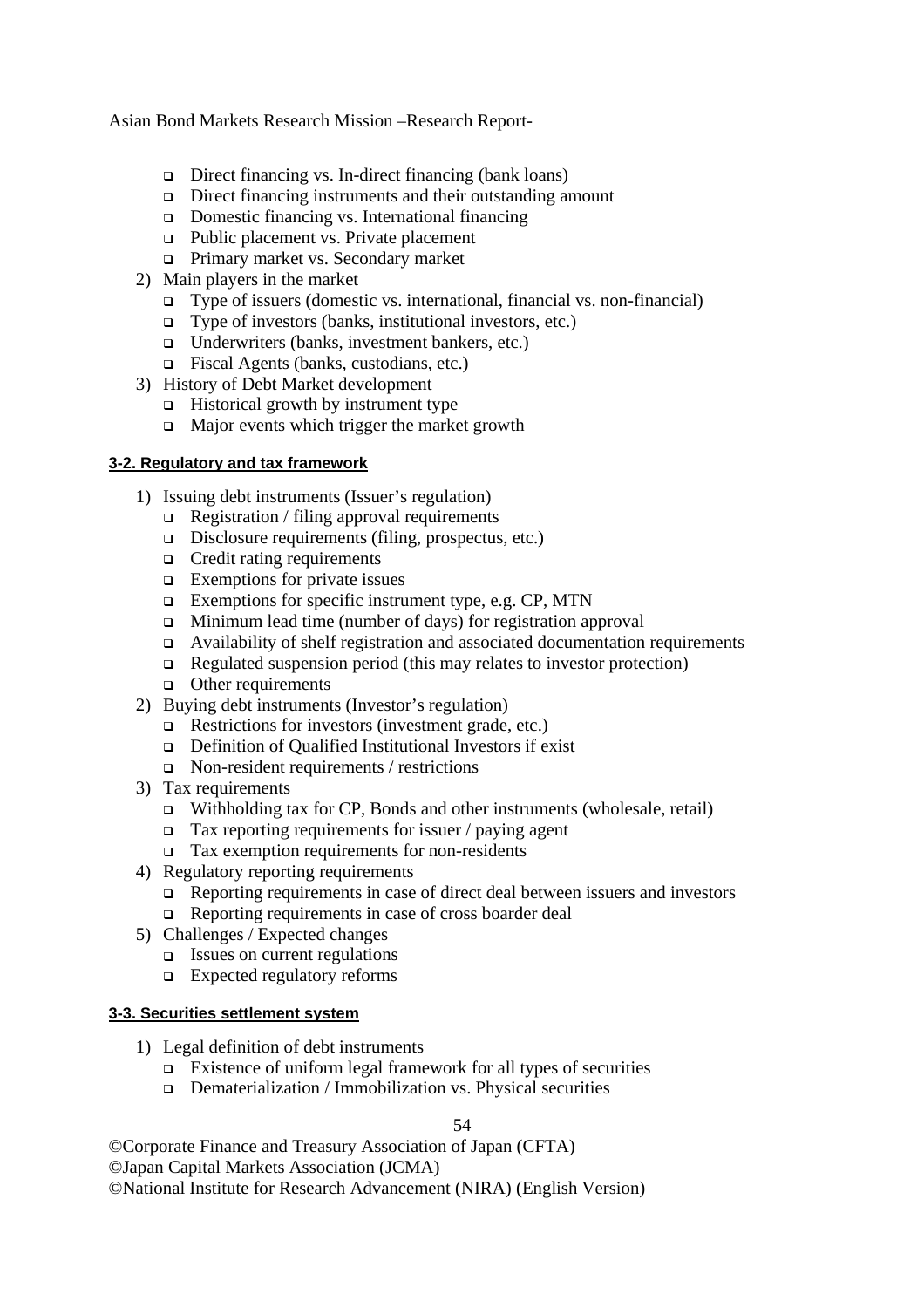- Direct financing vs. In-direct financing (bank loans)
- Direct financing instruments and their outstanding amount
- Domestic financing vs. International financing
- Public placement vs. Private placement
- Primary market vs. Secondary market

2) Main players in the market
   - Type of issuers (domestic vs. international, financial vs. non-financial)
   - Type of investors (banks, institutional investors, etc.)
   - Underwriters (banks, investment bankers, etc.)
   - Fiscal Agents (banks, custodians, etc.)

3) History of Debt Market development
   - Historical growth by instrument type
   - Major events which trigger the market growth

#### 3-2. Regulatory and tax framework

1) Issuing debt instruments (Issuer's regulation)
   - Registration / filing approval requirements
   - Disclosure requirements (filing, prospectus, etc.)
   - Credit rating requirements
   - Exemptions for private issues
   - Exemptions for specific instrument type, e.g. CP, MTN
   - Minimum lead time (number of days) for registration approval
   - Availability of shelf registration and associated documentation requirements
   - Regulated suspension period (this may relates to investor protection)
   - Other requirements

2) Buying debt instruments (Investor's regulation)
   - Restrictions for investors (investment grade, etc.)
   - Definition of Qualified Institutional Investors if exist
   - Non-resident requirements / restrictions

3) Tax requirements
   - Withholding tax for CP, Bonds and other instruments (wholesale, retail)
   - Tax reporting requirements for issuer / paying agent
   - Tax exemption requirements for non-residents

4) Regulatory reporting requirements
   - Reporting requirements in case of direct deal between issuers and investors
   - Reporting requirements in case of cross boarder deal

5) Challenges / Expected changes
   - Issues on current regulations
   - Expected regulatory reforms

#### 3-3. Securities settlement system

1) Legal definition of debt instruments
   - Existence of uniform legal framework for all types of securities
   - Dematerialization / Immobilization vs. Physical securities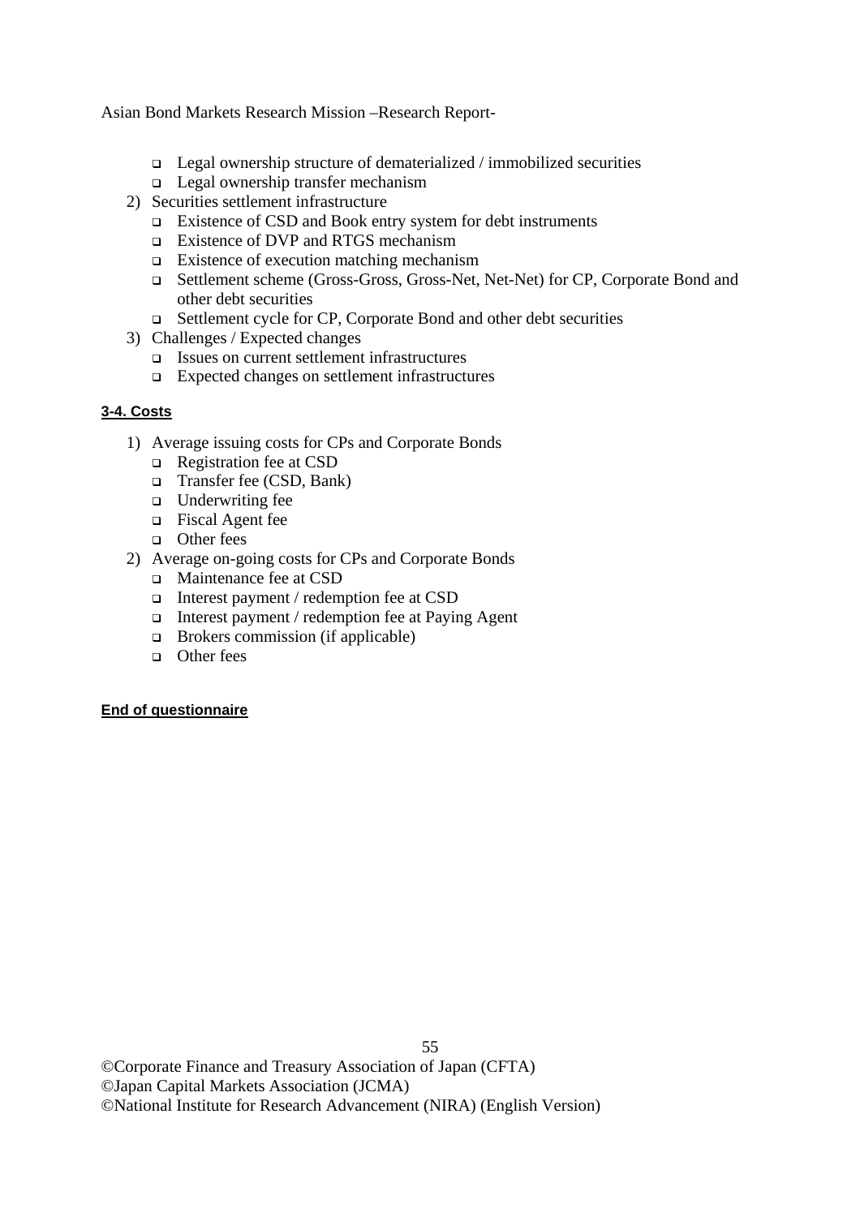- Legal ownership structure of dematerialized / immobilized securities
- Legal ownership transfer mechanism

2) Securities settlement infrastructure
   - Existence of CSD and Book entry system for debt instruments
   - Existence of DVP and RTGS mechanism
   - Existence of execution matching mechanism
   - Settlement scheme (Gross-Gross, Gross-Net, Net-Net) for CP, Corporate Bond and other debt securities
   - Settlement cycle for CP, Corporate Bond and other debt securities
3) Challenges / Expected changes
   - Issues on current settlement infrastructures
   - Expected changes on settlement infrastructures

**3-4. Costs**

1) Average issuing costs for CPs and Corporate Bonds
   - Registration fee at CSD
   - Transfer fee (CSD, Bank)
   - Underwriting fee
   - Fiscal Agent fee
   - Other fees
2) Average on-going costs for CPs and Corporate Bonds
   - Maintenance fee at CSD
   - Interest payment / redemption fee at CSD
   - Interest payment / redemption fee at Paying Agent
   - Brokers commission (if applicable)
   - Other fees

**End of questionnaire**

©Corporate Finance and Treasury Association of Japan (CFTA)
©Japan Capital Markets Association (JCMA)
©National Institute for Research Advancement (NIRA) (English Version)